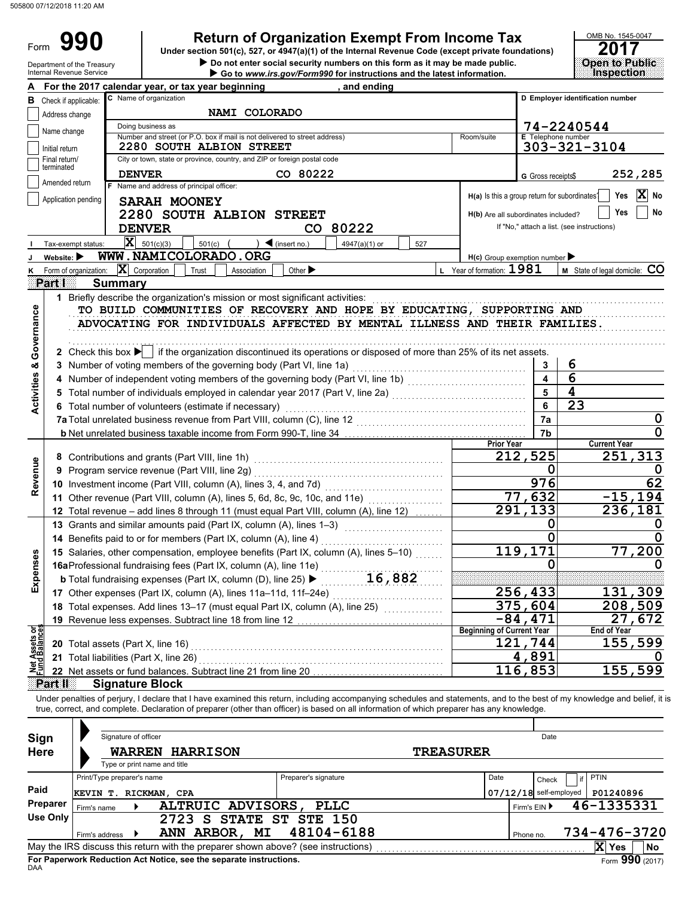505800 07/12/2018 11:20 AM

# Form 990

## Return of Organization Exempt From Income Tax

Under section 501(c), 527, or 4947(a)(1) of the Internal Revenue Code (except private foundations)

▶ Do not enter social security numbers on this form as it may be made public.

▶ Go to *www.irs.gov/Form990* for instructions and the latest information.

Department of the Treasury
Internal Revenue Service

OMB No. 1545-0047

**2017**

**Open to Public Inspection**

**A** For the 2017 calendar year, or tax year beginning , and ending

**B** Check if applicable:
- [ ] Address change
- [ ] Name change
- [ ] Initial return
- [ ] Final return/terminated
- [ ] Amended return
- [ ] Application pending

**C** Name of organization: NAMI COLORADO

Doing business as

Number and street (or P.O. box if mail is not delivered to street address): 2280 SOUTH ALBION STREET — Room/suite

City or town, state or province, country, and ZIP or foreign postal code: DENVER CO 80222

**D** Employer identification number: 74-2240544

**E** Telephone number: 303-321-3104

**G** Gross receipts$ 252,285

**F** Name and address of principal officer:
SARAH MOONEY
2280 SOUTH ALBION STREET
DENVER CO 80222

**H(a)** Is this a group return for subordinates? [ ] Yes [X] No

**H(b)** Are all subordinates included? [ ] Yes [ ] No
If "No," attach a list. (see instructions)

**I** Tax-exempt status: [X] 501(c)(3) [ ] 501(c) ( ) ◀ (insert no.) [ ] 4947(a)(1) or [ ] 527

**J** Website: ▶ WWW.NAMICOLORADO.ORG

**H(c)** Group exemption number ▶

**K** Form of organization: [X] Corporation [ ] Trust [ ] Association [ ] Other ▶

**L** Year of formation: 1981

**M** State of legal domicile: CO

## Part I Summary

**Activities & Governance**

1 Briefly describe the organization's mission or most significant activities:
TO BUILD COMMUNITIES OF RECOVERY AND HOPE BY EDUCATING, SUPPORTING AND ADVOCATING FOR INDIVIDUALS AFFECTED BY MENTAL ILLNESS AND THEIR FAMILIES.

2 Check this box ▶ [ ] if the organization discontinued its operations or disposed of more than 25% of its net assets.

| | Line | Value |
|---|---|---|
| 3 Number of voting members of the governing body (Part VI, line 1a) | 3 | 6 |
| 4 Number of independent voting members of the governing body (Part VI, line 1b) | 4 | 6 |
| 5 Total number of individuals employed in calendar year 2017 (Part V, line 2a) | 5 | 4 |
| 6 Total number of volunteers (estimate if necessary) | 6 | 23 |
| 7a Total unrelated business revenue from Part VIII, column (C), line 12 | 7a | 0 |
| b Net unrelated business taxable income from Form 990-T, line 34 | 7b | 0 |

| | | Prior Year | Current Year |
|---|---|---|---|
| **Revenue** | 8 Contributions and grants (Part VIII, line 1h) | 212,525 | 251,313 |
| | 9 Program service revenue (Part VIII, line 2g) | 0 | 0 |
| | 10 Investment income (Part VIII, column (A), lines 3, 4, and 7d) | 976 | 62 |
| | 11 Other revenue (Part VIII, column (A), lines 5, 6d, 8c, 9c, 10c, and 11e) | 77,632 | -15,194 |
| | 12 Total revenue – add lines 8 through 11 (must equal Part VIII, column (A), line 12) | 291,133 | 236,181 |
| **Expenses** | 13 Grants and similar amounts paid (Part IX, column (A), lines 1–3) | 0 | 0 |
| | 14 Benefits paid to or for members (Part IX, column (A), line 4) | 0 | 0 |
| | 15 Salaries, other compensation, employee benefits (Part IX, column (A), lines 5–10) | 119,171 | 77,200 |
| | 16a Professional fundraising fees (Part IX, column (A), line 11e) | 0 | 0 |
| | b Total fundraising expenses (Part IX, column (D), line 25) ▶ 16,882 | | |
| | 17 Other expenses (Part IX, column (A), lines 11a–11d, 11f–24e) | 256,433 | 131,309 |
| | 18 Total expenses. Add lines 13–17 (must equal Part IX, column (A), line 25) | 375,604 | 208,509 |
| | 19 Revenue less expenses. Subtract line 18 from line 12 | -84,471 | 27,672 |
| | | **Beginning of Current Year** | **End of Year** |
| **Net Assets or Fund Balances** | 20 Total assets (Part X, line 16) | 121,744 | 155,599 |
| | 21 Total liabilities (Part X, line 26) | 4,891 | 0 |
| | 22 Net assets or fund balances. Subtract line 21 from line 20 | 116,853 | 155,599 |

## Part II Signature Block

Under penalties of perjury, I declare that I have examined this return, including accompanying schedules and statements, and to the best of my knowledge and belief, it is true, correct, and complete. Declaration of preparer (other than officer) is based on all information of which preparer has any knowledge.

**Sign Here**

Signature of officer — Date

WARREN HARRISON — TREASURER

Type or print name and title

**Paid Preparer Use Only**

| Print/Type preparer's name | Preparer's signature | Date | Check [ ] if self-employed | PTIN |
|---|---|---|---|---|
| KEVIN T. RICKMAN, CPA | | 07/12/18 | | P01240896 |

Firm's name ▶ ALTRUIC ADVISORS, PLLC — Firm's EIN ▶ 46-1335331

Firm's address ▶ 2723 S STATE ST STE 150, ANN ARBOR, MI 48104-6188 — Phone no. 734-476-3720

May the IRS discuss this return with the preparer shown above? (see instructions) [X] Yes [ ] No

**For Paperwork Reduction Act Notice, see the separate instructions.**

DAA

Form 990 (2017)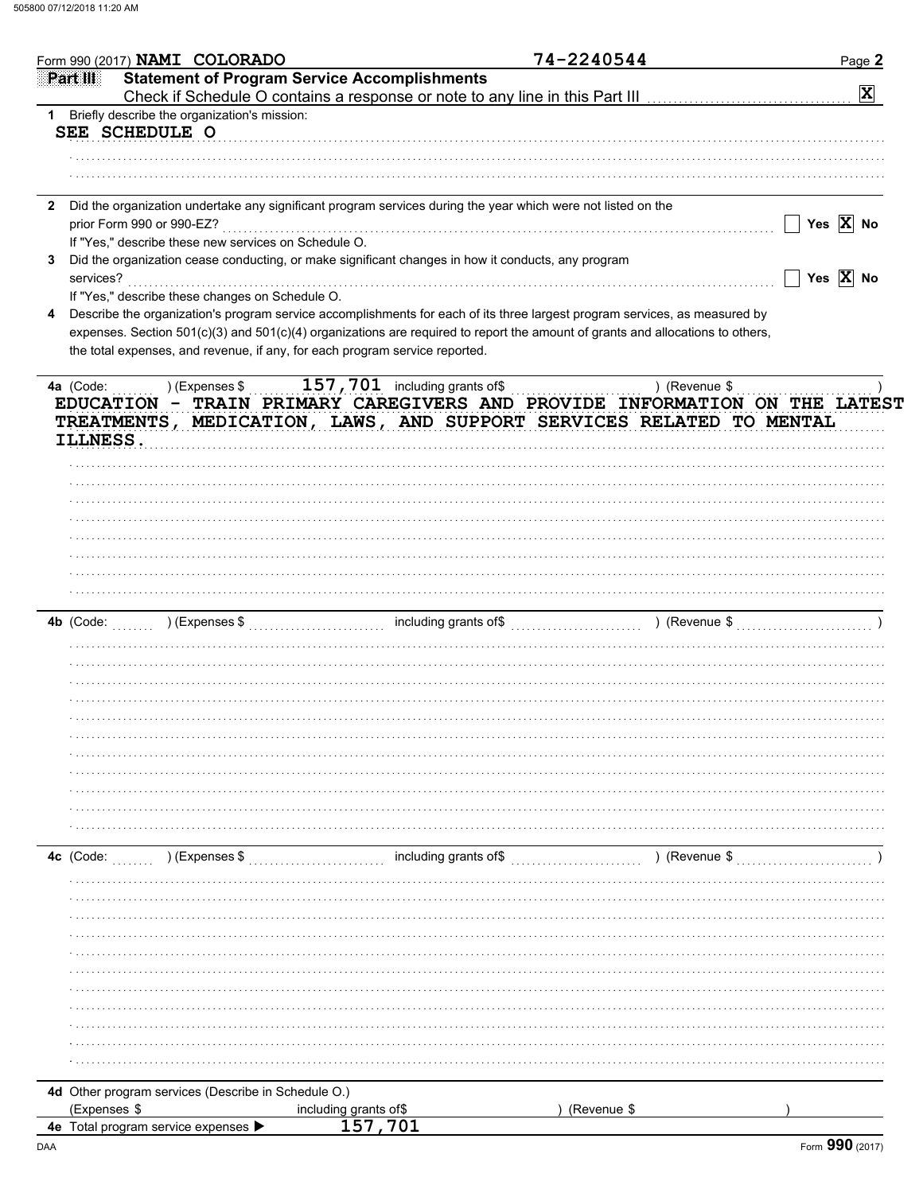Form 990 (2017) **NAMI COLORADO** 74-2240544

## Part III Statement of Program Service Accomplishments

Check if Schedule O contains a response or note to any line in this Part III [X]

1 Briefly describe the organization's mission:

SEE SCHEDULE O

2 Did the organization undertake any significant program services during the year which were not listed on the prior Form 990 or 990-EZ? [ ] Yes [X] No

If "Yes," describe these new services on Schedule O.

3 Did the organization cease conducting, or make significant changes in how it conducts, any program services? [ ] Yes [X] No

If "Yes," describe these changes on Schedule O.

4 Describe the organization's program service accomplishments for each of its three largest program services, as measured by expenses. Section 501(c)(3) and 501(c)(4) organizations are required to report the amount of grants and allocations to others, the total expenses, and revenue, if any, for each program service reported.

4a (Code: ) (Expenses $ 157,701 including grants of$ ) (Revenue $ )

EDUCATION - TRAIN PRIMARY CAREGIVERS AND PROVIDE INFORMATION ON THE LATEST TREATMENTS, MEDICATION, LAWS, AND SUPPORT SERVICES RELATED TO MENTAL ILLNESS.

4b (Code: ) (Expenses $ including grants of$ ) (Revenue $ )

4c (Code: ) (Expenses $ including grants of$ ) (Revenue $ )

4d Other program services (Describe in Schedule O.)

(Expenses $ including grants of$ ) (Revenue $ )

4e Total program service expenses ▶ 157,701

Form **990** (2017)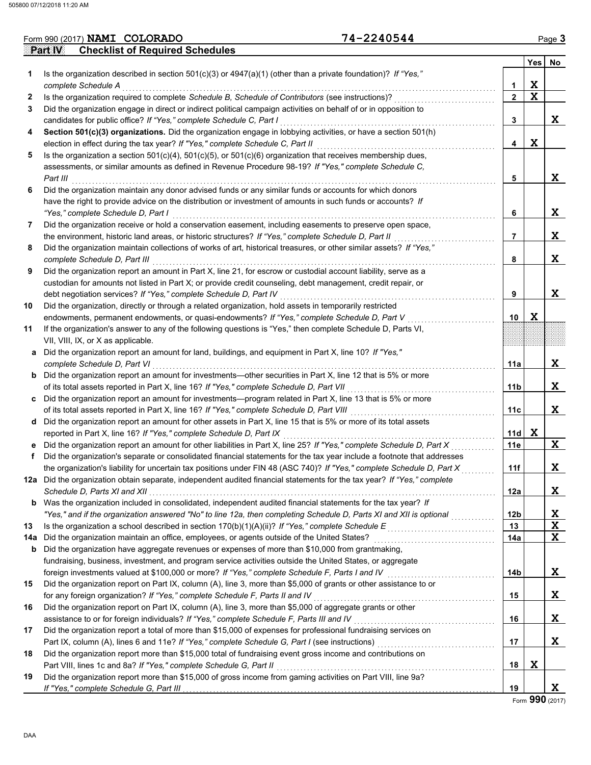Form 990 (2017) **NAMI COLORADO** 74-2240544 Page 3

## Part IV Checklist of Required Schedules

| | | | Yes | No |
|---|---|---|---|---|
| **1** | Is the organization described in section 501(c)(3) or 4947(a)(1) (other than a private foundation)? *If "Yes," complete Schedule A* | 1 | X | |
| **2** | Is the organization required to complete *Schedule B, Schedule of Contributors* (see instructions)? | 2 | X | |
| **3** | Did the organization engage in direct or indirect political campaign activities on behalf of or in opposition to candidates for public office? *If "Yes," complete Schedule C, Part I* | 3 | | X |
| **4** | **Section 501(c)(3) organizations.** Did the organization engage in lobbying activities, or have a section 501(h) election in effect during the tax year? *If "Yes," complete Schedule C, Part II* | 4 | X | |
| **5** | Is the organization a section 501(c)(4), 501(c)(5), or 501(c)(6) organization that receives membership dues, assessments, or similar amounts as defined in Revenue Procedure 98-19? *If "Yes," complete Schedule C, Part III* | 5 | | X |
| **6** | Did the organization maintain any donor advised funds or any similar funds or accounts for which donors have the right to provide advice on the distribution or investment of amounts in such funds or accounts? *If "Yes," complete Schedule D, Part I* | 6 | | X |
| **7** | Did the organization receive or hold a conservation easement, including easements to preserve open space, the environment, historic land areas, or historic structures? *If "Yes," complete Schedule D, Part II* | 7 | | X |
| **8** | Did the organization maintain collections of works of art, historical treasures, or other similar assets? *If "Yes," complete Schedule D, Part III* | 8 | | X |
| **9** | Did the organization report an amount in Part X, line 21, for escrow or custodial account liability, serve as a custodian for amounts not listed in Part X; or provide credit counseling, debt management, credit repair, or debt negotiation services? *If "Yes," complete Schedule D, Part IV* | 9 | | X |
| **10** | Did the organization, directly or through a related organization, hold assets in temporarily restricted endowments, permanent endowments, or quasi-endowments? *If "Yes," complete Schedule D, Part V* | 10 | X | |
| **11** | If the organization's answer to any of the following questions is "Yes," then complete Schedule D, Parts VI, VII, VIII, IX, or X as applicable. | | | |
| **a** | Did the organization report an amount for land, buildings, and equipment in Part X, line 10? *If "Yes," complete Schedule D, Part VI* | 11a | | X |
| **b** | Did the organization report an amount for investments—other securities in Part X, line 12 that is 5% or more of its total assets reported in Part X, line 16? *If "Yes," complete Schedule D, Part VII* | 11b | | X |
| **c** | Did the organization report an amount for investments—program related in Part X, line 13 that is 5% or more of its total assets reported in Part X, line 16? *If "Yes," complete Schedule D, Part VIII* | 11c | | X |
| **d** | Did the organization report an amount for other assets in Part X, line 15 that is 5% or more of its total assets reported in Part X, line 16? *If "Yes," complete Schedule D, Part IX* | 11d | X | |
| **e** | Did the organization report an amount for other liabilities in Part X, line 25? *If "Yes," complete Schedule D, Part X* | 11e | | X |
| **f** | Did the organization's separate or consolidated financial statements for the tax year include a footnote that addresses the organization's liability for uncertain tax positions under FIN 48 (ASC 740)? *If "Yes," complete Schedule D, Part X* | 11f | | X |
| **12a** | Did the organization obtain separate, independent audited financial statements for the tax year? *If "Yes," complete Schedule D, Parts XI and XII* | 12a | | X |
| **b** | Was the organization included in consolidated, independent audited financial statements for the tax year? *If "Yes," and if the organization answered "No" to line 12a, then completing Schedule D, Parts XI and XII is optional* | 12b | | X |
| **13** | Is the organization a school described in section 170(b)(1)(A)(ii)? *If "Yes," complete Schedule E* | 13 | | X |
| **14a** | Did the organization maintain an office, employees, or agents outside of the United States? | 14a | | X |
| **b** | Did the organization have aggregate revenues or expenses of more than $10,000 from grantmaking, fundraising, business, investment, and program service activities outside the United States, or aggregate foreign investments valued at $100,000 or more? *If "Yes," complete Schedule F, Parts I and IV* | 14b | | X |
| **15** | Did the organization report on Part IX, column (A), line 3, more than $5,000 of grants or other assistance to or for any foreign organization? *If "Yes," complete Schedule F, Parts II and IV* | 15 | | X |
| **16** | Did the organization report on Part IX, column (A), line 3, more than $5,000 of aggregate grants or other assistance to or for foreign individuals? *If "Yes," complete Schedule F, Parts III and IV* | 16 | | X |
| **17** | Did the organization report a total of more than $15,000 of expenses for professional fundraising services on Part IX, column (A), lines 6 and 11e? *If "Yes," complete Schedule G, Part I* (see instructions) | 17 | | X |
| **18** | Did the organization report more than $15,000 total of fundraising event gross income and contributions on Part VIII, lines 1c and 8a? *If "Yes," complete Schedule G, Part II* | 18 | X | |
| **19** | Did the organization report more than $15,000 of gross income from gaming activities on Part VIII, line 9a? *If "Yes," complete Schedule G, Part III* | 19 | | X |

Form **990** (2017)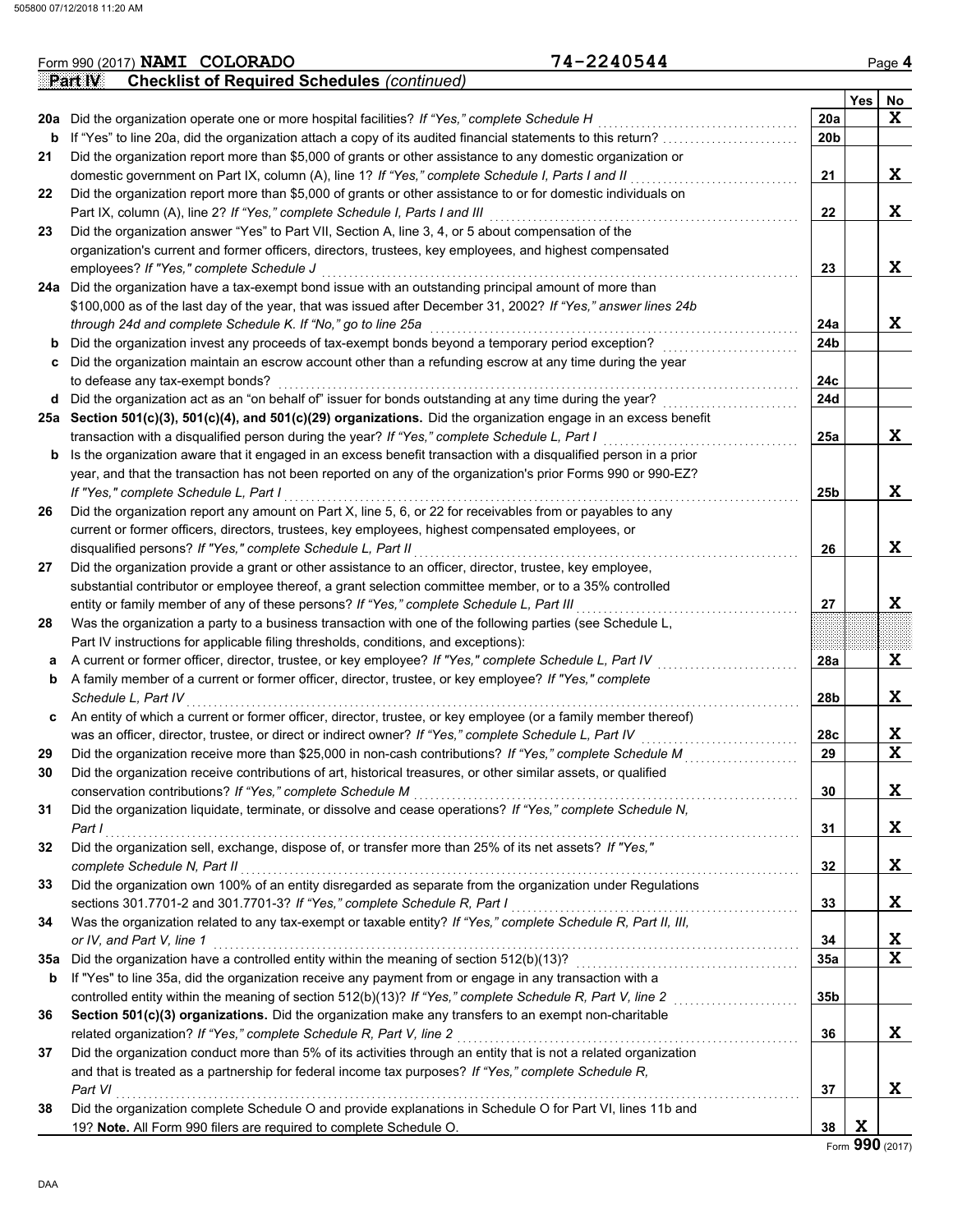Form 990 (2017) **NAMI COLORADO** 74-2240544 Page **4**

**Part IV** **Checklist of Required Schedules** *(continued)*

| | | | Yes | No |
|---|---|---|---|---|
| **20a** | Did the organization operate one or more hospital facilities? *If "Yes," complete Schedule H* | 20a | | X |
| **b** | If "Yes" to line 20a, did the organization attach a copy of its audited financial statements to this return? | 20b | | |
| **21** | Did the organization report more than $5,000 of grants or other assistance to any domestic organization or domestic government on Part IX, column (A), line 1? *If "Yes," complete Schedule I, Parts I and II* | 21 | | X |
| **22** | Did the organization report more than $5,000 of grants or other assistance to or for domestic individuals on Part IX, column (A), line 2? *If "Yes," complete Schedule I, Parts I and III* | 22 | | X |
| **23** | Did the organization answer "Yes" to Part VII, Section A, line 3, 4, or 5 about compensation of the organization's current and former officers, directors, trustees, key employees, and highest compensated employees? *If "Yes," complete Schedule J* | 23 | | X |
| **24a** | Did the organization have a tax-exempt bond issue with an outstanding principal amount of more than $100,000 as of the last day of the year, that was issued after December 31, 2002? *If "Yes," answer lines 24b through 24d and complete Schedule K. If "No," go to line 25a* | 24a | | X |
| **b** | Did the organization invest any proceeds of tax-exempt bonds beyond a temporary period exception? | 24b | | |
| **c** | Did the organization maintain an escrow account other than a refunding escrow at any time during the year to defease any tax-exempt bonds? | 24c | | |
| **d** | Did the organization act as an "on behalf of" issuer for bonds outstanding at any time during the year? | 24d | | |
| **25a** | **Section 501(c)(3), 501(c)(4), and 501(c)(29) organizations.** Did the organization engage in an excess benefit transaction with a disqualified person during the year? *If "Yes," complete Schedule L, Part I* | 25a | | X |
| **b** | Is the organization aware that it engaged in an excess benefit transaction with a disqualified person in a prior year, and that the transaction has not been reported on any of the organization's prior Forms 990 or 990-EZ? *If "Yes," complete Schedule L, Part I* | 25b | | X |
| **26** | Did the organization report any amount on Part X, line 5, 6, or 22 for receivables from or payables to any current or former officers, directors, trustees, key employees, highest compensated employees, or disqualified persons? *If "Yes," complete Schedule L, Part II* | 26 | | X |
| **27** | Did the organization provide a grant or other assistance to an officer, director, trustee, key employee, substantial contributor or employee thereof, a grant selection committee member, or to a 35% controlled entity or family member of any of these persons? *If "Yes," complete Schedule L, Part III* | 27 | | X |
| **28** | Was the organization a party to a business transaction with one of the following parties (see Schedule L, Part IV instructions for applicable filing thresholds, conditions, and exceptions): | | | |
| **a** | A current or former officer, director, trustee, or key employee? *If "Yes," complete Schedule L, Part IV* | 28a | | X |
| **b** | A family member of a current or former officer, director, trustee, or key employee? *If "Yes," complete Schedule L, Part IV* | 28b | | X |
| **c** | An entity of which a current or former officer, director, trustee, or key employee (or a family member thereof) was an officer, director, trustee, or direct or indirect owner? *If "Yes," complete Schedule L, Part IV* | 28c | | X |
| **29** | Did the organization receive more than $25,000 in non-cash contributions? *If "Yes," complete Schedule M* | 29 | | X |
| **30** | Did the organization receive contributions of art, historical treasures, or other similar assets, or qualified conservation contributions? *If "Yes," complete Schedule M* | 30 | | X |
| **31** | Did the organization liquidate, terminate, or dissolve and cease operations? *If "Yes," complete Schedule N, Part I* | 31 | | X |
| **32** | Did the organization sell, exchange, dispose of, or transfer more than 25% of its net assets? *If "Yes," complete Schedule N, Part II* | 32 | | X |
| **33** | Did the organization own 100% of an entity disregarded as separate from the organization under Regulations sections 301.7701-2 and 301.7701-3? *If "Yes," complete Schedule R, Part I* | 33 | | X |
| **34** | Was the organization related to any tax-exempt or taxable entity? *If "Yes," complete Schedule R, Part II, III, or IV, and Part V, line 1* | 34 | | X |
| **35a** | Did the organization have a controlled entity within the meaning of section 512(b)(13)? | 35a | | X |
| **b** | If "Yes" to line 35a, did the organization receive any payment from or engage in any transaction with a controlled entity within the meaning of section 512(b)(13)? *If "Yes," complete Schedule R, Part V, line 2* | 35b | | |
| **36** | **Section 501(c)(3) organizations.** Did the organization make any transfers to an exempt non-charitable related organization? *If "Yes," complete Schedule R, Part V, line 2* | 36 | | X |
| **37** | Did the organization conduct more than 5% of its activities through an entity that is not a related organization and that is treated as a partnership for federal income tax purposes? *If "Yes," complete Schedule R, Part VI* | 37 | | X |
| **38** | Did the organization complete Schedule O and provide explanations in Schedule O for Part VI, lines 11b and 19? **Note.** All Form 990 filers are required to complete Schedule O. | 38 | X | |

Form **990** (2017)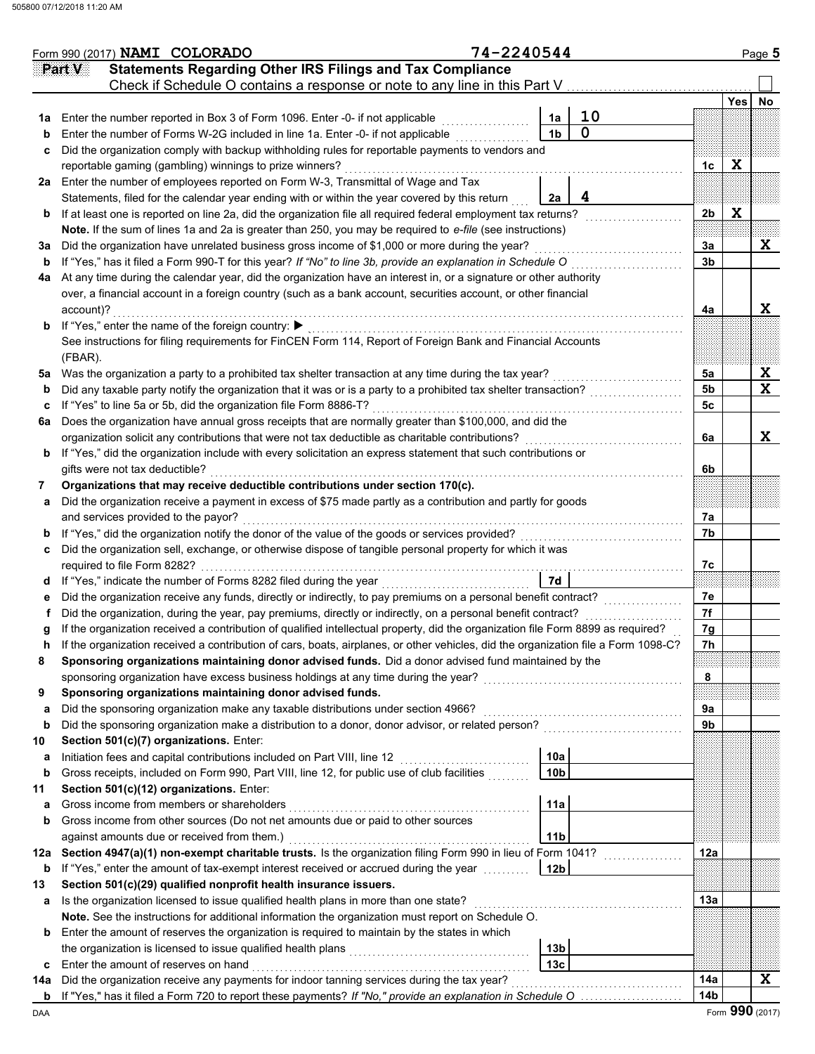Form 990 (2017) **NAMI COLORADO** 74-2240544

## Part V — Statements Regarding Other IRS Filings and Tax Compliance

Check if Schedule O contains a response or note to any line in this Part V ☐

| | | | | | Yes | No |
|---|---|---|---|---|---|---|
| **1a** | Enter the number reported in Box 3 of Form 1096. Enter -0- if not applicable | 1a | 10 | | | |
| **b** | Enter the number of Forms W-2G included in line 1a. Enter -0- if not applicable | 1b | 0 | | | |
| **c** | Did the organization comply with backup withholding rules for reportable payments to vendors and reportable gaming (gambling) winnings to prize winners? | | | 1c | X | |
| **2a** | Enter the number of employees reported on Form W-3, Transmittal of Wage and Tax Statements, filed for the calendar year ending with or within the year covered by this return | 2a | 4 | | | |
| **b** | If at least one is reported on line 2a, did the organization file all required federal employment tax returns? | | | 2b | X | |
| | **Note.** If the sum of lines 1a and 2a is greater than 250, you may be required to *e-file* (see instructions) | | | | | |
| **3a** | Did the organization have unrelated business gross income of $1,000 or more during the year? | | | 3a | | X |
| **b** | If "Yes," has it filed a Form 990-T for this year? *If "No" to line 3b, provide an explanation in Schedule O* | | | 3b | | |
| **4a** | At any time during the calendar year, did the organization have an interest in, or a signature or other authority over, a financial account in a foreign country (such as a bank account, securities account, or other financial account)? | | | 4a | | X |
| **b** | If "Yes," enter the name of the foreign country: ▶ | | | | | |
| | See instructions for filing requirements for FinCEN Form 114, Report of Foreign Bank and Financial Accounts (FBAR). | | | | | |
| **5a** | Was the organization a party to a prohibited tax shelter transaction at any time during the tax year? | | | 5a | | X |
| **b** | Did any taxable party notify the organization that it was or is a party to a prohibited tax shelter transaction? | | | 5b | | X |
| **c** | If "Yes" to line 5a or 5b, did the organization file Form 8886-T? | | | 5c | | |
| **6a** | Does the organization have annual gross receipts that are normally greater than $100,000, and did the organization solicit any contributions that were not tax deductible as charitable contributions? | | | 6a | | X |
| **b** | If "Yes," did the organization include with every solicitation an express statement that such contributions or gifts were not tax deductible? | | | 6b | | |
| **7** | **Organizations that may receive deductible contributions under section 170(c).** | | | | | |
| **a** | Did the organization receive a payment in excess of $75 made partly as a contribution and partly for goods and services provided to the payor? | | | 7a | | |
| **b** | If "Yes," did the organization notify the donor of the value of the goods or services provided? | | | 7b | | |
| **c** | Did the organization sell, exchange, or otherwise dispose of tangible personal property for which it was required to file Form 8282? | | | 7c | | |
| **d** | If "Yes," indicate the number of Forms 8282 filed during the year | 7d | | | | |
| **e** | Did the organization receive any funds, directly or indirectly, to pay premiums on a personal benefit contract? | | | 7e | | |
| **f** | Did the organization, during the year, pay premiums, directly or indirectly, on a personal benefit contract? | | | 7f | | |
| **g** | If the organization received a contribution of qualified intellectual property, did the organization file Form 8899 as required? | | | 7g | | |
| **h** | If the organization received a contribution of cars, boats, airplanes, or other vehicles, did the organization file a Form 1098-C? | | | 7h | | |
| **8** | **Sponsoring organizations maintaining donor advised funds.** Did a donor advised fund maintained by the sponsoring organization have excess business holdings at any time during the year? | | | 8 | | |
| **9** | **Sponsoring organizations maintaining donor advised funds.** | | | | | |
| **a** | Did the sponsoring organization make any taxable distributions under section 4966? | | | 9a | | |
| **b** | Did the sponsoring organization make a distribution to a donor, donor advisor, or related person? | | | 9b | | |
| **10** | **Section 501(c)(7) organizations.** Enter: | | | | | |
| **a** | Initiation fees and capital contributions included on Part VIII, line 12 | 10a | | | | |
| **b** | Gross receipts, included on Form 990, Part VIII, line 12, for public use of club facilities | 10b | | | | |
| **11** | **Section 501(c)(12) organizations.** Enter: | | | | | |
| **a** | Gross income from members or shareholders | 11a | | | | |
| **b** | Gross income from other sources (Do not net amounts due or paid to other sources against amounts due or received from them.) | 11b | | | | |
| **12a** | **Section 4947(a)(1) non-exempt charitable trusts.** Is the organization filing Form 990 in lieu of Form 1041? | | | 12a | | |
| **b** | If "Yes," enter the amount of tax-exempt interest received or accrued during the year | 12b | | | | |
| **13** | **Section 501(c)(29) qualified nonprofit health insurance issuers.** | | | | | |
| **a** | Is the organization licensed to issue qualified health plans in more than one state? | | | 13a | | |
| | **Note.** See the instructions for additional information the organization must report on Schedule O. | | | | | |
| **b** | Enter the amount of reserves the organization is required to maintain by the states in which the organization is licensed to issue qualified health plans | 13b | | | | |
| **c** | Enter the amount of reserves on hand | 13c | | | | |
| **14a** | Did the organization receive any payments for indoor tanning services during the tax year? | | | 14a | | X |
| **b** | If "Yes," has it filed a Form 720 to report these payments? *If "No," provide an explanation in Schedule O* | | | 14b | | |

DAA Form **990** (2017)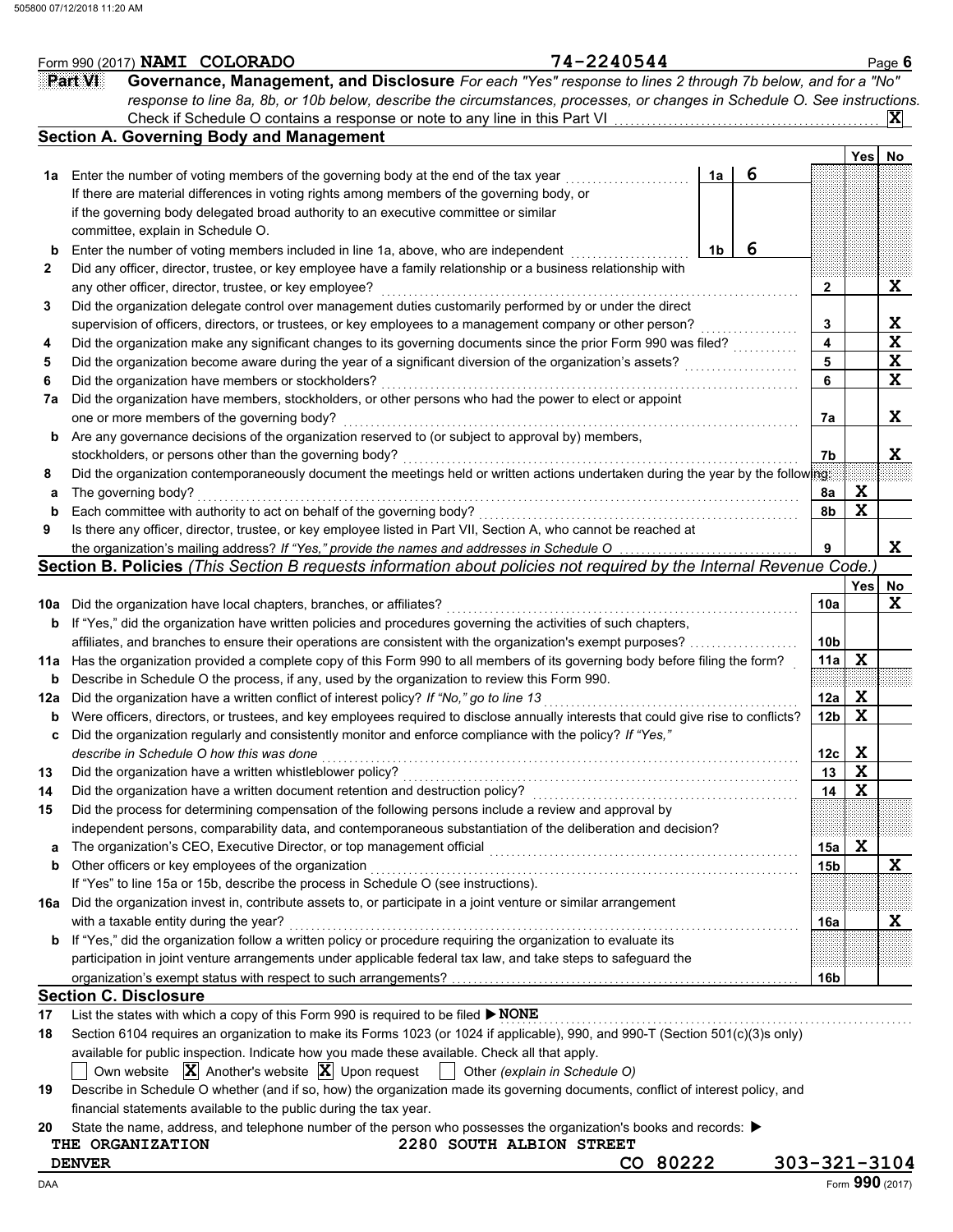Form 990 (2017) **NAMI COLORADO** **74-2240544**

**Part VI** **Governance, Management, and Disclosure** *For each "Yes" response to lines 2 through 7b below, and for a "No" response to line 8a, 8b, or 10b below, describe the circumstances, processes, or changes in Schedule O. See instructions.*

Check if Schedule O contains a response or note to any line in this Part VI ..... [X]

## Section A. Governing Body and Management

| | | | | Yes | No |
|---|---|---|---|---|---|
| **1a** | Enter the number of voting members of the governing body at the end of the tax year ..... **1a** 6 | | | | |
| | If there are material differences in voting rights among members of the governing body, or if the governing body delegated broad authority to an executive committee or similar committee, explain in Schedule O. | | | | |
| **b** | Enter the number of voting members included in line 1a, above, who are independent ..... **1b** 6 | | | | |
| **2** | Did any officer, director, trustee, or key employee have a family relationship or a business relationship with any other officer, director, trustee, or key employee? | | **2** | | X |
| **3** | Did the organization delegate control over management duties customarily performed by or under the direct supervision of officers, directors, or trustees, or key employees to a management company or other person? | | **3** | | X |
| **4** | Did the organization make any significant changes to its governing documents since the prior Form 990 was filed? | | **4** | | X |
| **5** | Did the organization become aware during the year of a significant diversion of the organization's assets? | | **5** | | X |
| **6** | Did the organization have members or stockholders? | | **6** | | X |
| **7a** | Did the organization have members, stockholders, or other persons who had the power to elect or appoint one or more members of the governing body? | | **7a** | | X |
| **b** | Are any governance decisions of the organization reserved to (or subject to approval by) members, stockholders, or persons other than the governing body? | | **7b** | | X |
| **8** | Did the organization contemporaneously document the meetings held or written actions undertaken during the year by the following: | | | | |
| **a** | The governing body? | | **8a** | X | |
| **b** | Each committee with authority to act on behalf of the governing body? | | **8b** | X | |
| **9** | Is there any officer, director, trustee, or key employee listed in Part VII, Section A, who cannot be reached at the organization's mailing address? *If "Yes," provide the names and addresses in Schedule O* | | **9** | | X |

## Section B. Policies *(This Section B requests information about policies not required by the Internal Revenue Code.)*

| | | | Yes | No |
|---|---|---|---|---|
| **10a** | Did the organization have local chapters, branches, or affiliates? | **10a** | | X |
| **b** | If "Yes," did the organization have written policies and procedures governing the activities of such chapters, affiliates, and branches to ensure their operations are consistent with the organization's exempt purposes? | **10b** | | |
| **11a** | Has the organization provided a complete copy of this Form 990 to all members of its governing body before filing the form? | **11a** | X | |
| **b** | Describe in Schedule O the process, if any, used by the organization to review this Form 990. | | | |
| **12a** | Did the organization have a written conflict of interest policy? *If "No," go to line 13* | **12a** | X | |
| **b** | Were officers, directors, or trustees, and key employees required to disclose annually interests that could give rise to conflicts? | **12b** | X | |
| **c** | Did the organization regularly and consistently monitor and enforce compliance with the policy? *If "Yes," describe in Schedule O how this was done* | **12c** | X | |
| **13** | Did the organization have a written whistleblower policy? | **13** | X | |
| **14** | Did the organization have a written document retention and destruction policy? | **14** | X | |
| **15** | Did the process for determining compensation of the following persons include a review and approval by independent persons, comparability data, and contemporaneous substantiation of the deliberation and decision? | | | |
| **a** | The organization's CEO, Executive Director, or top management official | **15a** | X | |
| **b** | Other officers or key employees of the organization | **15b** | | X |
| | If "Yes" to line 15a or 15b, describe the process in Schedule O (see instructions). | | | |
| **16a** | Did the organization invest in, contribute assets to, or participate in a joint venture or similar arrangement with a taxable entity during the year? | **16a** | | X |
| **b** | If "Yes," did the organization follow a written policy or procedure requiring the organization to evaluate its participation in joint venture arrangements under applicable federal tax law, and take steps to safeguard the organization's exempt status with respect to such arrangements? | **16b** | | |

## Section C. Disclosure

**17** List the states with which a copy of this Form 990 is required to be filed ▶ **NONE**

**18** Section 6104 requires an organization to make its Forms 1023 (or 1024 if applicable), 990, and 990-T (Section 501(c)(3)s only) available for public inspection. Indicate how you made these available. Check all that apply.

[ ] Own website [X] Another's website [X] Upon request [ ] Other *(explain in Schedule O)*

**19** Describe in Schedule O whether (and if so, how) the organization made its governing documents, conflict of interest policy, and financial statements available to the public during the tax year.

**20** State the name, address, and telephone number of the person who possesses the organization's books and records: ▶

THE ORGANIZATION 2280 SOUTH ALBION STREET
DENVER CO 80222 303-321-3104

Form **990** (2017)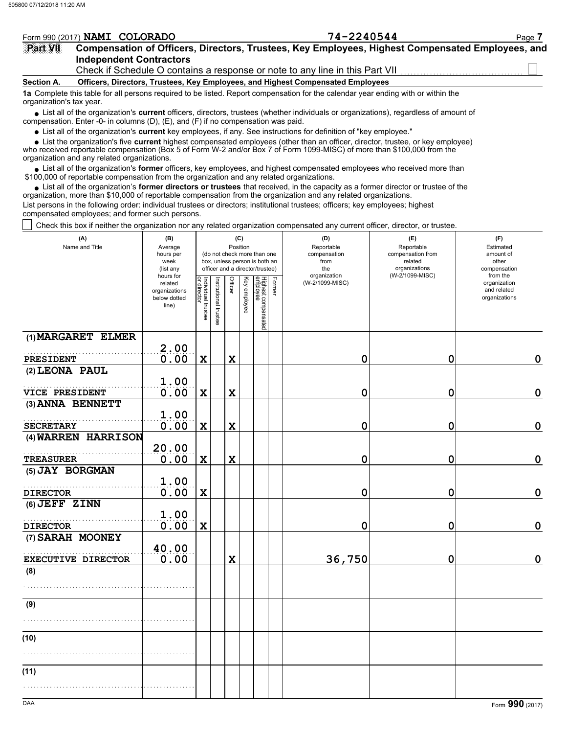Form 990 (2017) **NAMI COLORADO** **74-2240544**

## Part VII Compensation of Officers, Directors, Trustees, Key Employees, Highest Compensated Employees, and Independent Contractors

Check if Schedule O contains a response or note to any line in this Part VII ☐

**Section A. Officers, Directors, Trustees, Key Employees, and Highest Compensated Employees**

**1a** Complete this table for all persons required to be listed. Report compensation for the calendar year ending with or within the organization's tax year.

- List all of the organization's **current** officers, directors, trustees (whether individuals or organizations), regardless of amount of compensation. Enter -0- in columns (D), (E), and (F) if no compensation was paid.
- List all of the organization's **current** key employees, if any. See instructions for definition of "key employee."
- List the organization's five **current** highest compensated employees (other than an officer, director, trustee, or key employee) who received reportable compensation (Box 5 of Form W-2 and/or Box 7 of Form 1099-MISC) of more than $100,000 from the organization and any related organizations.
- List all of the organization's **former** officers, key employees, and highest compensated employees who received more than $100,000 of reportable compensation from the organization and any related organizations.
- List all of the organization's **former directors or trustees** that received, in the capacity as a former director or trustee of the organization, more than $10,000 of reportable compensation from the organization and any related organizations.

List persons in the following order: individual trustees or directors; institutional trustees; officers; key employees; highest compensated employees; and former such persons.

☐ Check this box if neither the organization nor any related organization compensated any current officer, director, or trustee.

| (A) Name and Title | (B) Average hours per week (list any hours for related organizations below dotted line) | (C) Position (do not check more than one box, unless person is both an officer and a director/trustee) | | | | | | (D) Reportable compensation from the organization (W-2/1099-MISC) | (E) Reportable compensation from related organizations (W-2/1099-MISC) | (F) Estimated amount of other compensation from the organization and related organizations |
|---|---|---|---|---|---|---|---|---|---|---|
| | | Individual trustee or director | Institutional trustee | Officer | Key employee | Highest compensated employee | Former | | | |
| (1) MARGARET ELMER<br>PRESIDENT | 2.00<br>0.00 | X | | X | | | | 0 | 0 | 0 |
| (2) LEONA PAUL<br>VICE PRESIDENT | 1.00<br>0.00 | X | | X | | | | 0 | 0 | 0 |
| (3) ANNA BENNETT<br>SECRETARY | 1.00<br>0.00 | X | | X | | | | 0 | 0 | 0 |
| (4) WARREN HARRISON<br>TREASURER | 20.00<br>0.00 | X | | X | | | | 0 | 0 | 0 |
| (5) JAY BORGMAN<br>DIRECTOR | 1.00<br>0.00 | X | | | | | | 0 | 0 | 0 |
| (6) JEFF ZINN<br>DIRECTOR | 1.00<br>0.00 | X | | | | | | 0 | 0 | 0 |
| (7) SARAH MOONEY<br>EXECUTIVE DIRECTOR | 40.00<br>0.00 | | | X | | | | 36,750 | 0 | 0 |
| (8) | | | | | | | | | | |
| (9) | | | | | | | | | | |
| (10) | | | | | | | | | | |
| (11) | | | | | | | | | | |

Form **990** (2017)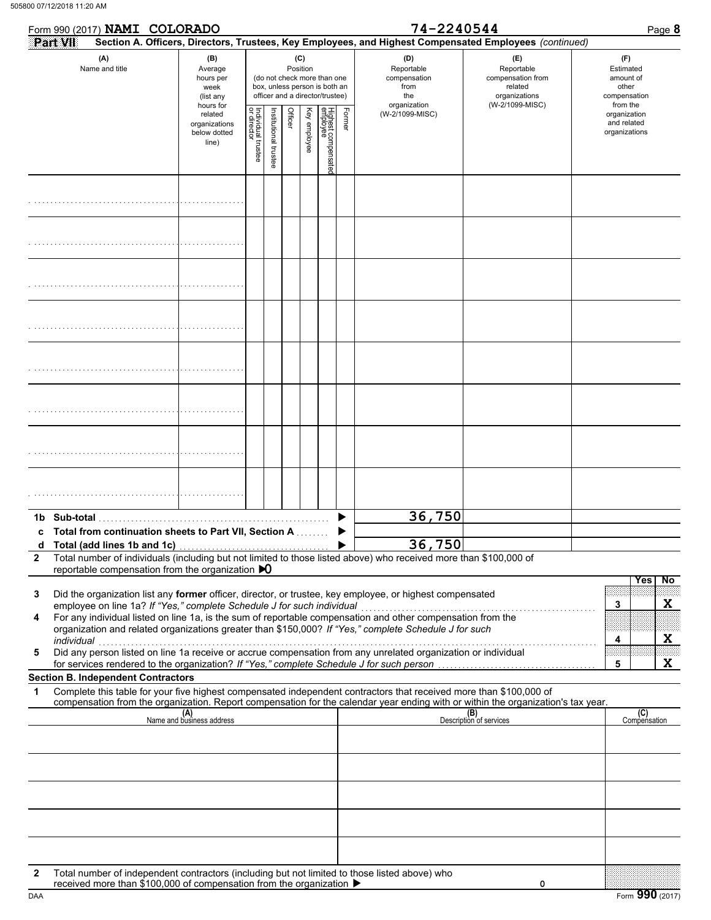Form 990 (2017) **NAMI COLORADO** 74-2240544

**Part VII** **Section A. Officers, Directors, Trustees, Key Employees, and Highest Compensated Employees** *(continued)*

| (A) Name and title | (B) Average hours per week (list any hours for related organizations below dotted line) | (C) Position: Individual trustee or director | Institutional trustee | Officer | Key employee | Highest compensated employee | Former | (D) Reportable compensation from the organization (W-2/1099-MISC) | (E) Reportable compensation from related organizations (W-2/1099-MISC) | (F) Estimated amount of other compensation from the organization and related organizations |
|---|---|---|---|---|---|---|---|---|---|---|
| | | | | | | | | | | |
| | | | | | | | | | | |
| | | | | | | | | | | |
| | | | | | | | | | | |
| | | | | | | | | | | |
| | | | | | | | | | | |
| | | | | | | | | | | |
| | | | | | | | | | | |

| | | |
|---|---|---|
| **1b Sub-total** | 36,750 | |
| **c Total from continuation sheets to Part VII, Section A** | | |
| **d Total (add lines 1b and 1c)** | 36,750 | |

**2** Total number of individuals (including but not limited to those listed above) who received more than $100,000 of reportable compensation from the organization ▶0

| | | | Yes | No |
|---|---|---|---|---|
| **3** | Did the organization list any **former** officer, director, or trustee, key employee, or highest compensated employee on line 1a? *If "Yes," complete Schedule J for such individual* | 3 | | X |
| **4** | For any individual listed on line 1a, is the sum of reportable compensation and other compensation from the organization and related organizations greater than $150,000? *If "Yes," complete Schedule J for such individual* | 4 | | X |
| **5** | Did any person listed on line 1a receive or accrue compensation from any unrelated organization or individual for services rendered to the organization? *If "Yes," complete Schedule J for such person* | 5 | | X |

**Section B. Independent Contractors**

**1** Complete this table for your five highest compensated independent contractors that received more than $100,000 of compensation from the organization. Report compensation for the calendar year ending with or within the organization's tax year.

| (A) Name and business address | (B) Description of services | (C) Compensation |
|---|---|---|
| | | |
| | | |
| | | |
| | | |
| | | |

**2** Total number of independent contractors (including but not limited to those listed above) who received more than $100,000 of compensation from the organization ▶ 0

Form **990** (2017)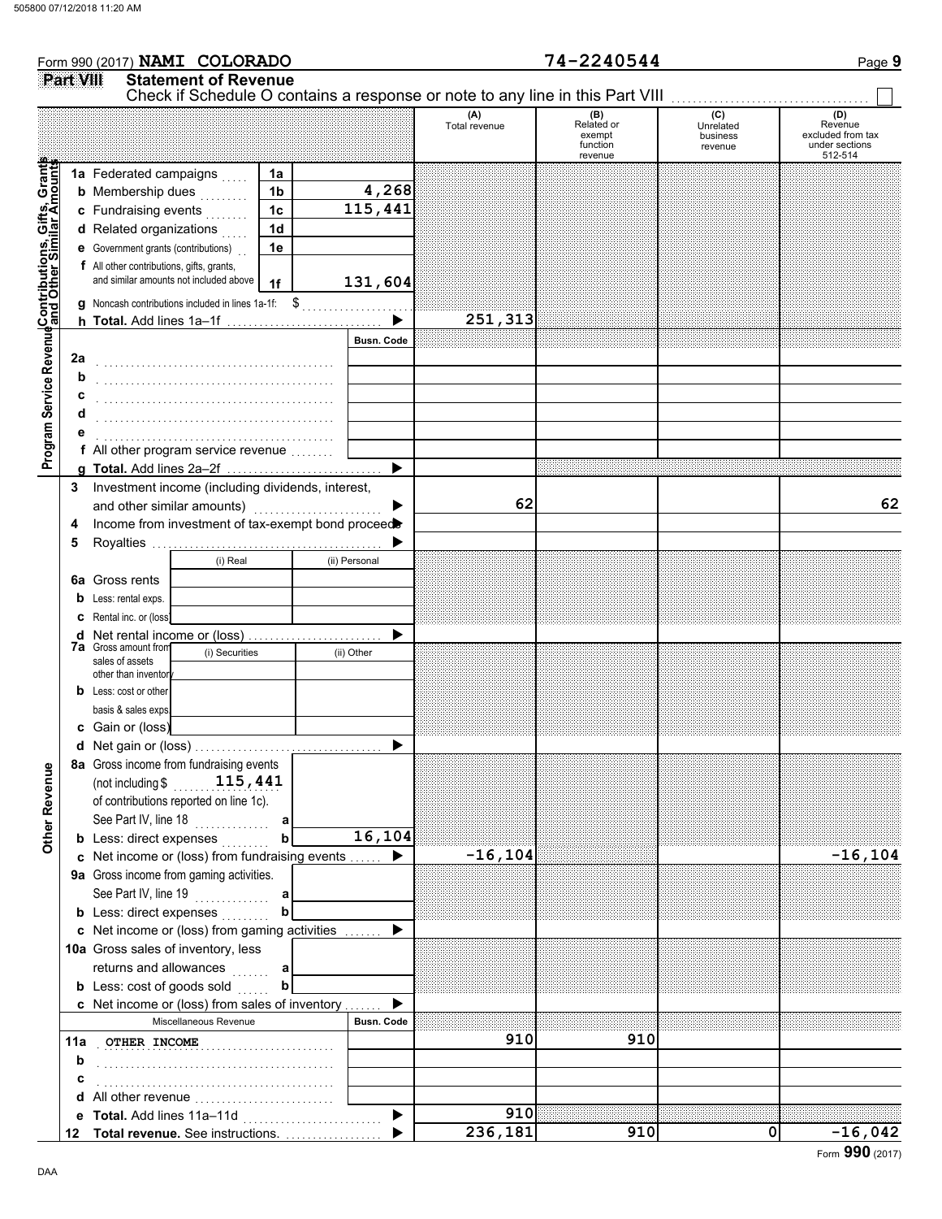Form 990 (2017) **NAMI COLORADO** **74-2240544**

**Part VIII** **Statement of Revenue**

Check if Schedule O contains a response or note to any line in this Part VIII ☐

| | | | (A) Total revenue | (B) Related or exempt function revenue | (C) Unrelated business revenue | (D) Revenue excluded from tax under sections 512-514 |
|---|---|---|---|---|---|---|
| **Contributions, Gifts, Grants and Other Similar Amounts** | | | | | | |
| 1a Federated campaigns | 1a | | | | | |
| b Membership dues | 1b | 4,268 | | | | |
| c Fundraising events | 1c | 115,441 | | | | |
| d Related organizations | 1d | | | | | |
| e Government grants (contributions) | 1e | | | | | |
| f All other contributions, gifts, grants, and similar amounts not included above | 1f | 131,604 | | | | |
| g Noncash contributions included in lines 1a-1f: $ | | | | | | |
| h **Total.** Add lines 1a–1f | | | 251,313 | | | |
| **Program Service Revenue** | | Busn. Code | | | | |
| 2a | | | | | | |
| b | | | | | | |
| c | | | | | | |
| d | | | | | | |
| e | | | | | | |
| f All other program service revenue | | | | | | |
| g **Total.** Add lines 2a–2f | | | | | | |
| 3 Investment income (including dividends, interest, and other similar amounts) | | | 62 | | | 62 |
| 4 Income from investment of tax-exempt bond proceeds | | | | | | |
| 5 Royalties | | | | | | |
| | (i) Real | (ii) Personal | | | | |
| 6a Gross rents | | | | | | |
| b Less: rental exps. | | | | | | |
| c Rental inc. or (loss) | | | | | | |
| d Net rental income or (loss) | | | | | | |
| | (i) Securities | (ii) Other | | | | |
| 7a Gross amount from sales of assets other than inventory | | | | | | |
| b Less: cost or other basis & sales exps. | | | | | | |
| c Gain or (loss) | | | | | | |
| d Net gain or (loss) | | | | | | |
| **Other Revenue** | | | | | | |
| 8a Gross income from fundraising events (not including $ 115,441 of contributions reported on line 1c). See Part IV, line 18 | a | | | | | |
| b Less: direct expenses | b | 16,104 | | | | |
| c Net income or (loss) from fundraising events | | | -16,104 | | | -16,104 |
| 9a Gross income from gaming activities. See Part IV, line 19 | a | | | | | |
| b Less: direct expenses | b | | | | | |
| c Net income or (loss) from gaming activities | | | | | | |
| 10a Gross sales of inventory, less returns and allowances | a | | | | | |
| b Less: cost of goods sold | b | | | | | |
| c Net income or (loss) from sales of inventory | | | | | | |
| Miscellaneous Revenue | | Busn. Code | | | | |
| 11a OTHER INCOME | | | 910 | 910 | | |
| b | | | | | | |
| c | | | | | | |
| d All other revenue | | | | | | |
| e **Total.** Add lines 11a–11d | | | 910 | | | |
| 12 **Total revenue.** See instructions. | | | 236,181 | 910 | 0 | -16,042 |

Form **990** (2017)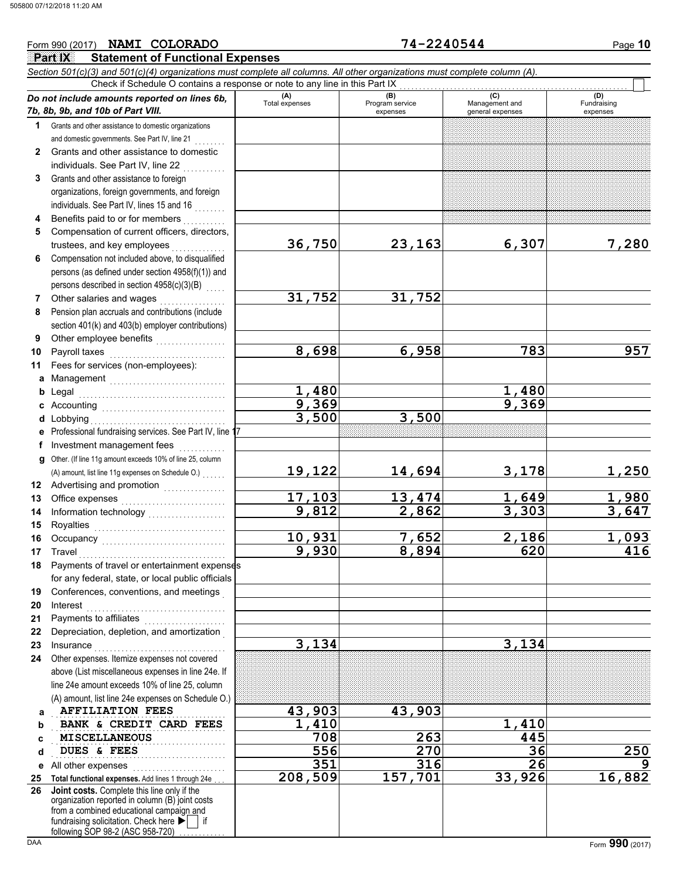Form 990 (2017) **NAMI COLORADO** **74-2240544** Page **10**

## Part IX Statement of Functional Expenses

*Section 501(c)(3) and 501(c)(4) organizations must complete all columns. All other organizations must complete column (A).*

Check if Schedule O contains a response or note to any line in this Part IX ☐

| *Do not include amounts reported on lines 6b, 7b, 8b, 9b, and 10b of Part VIII.* | (A) Total expenses | (B) Program service expenses | (C) Management and general expenses | (D) Fundraising expenses |
|---|---|---|---|---|
| **1** Grants and other assistance to domestic organizations and domestic governments. See Part IV, line 21 | | | | |
| **2** Grants and other assistance to domestic individuals. See Part IV, line 22 | | | | |
| **3** Grants and other assistance to foreign organizations, foreign governments, and foreign individuals. See Part IV, lines 15 and 16 | | | | |
| **4** Benefits paid to or for members | | | | |
| **5** Compensation of current officers, directors, trustees, and key employees | 36,750 | 23,163 | 6,307 | 7,280 |
| **6** Compensation not included above, to disqualified persons (as defined under section 4958(f)(1)) and persons described in section 4958(c)(3)(B) | | | | |
| **7** Other salaries and wages | 31,752 | 31,752 | | |
| **8** Pension plan accruals and contributions (include section 401(k) and 403(b) employer contributions) | | | | |
| **9** Other employee benefits | | | | |
| **10** Payroll taxes | 8,698 | 6,958 | 783 | 957 |
| **11** Fees for services (non-employees): | | | | |
| **a** Management | | | | |
| **b** Legal | 1,480 | | 1,480 | |
| **c** Accounting | 9,369 | | 9,369 | |
| **d** Lobbying | 3,500 | 3,500 | | |
| **e** Professional fundraising services. See Part IV, line 17 | | | | |
| **f** Investment management fees | | | | |
| **g** Other. (If line 11g amount exceeds 10% of line 25, column (A) amount, list line 11g expenses on Schedule O.) | 19,122 | 14,694 | 3,178 | 1,250 |
| **12** Advertising and promotion | | | | |
| **13** Office expenses | 17,103 | 13,474 | 1,649 | 1,980 |
| **14** Information technology | 9,812 | 2,862 | 3,303 | 3,647 |
| **15** Royalties | | | | |
| **16** Occupancy | 10,931 | 7,652 | 2,186 | 1,093 |
| **17** Travel | 9,930 | 8,894 | 620 | 416 |
| **18** Payments of travel or entertainment expenses for any federal, state, or local public officials | | | | |
| **19** Conferences, conventions, and meetings | | | | |
| **20** Interest | | | | |
| **21** Payments to affiliates | | | | |
| **22** Depreciation, depletion, and amortization | | | | |
| **23** Insurance | 3,134 | | 3,134 | |
| **24** Other expenses. Itemize expenses not covered above (List miscellaneous expenses in line 24e. If line 24e amount exceeds 10% of line 25, column (A) amount, list line 24e expenses on Schedule O.) | | | | |
| **a** AFFILIATION FEES | 43,903 | 43,903 | | |
| **b** BANK & CREDIT CARD FEES | 1,410 | | 1,410 | |
| **c** MISCELLANEOUS | 708 | 263 | 445 | |
| **d** DUES & FEES | 556 | 270 | 36 | 250 |
| **e** All other expenses | 351 | 316 | 26 | 9 |
| **25 Total functional expenses.** Add lines 1 through 24e | 208,509 | 157,701 | 33,926 | 16,882 |
| **26 Joint costs.** Complete this line only if the organization reported in column (B) joint costs from a combined educational campaign and fundraising solicitation. Check here ▶ ☐ if following SOP 98-2 (ASC 958-720) | | | | |

DAA Form **990** (2017)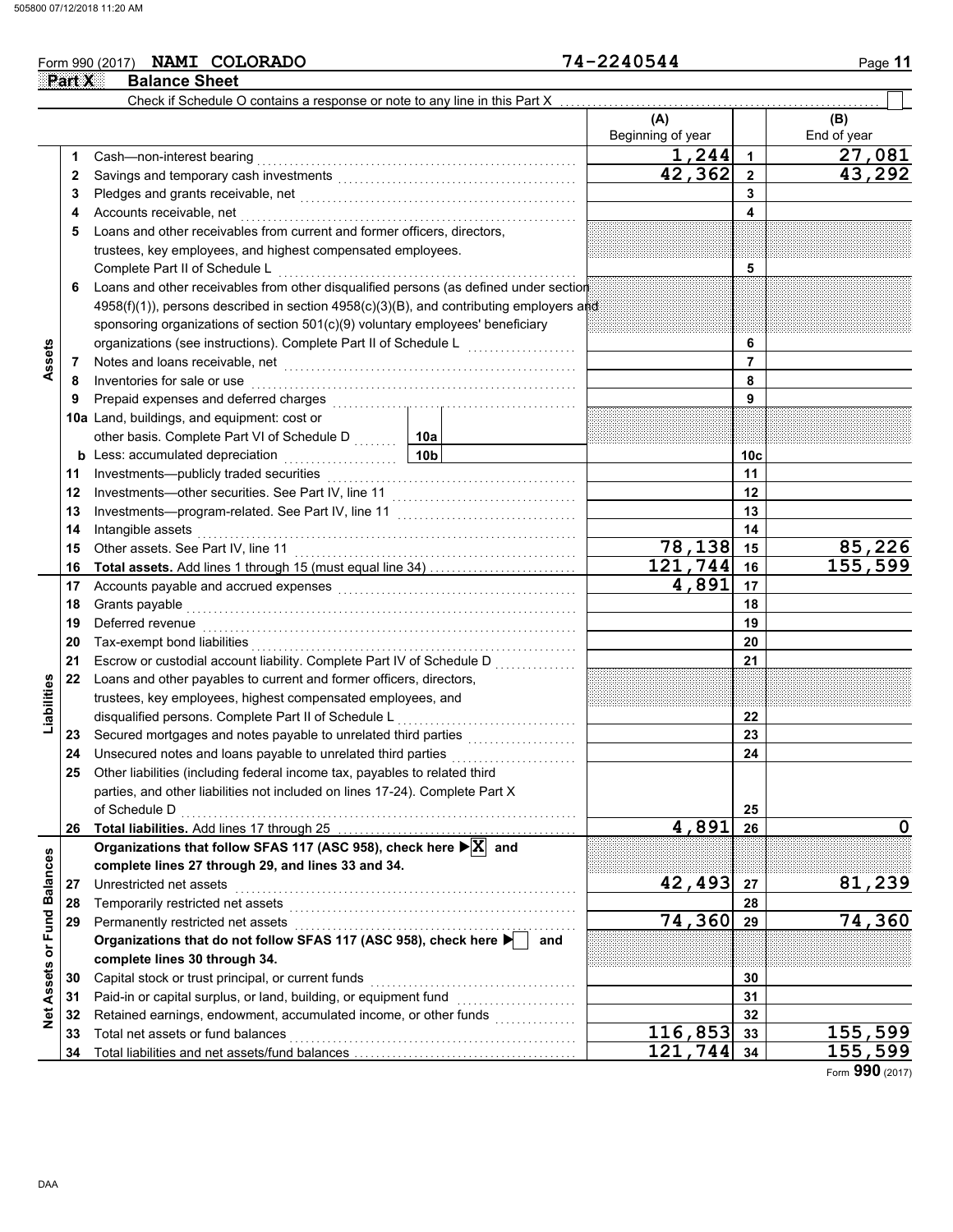Form 990 (2017) **NAMI COLORADO** 74-2240544

## Part X Balance Sheet

Check if Schedule O contains a response or note to any line in this Part X

| | | | (A) Beginning of year | | (B) End of year |
|---|---|---|---|---|---|
| **Assets** | 1 | Cash—non-interest bearing | 1,244 | 1 | 27,081 |
| | 2 | Savings and temporary cash investments | 42,362 | 2 | 43,292 |
| | 3 | Pledges and grants receivable, net | | 3 | |
| | 4 | Accounts receivable, net | | 4 | |
| | 5 | Loans and other receivables from current and former officers, directors, trustees, key employees, and highest compensated employees. Complete Part II of Schedule L | | 5 | |
| | 6 | Loans and other receivables from other disqualified persons (as defined under section 4958(f)(1)), persons described in section 4958(c)(3)(B), and contributing employers and sponsoring organizations of section 501(c)(9) voluntary employees' beneficiary organizations (see instructions). Complete Part II of Schedule L | | 6 | |
| | 7 | Notes and loans receivable, net | | 7 | |
| | 8 | Inventories for sale or use | | 8 | |
| | 9 | Prepaid expenses and deferred charges | | 9 | |
| | 10a | Land, buildings, and equipment: cost or other basis. Complete Part VI of Schedule D — 10a | | | |
| | b | Less: accumulated depreciation — 10b | | 10c | |
| | 11 | Investments—publicly traded securities | | 11 | |
| | 12 | Investments—other securities. See Part IV, line 11 | | 12 | |
| | 13 | Investments—program-related. See Part IV, line 11 | | 13 | |
| | 14 | Intangible assets | | 14 | |
| | 15 | Other assets. See Part IV, line 11 | 78,138 | 15 | 85,226 |
| | 16 | **Total assets.** Add lines 1 through 15 (must equal line 34) | 121,744 | 16 | 155,599 |
| **Liabilities** | 17 | Accounts payable and accrued expenses | 4,891 | 17 | |
| | 18 | Grants payable | | 18 | |
| | 19 | Deferred revenue | | 19 | |
| | 20 | Tax-exempt bond liabilities | | 20 | |
| | 21 | Escrow or custodial account liability. Complete Part IV of Schedule D | | 21 | |
| | 22 | Loans and other payables to current and former officers, directors, trustees, key employees, highest compensated employees, and disqualified persons. Complete Part II of Schedule L | | 22 | |
| | 23 | Secured mortgages and notes payable to unrelated third parties | | 23 | |
| | 24 | Unsecured notes and loans payable to unrelated third parties | | 24 | |
| | 25 | Other liabilities (including federal income tax, payables to related third parties, and other liabilities not included on lines 17-24). Complete Part X of Schedule D | | 25 | |
| | 26 | **Total liabilities.** Add lines 17 through 25 | 4,891 | 26 | 0 |
| **Net Assets or Fund Balances** | | **Organizations that follow SFAS 117 (ASC 958), check here** [X] **and complete lines 27 through 29, and lines 33 and 34.** | | | |
| | 27 | Unrestricted net assets | 42,493 | 27 | 81,239 |
| | 28 | Temporarily restricted net assets | | 28 | |
| | 29 | Permanently restricted net assets | 74,360 | 29 | 74,360 |
| | | **Organizations that do not follow SFAS 117 (ASC 958), check here** [ ] **and complete lines 30 through 34.** | | | |
| | 30 | Capital stock or trust principal, or current funds | | 30 | |
| | 31 | Paid-in or capital surplus, or land, building, or equipment fund | | 31 | |
| | 32 | Retained earnings, endowment, accumulated income, or other funds | | 32 | |
| | 33 | Total net assets or fund balances | 116,853 | 33 | 155,599 |
| | 34 | Total liabilities and net assets/fund balances | 121,744 | 34 | 155,599 |

Form **990** (2017)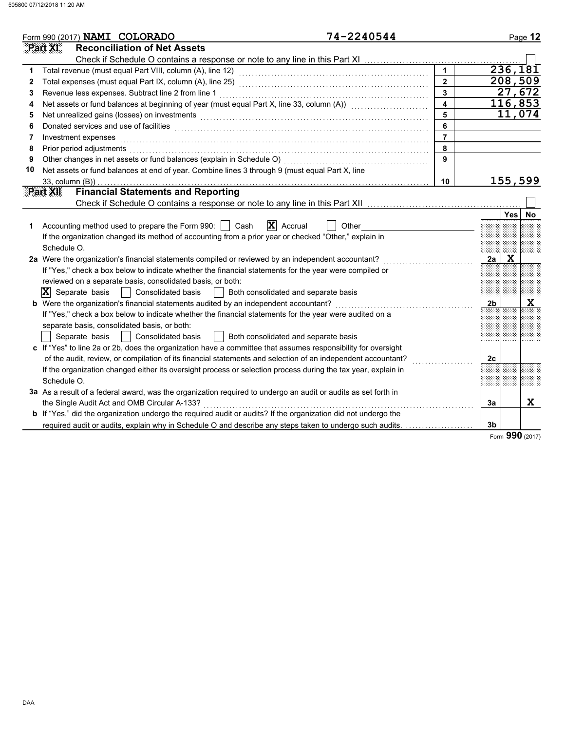Form 990 (2017) **NAMI COLORADO** 74-2240544

## Part XI Reconciliation of Net Assets

Check if Schedule O contains a response or note to any line in this Part XI ☐

| | | | |
|---|---|---|---|
| 1 | Total revenue (must equal Part VIII, column (A), line 12) | 1 | 236,181 |
| 2 | Total expenses (must equal Part IX, column (A), line 25) | 2 | 208,509 |
| 3 | Revenue less expenses. Subtract line 2 from line 1 | 3 | 27,672 |
| 4 | Net assets or fund balances at beginning of year (must equal Part X, line 33, column (A)) | 4 | 116,853 |
| 5 | Net unrealized gains (losses) on investments | 5 | 11,074 |
| 6 | Donated services and use of facilities | 6 | |
| 7 | Investment expenses | 7 | |
| 8 | Prior period adjustments | 8 | |
| 9 | Other changes in net assets or fund balances (explain in Schedule O) | 9 | |
| 10 | Net assets or fund balances at end of year. Combine lines 3 through 9 (must equal Part X, line 33, column (B)) | 10 | 155,599 |

## Part XII Financial Statements and Reporting

Check if Schedule O contains a response or note to any line in this Part XII ☐

| | | | Yes | No |
|---|---|---|---|---|
| 1 | Accounting method used to prepare the Form 990: ☐ Cash ☒ Accrual ☐ Other<br>If the organization changed its method of accounting from a prior year or checked "Other," explain in Schedule O. | | | |
| 2a | Were the organization's financial statements compiled or reviewed by an independent accountant?<br>If "Yes," check a box below to indicate whether the financial statements for the year were compiled or reviewed on a separate basis, consolidated basis, or both:<br>☒ Separate basis ☐ Consolidated basis ☐ Both consolidated and separate basis | 2a | X | |
| b | Were the organization's financial statements audited by an independent accountant?<br>If "Yes," check a box below to indicate whether the financial statements for the year were audited on a separate basis, consolidated basis, or both:<br>☐ Separate basis ☐ Consolidated basis ☐ Both consolidated and separate basis | 2b | | X |
| c | If "Yes" to line 2a or 2b, does the organization have a committee that assumes responsibility for oversight of the audit, review, or compilation of its financial statements and selection of an independent accountant?<br>If the organization changed either its oversight process or selection process during the tax year, explain in Schedule O. | 2c | | |
| 3a | As a result of a federal award, was the organization required to undergo an audit or audits as set forth in the Single Audit Act and OMB Circular A-133? | 3a | | X |
| b | If "Yes," did the organization undergo the required audit or audits? If the organization did not undergo the required audit or audits, explain why in Schedule O and describe any steps taken to undergo such audits. | 3b | | |

Form **990** (2017)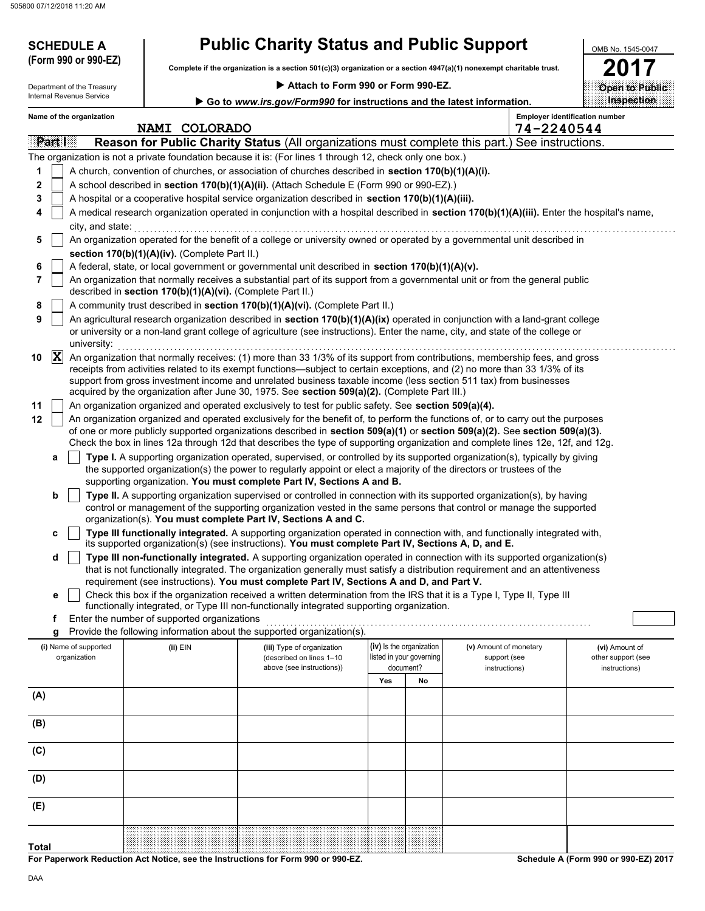**SCHEDULE A (Form 990 or 990-EZ)**

Department of the Treasury
Internal Revenue Service

# Public Charity Status and Public Support

**Complete if the organization is a section 501(c)(3) organization or a section 4947(a)(1) nonexempt charitable trust.**

▶ **Attach to Form 990 or Form 990-EZ.**

▶ **Go to *www.irs.gov/Form990* for instructions and the latest information.**

OMB No. 1545-0047

**2017**

**Open to Public Inspection**

Name of the organization: NAMI COLORADO

Employer identification number: 74-2240544

## Part I — Reason for Public Charity Status (All organizations must complete this part.) See instructions.

The organization is not a private foundation because it is: (For lines 1 through 12, check only one box.)

1. [ ] A church, convention of churches, or association of churches described in **section 170(b)(1)(A)(i).**
2. [ ] A school described in **section 170(b)(1)(A)(ii).** (Attach Schedule E (Form 990 or 990-EZ).)
3. [ ] A hospital or a cooperative hospital service organization described in **section 170(b)(1)(A)(iii).**
4. [ ] A medical research organization operated in conjunction with a hospital described in **section 170(b)(1)(A)(iii).** Enter the hospital's name, city, and state:
5. [ ] An organization operated for the benefit of a college or university owned or operated by a governmental unit described in **section 170(b)(1)(A)(iv).** (Complete Part II.)
6. [ ] A federal, state, or local government or governmental unit described in **section 170(b)(1)(A)(v).**
7. [ ] An organization that normally receives a substantial part of its support from a governmental unit or from the general public described in **section 170(b)(1)(A)(vi).** (Complete Part II.)
8. [ ] A community trust described in **section 170(b)(1)(A)(vi).** (Complete Part II.)
9. [ ] An agricultural research organization described in **section 170(b)(1)(A)(ix)** operated in conjunction with a land-grant college or university or a non-land grant college of agriculture (see instructions). Enter the name, city, and state of the college or university:
10. [X] An organization that normally receives: (1) more than 33 1/3% of its support from contributions, membership fees, and gross receipts from activities related to its exempt functions—subject to certain exceptions, and (2) no more than 33 1/3% of its support from gross investment income and unrelated business taxable income (less section 511 tax) from businesses acquired by the organization after June 30, 1975. See **section 509(a)(2).** (Complete Part III.)
11. [ ] An organization organized and operated exclusively to test for public safety. See **section 509(a)(4).**
12. [ ] An organization organized and operated exclusively for the benefit of, to perform the functions of, or to carry out the purposes of one or more publicly supported organizations described in **section 509(a)(1)** or **section 509(a)(2).** See **section 509(a)(3).** Check the box in lines 12a through 12d that describes the type of supporting organization and complete lines 12e, 12f, and 12g.
    - **a** [ ] **Type I.** A supporting organization operated, supervised, or controlled by its supported organization(s), typically by giving the supported organization(s) the power to regularly appoint or elect a majority of the directors or trustees of the supporting organization. **You must complete Part IV, Sections A and B.**
    - **b** [ ] **Type II.** A supporting organization supervised or controlled in connection with its supported organization(s), by having control or management of the supporting organization vested in the same persons that control or manage the supported organization(s). **You must complete Part IV, Sections A and C.**
    - **c** [ ] **Type III functionally integrated.** A supporting organization operated in connection with, and functionally integrated with, its supported organization(s) (see instructions). **You must complete Part IV, Sections A, D, and E.**
    - **d** [ ] **Type III non-functionally integrated.** A supporting organization operated in connection with its supported organization(s) that is not functionally integrated. The organization generally must satisfy a distribution requirement and an attentiveness requirement (see instructions). **You must complete Part IV, Sections A and D, and Part V.**
    - **e** [ ] Check this box if the organization received a written determination from the IRS that it is a Type I, Type II, Type III functionally integrated, or Type III non-functionally integrated supporting organization.
    - **f** Enter the number of supported organizations
    - **g** Provide the following information about the supported organization(s).

| (i) Name of supported organization | (ii) EIN | (iii) Type of organization (described on lines 1–10 above (see instructions)) | (iv) Is the organization listed in your governing document? Yes | No | (v) Amount of monetary support (see instructions) | (vi) Amount of other support (see instructions) |
|---|---|---|---|---|---|---|
| (A) | | | | | | |
| (B) | | | | | | |
| (C) | | | | | | |
| (D) | | | | | | |
| (E) | | | | | | |
| **Total** | | | | | | |

**For Paperwork Reduction Act Notice, see the Instructions for Form 990 or 990-EZ.**

**Schedule A (Form 990 or 990-EZ) 2017**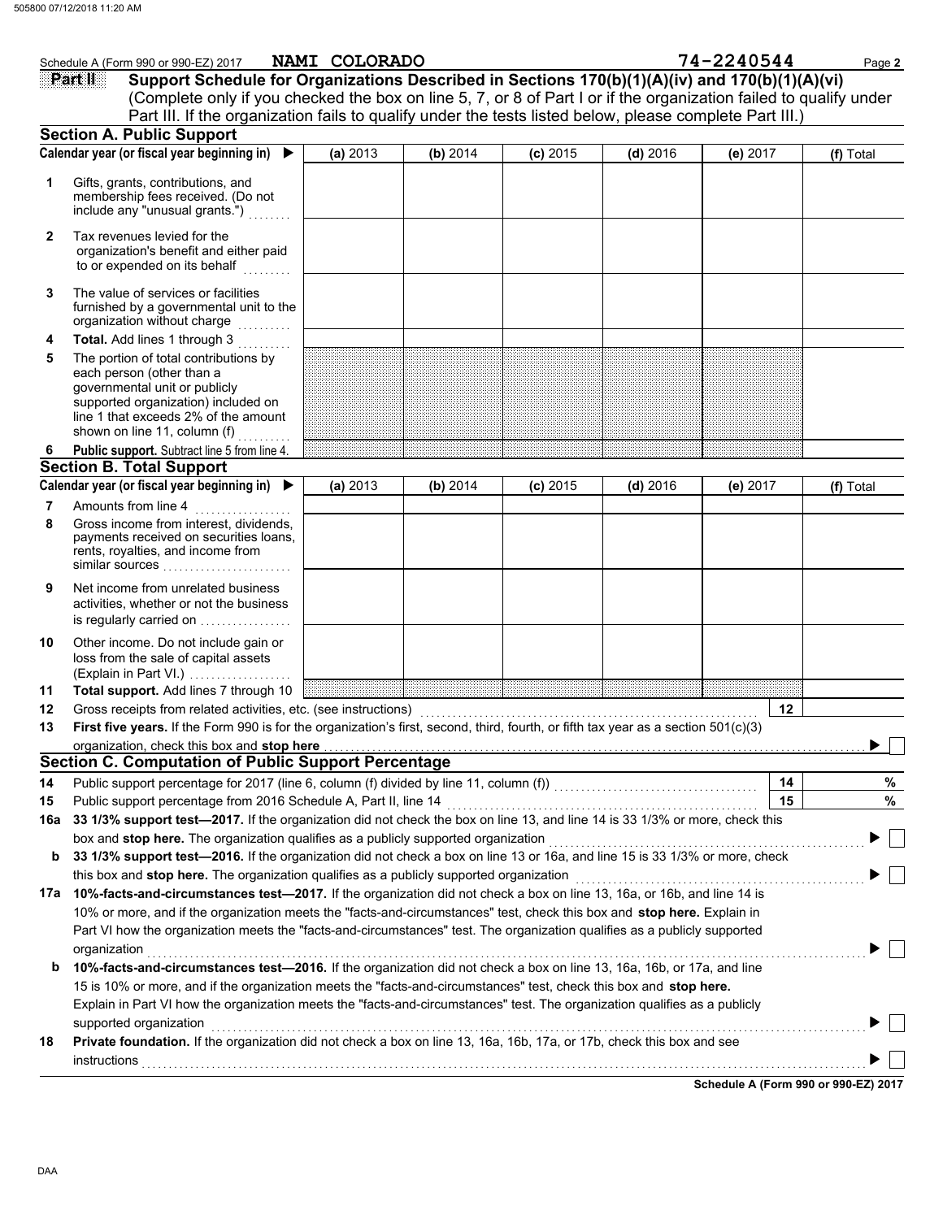Schedule A (Form 990 or 990-EZ) 2017 **NAMI COLORADO** **74-2240544**

**Part II** **Support Schedule for Organizations Described in Sections 170(b)(1)(A)(iv) and 170(b)(1)(A)(vi)**
(Complete only if you checked the box on line 5, 7, or 8 of Part I or if the organization failed to qualify under Part III. If the organization fails to qualify under the tests listed below, please complete Part III.)

## Section A. Public Support

| Calendar year (or fiscal year beginning in) ▶ | (a) 2013 | (b) 2014 | (c) 2015 | (d) 2016 | (e) 2017 | (f) Total |
|---|---|---|---|---|---|---|
| **1** Gifts, grants, contributions, and membership fees received. (Do not include any "unusual grants.") | | | | | | |
| **2** Tax revenues levied for the organization's benefit and either paid to or expended on its behalf | | | | | | |
| **3** The value of services or facilities furnished by a governmental unit to the organization without charge | | | | | | |
| **4** **Total.** Add lines 1 through 3 | | | | | | |
| **5** The portion of total contributions by each person (other than a governmental unit or publicly supported organization) included on line 1 that exceeds 2% of the amount shown on line 11, column (f) | | | | | | |
| **6** **Public support.** Subtract line 5 from line 4. | | | | | | |

## Section B. Total Support

| Calendar year (or fiscal year beginning in) ▶ | (a) 2013 | (b) 2014 | (c) 2015 | (d) 2016 | (e) 2017 | (f) Total |
|---|---|---|---|---|---|---|
| **7** Amounts from line 4 | | | | | | |
| **8** Gross income from interest, dividends, payments received on securities loans, rents, royalties, and income from similar sources | | | | | | |
| **9** Net income from unrelated business activities, whether or not the business is regularly carried on | | | | | | |
| **10** Other income. Do not include gain or loss from the sale of capital assets (Explain in Part VI.) | | | | | | |
| **11** **Total support.** Add lines 7 through 10 | | | | | | |

**12** Gross receipts from related activities, etc. (see instructions) **12**

**13** **First five years.** If the Form 990 is for the organization's first, second, third, fourth, or fifth tax year as a section 501(c)(3) organization, check this box and **stop here** ▶ ☐

## Section C. Computation of Public Support Percentage

**14** Public support percentage for 2017 (line 6, column (f) divided by line 11, column (f)) **14** %

**15** Public support percentage from 2016 Schedule A, Part II, line 14 **15** %

**16a** **33 1/3% support test—2017.** If the organization did not check the box on line 13, and line 14 is 33 1/3% or more, check this box and **stop here.** The organization qualifies as a publicly supported organization ▶ ☐

**b** **33 1/3% support test—2016.** If the organization did not check a box on line 13 or 16a, and line 15 is 33 1/3% or more, check this box and **stop here.** The organization qualifies as a publicly supported organization ▶ ☐

**17a** **10%-facts-and-circumstances test—2017.** If the organization did not check a box on line 13, 16a, or 16b, and line 14 is 10% or more, and if the organization meets the "facts-and-circumstances" test, check this box and **stop here.** Explain in Part VI how the organization meets the "facts-and-circumstances" test. The organization qualifies as a publicly supported organization ▶ ☐

**b** **10%-facts-and-circumstances test—2016.** If the organization did not check a box on line 13, 16a, 16b, or 17a, and line 15 is 10% or more, and if the organization meets the "facts-and-circumstances" test, check this box and **stop here.** Explain in Part VI how the organization meets the "facts-and-circumstances" test. The organization qualifies as a publicly supported organization ▶ ☐

**18** **Private foundation.** If the organization did not check a box on line 13, 16a, 16b, 17a, or 17b, check this box and see instructions ▶ ☐

**Schedule A (Form 990 or 990-EZ) 2017**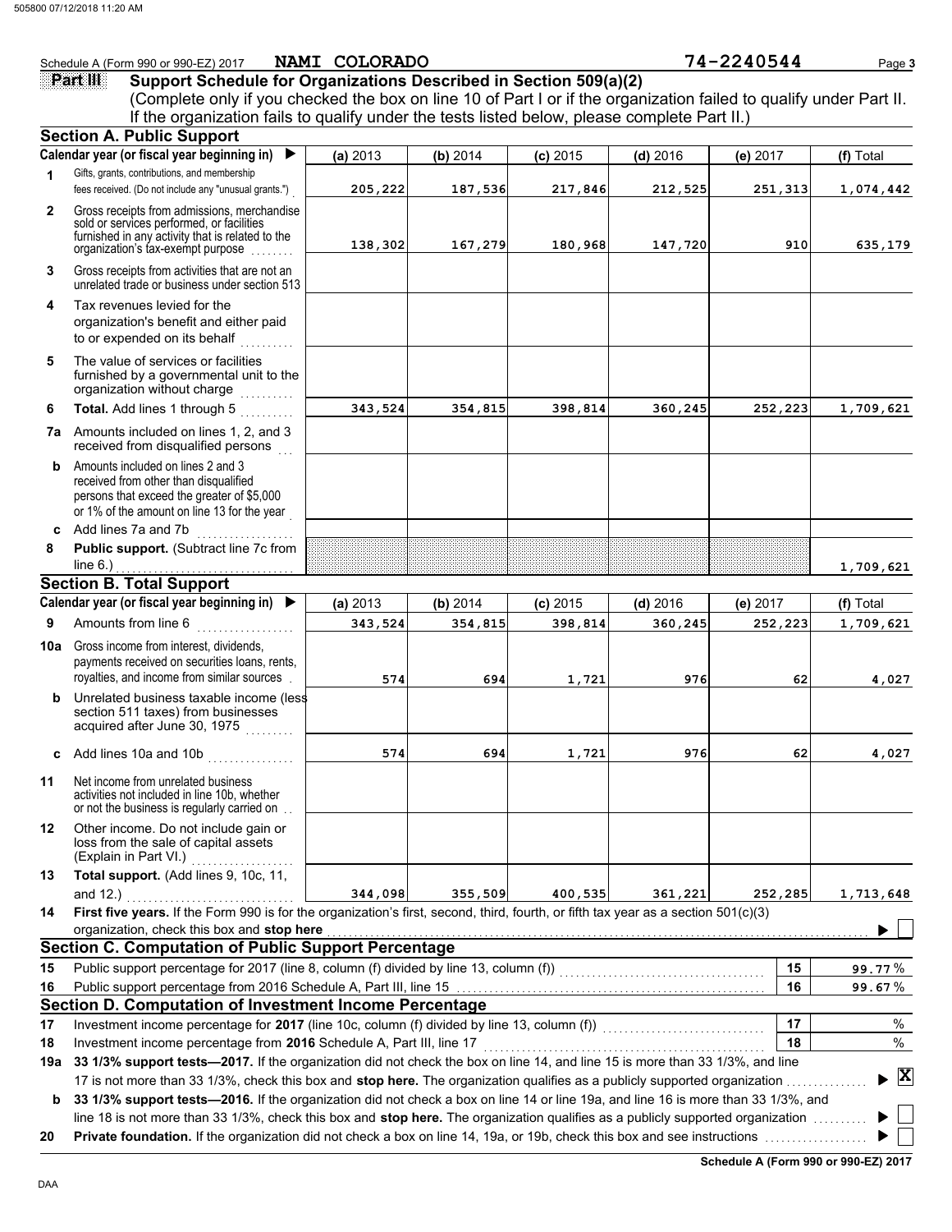Schedule A (Form 990 or 990-EZ) 2017 **NAMI COLORADO** 74-2240544

**Part III** **Support Schedule for Organizations Described in Section 509(a)(2)**
(Complete only if you checked the box on line 10 of Part I or if the organization failed to qualify under Part II. If the organization fails to qualify under the tests listed below, please complete Part II.)

**Section A. Public Support**

| | Calendar year (or fiscal year beginning in) ▶ | (a) 2013 | (b) 2014 | (c) 2015 | (d) 2016 | (e) 2017 | (f) Total |
|---|---|---|---|---|---|---|---|
| 1 | Gifts, grants, contributions, and membership fees received. (Do not include any "unusual grants.") | 205,222 | 187,536 | 217,846 | 212,525 | 251,313 | 1,074,442 |
| 2 | Gross receipts from admissions, merchandise sold or services performed, or facilities furnished in any activity that is related to the organization's tax-exempt purpose | 138,302 | 167,279 | 180,968 | 147,720 | 910 | 635,179 |
| 3 | Gross receipts from activities that are not an unrelated trade or business under section 513 | | | | | | |
| 4 | Tax revenues levied for the organization's benefit and either paid to or expended on its behalf | | | | | | |
| 5 | The value of services or facilities furnished by a governmental unit to the organization without charge | | | | | | |
| 6 | **Total.** Add lines 1 through 5 | 343,524 | 354,815 | 398,814 | 360,245 | 252,223 | 1,709,621 |
| 7a | Amounts included on lines 1, 2, and 3 received from disqualified persons | | | | | | |
| b | Amounts included on lines 2 and 3 received from other than disqualified persons that exceed the greater of $5,000 or 1% of the amount on line 13 for the year | | | | | | |
| c | Add lines 7a and 7b | | | | | | |
| 8 | **Public support.** (Subtract line 7c from line 6.) | | | | | | 1,709,621 |

**Section B. Total Support**

| | Calendar year (or fiscal year beginning in) ▶ | (a) 2013 | (b) 2014 | (c) 2015 | (d) 2016 | (e) 2017 | (f) Total |
|---|---|---|---|---|---|---|---|
| 9 | Amounts from line 6 | 343,524 | 354,815 | 398,814 | 360,245 | 252,223 | 1,709,621 |
| 10a | Gross income from interest, dividends, payments received on securities loans, rents, royalties, and income from similar sources | 574 | 694 | 1,721 | 976 | 62 | 4,027 |
| b | Unrelated business taxable income (less section 511 taxes) from businesses acquired after June 30, 1975 | | | | | | |
| c | Add lines 10a and 10b | 574 | 694 | 1,721 | 976 | 62 | 4,027 |
| 11 | Net income from unrelated business activities not included in line 10b, whether or not the business is regularly carried on | | | | | | |
| 12 | Other income. Do not include gain or loss from the sale of capital assets (Explain in Part VI.) | | | | | | |
| 13 | **Total support.** (Add lines 9, 10c, 11, and 12.) | 344,098 | 355,509 | 400,535 | 361,221 | 252,285 | 1,713,648 |

**14** **First five years.** If the Form 990 is for the organization's first, second, third, fourth, or fifth tax year as a section 501(c)(3) organization, check this box and **stop here** ▶ ☐

**Section C. Computation of Public Support Percentage**

| | | | |
|---|---|---|---|
| 15 | Public support percentage for 2017 (line 8, column (f) divided by line 13, column (f)) | 15 | 99.77 % |
| 16 | Public support percentage from 2016 Schedule A, Part III, line 15 | 16 | 99.67 % |

**Section D. Computation of Investment Income Percentage**

| | | | |
|---|---|---|---|
| 17 | Investment income percentage for **2017** (line 10c, column (f) divided by line 13, column (f)) | 17 | % |
| 18 | Investment income percentage from **2016** Schedule A, Part III, line 17 | 18 | % |

**19a** **33 1/3% support tests—2017.** If the organization did not check the box on line 14, and line 15 is more than 33 1/3%, and line 17 is not more than 33 1/3%, check this box and **stop here.** The organization qualifies as a publicly supported organization ▶ ☒

**b** **33 1/3% support tests—2016.** If the organization did not check a box on line 14 or line 19a, and line 16 is more than 33 1/3%, and line 18 is not more than 33 1/3%, check this box and **stop here.** The organization qualifies as a publicly supported organization ▶ ☐

**20** **Private foundation.** If the organization did not check a box on line 14, 19a, or 19b, check this box and see instructions ▶ ☐

**Schedule A (Form 990 or 990-EZ) 2017**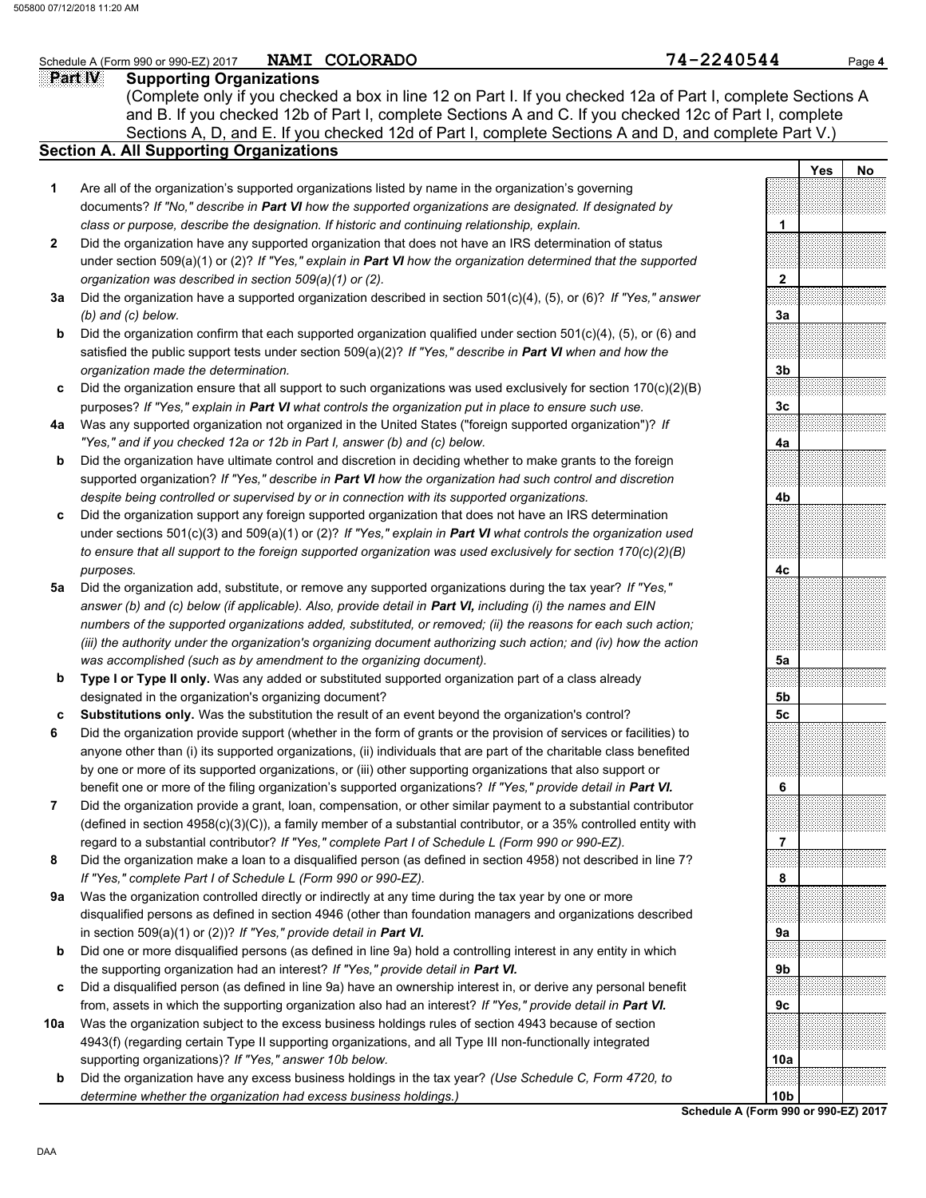Schedule A (Form 990 or 990-EZ) 2017 **NAMI COLORADO** **74-2240544**

**Part IV** **Supporting Organizations**

(Complete only if you checked a box in line 12 on Part I. If you checked 12a of Part I, complete Sections A and B. If you checked 12b of Part I, complete Sections A and C. If you checked 12c of Part I, complete Sections A, D, and E. If you checked 12d of Part I, complete Sections A and D, and complete Part V.)

## Section A. All Supporting Organizations

| | | | Yes | No |
|---|---|---|---|---|
| **1** | Are all of the organization's supported organizations listed by name in the organization's governing documents? *If "No," describe in **Part VI** how the supported organizations are designated. If designated by class or purpose, describe the designation. If historic and continuing relationship, explain.* | 1 | | |
| **2** | Did the organization have any supported organization that does not have an IRS determination of status under section 509(a)(1) or (2)? *If "Yes," explain in **Part VI** how the organization determined that the supported organization was described in section 509(a)(1) or (2).* | 2 | | |
| **3a** | Did the organization have a supported organization described in section 501(c)(4), (5), or (6)? *If "Yes," answer (b) and (c) below.* | 3a | | |
| **b** | Did the organization confirm that each supported organization qualified under section 501(c)(4), (5), or (6) and satisfied the public support tests under section 509(a)(2)? *If "Yes," describe in **Part VI** when and how the organization made the determination.* | 3b | | |
| **c** | Did the organization ensure that all support to such organizations was used exclusively for section 170(c)(2)(B) purposes? *If "Yes," explain in **Part VI** what controls the organization put in place to ensure such use.* | 3c | | |
| **4a** | Was any supported organization not organized in the United States ("foreign supported organization")? *If "Yes," and if you checked 12a or 12b in Part I, answer (b) and (c) below.* | 4a | | |
| **b** | Did the organization have ultimate control and discretion in deciding whether to make grants to the foreign supported organization? *If "Yes," describe in **Part VI** how the organization had such control and discretion despite being controlled or supervised by or in connection with its supported organizations.* | 4b | | |
| **c** | Did the organization support any foreign supported organization that does not have an IRS determination under sections 501(c)(3) and 509(a)(1) or (2)? *If "Yes," explain in **Part VI** what controls the organization used to ensure that all support to the foreign supported organization was used exclusively for section 170(c)(2)(B) purposes.* | 4c | | |
| **5a** | Did the organization add, substitute, or remove any supported organizations during the tax year? *If "Yes," answer (b) and (c) below (if applicable). Also, provide detail in **Part VI,** including (i) the names and EIN numbers of the supported organizations added, substituted, or removed; (ii) the reasons for each such action; (iii) the authority under the organization's organizing document authorizing such action; and (iv) how the action was accomplished (such as by amendment to the organizing document).* | 5a | | |
| **b** | **Type I or Type II only.** Was any added or substituted supported organization part of a class already designated in the organization's organizing document? | 5b | | |
| **c** | **Substitutions only.** Was the substitution the result of an event beyond the organization's control? | 5c | | |
| **6** | Did the organization provide support (whether in the form of grants or the provision of services or facilities) to anyone other than (i) its supported organizations, (ii) individuals that are part of the charitable class benefited by one or more of its supported organizations, or (iii) other supporting organizations that also support or benefit one or more of the filing organization's supported organizations? *If "Yes," provide detail in **Part VI.*** | 6 | | |
| **7** | Did the organization provide a grant, loan, compensation, or other similar payment to a substantial contributor (defined in section 4958(c)(3)(C)), a family member of a substantial contributor, or a 35% controlled entity with regard to a substantial contributor? *If "Yes," complete Part I of Schedule L (Form 990 or 990-EZ).* | 7 | | |
| **8** | Did the organization make a loan to a disqualified person (as defined in section 4958) not described in line 7? *If "Yes," complete Part I of Schedule L (Form 990 or 990-EZ).* | 8 | | |
| **9a** | Was the organization controlled directly or indirectly at any time during the tax year by one or more disqualified persons as defined in section 4946 (other than foundation managers and organizations described in section 509(a)(1) or (2))? *If "Yes," provide detail in **Part VI.*** | 9a | | |
| **b** | Did one or more disqualified persons (as defined in line 9a) hold a controlling interest in any entity in which the supporting organization had an interest? *If "Yes," provide detail in **Part VI.*** | 9b | | |
| **c** | Did a disqualified person (as defined in line 9a) have an ownership interest in, or derive any personal benefit from, assets in which the supporting organization also had an interest? *If "Yes," provide detail in **Part VI.*** | 9c | | |
| **10a** | Was the organization subject to the excess business holdings rules of section 4943 because of section 4943(f) (regarding certain Type II supporting organizations, and all Type III non-functionally integrated supporting organizations)? *If "Yes," answer 10b below.* | 10a | | |
| **b** | Did the organization have any excess business holdings in the tax year? *(Use Schedule C, Form 4720, to determine whether the organization had excess business holdings.)* | 10b | | |

**Schedule A (Form 990 or 990-EZ) 2017**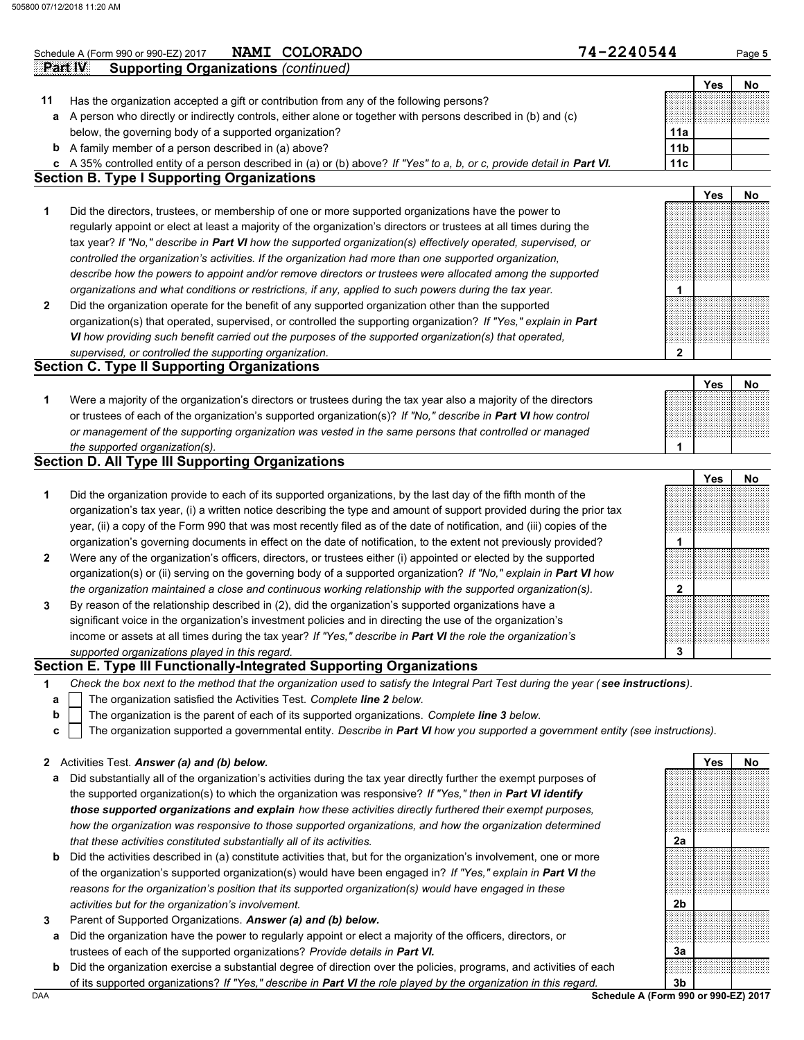Schedule A (Form 990 or 990-EZ) 2017 **NAMI COLORADO** 74-2240544

**Part IV Supporting Organizations** *(continued)*

| | | | Yes | No |
|---|---|---|---|---|
| **11** | Has the organization accepted a gift or contribution from any of the following persons? | | | |
| **a** | A person who directly or indirectly controls, either alone or together with persons described in (b) and (c) below, the governing body of a supported organization? | 11a | | |
| **b** | A family member of a person described in (a) above? | 11b | | |
| **c** | A 35% controlled entity of a person described in (a) or (b) above? *If "Yes" to a, b, or c, provide detail in **Part VI.*** | 11c | | |

## Section B. Type I Supporting Organizations

| | | | Yes | No |
|---|---|---|---|---|
| **1** | Did the directors, trustees, or membership of one or more supported organizations have the power to regularly appoint or elect at least a majority of the organization's directors or trustees at all times during the tax year? *If "No," describe in **Part VI** how the supported organization(s) effectively operated, supervised, or controlled the organization's activities. If the organization had more than one supported organization, describe how the powers to appoint and/or remove directors or trustees were allocated among the supported organizations and what conditions or restrictions, if any, applied to such powers during the tax year.* | 1 | | |
| **2** | Did the organization operate for the benefit of any supported organization other than the supported organization(s) that operated, supervised, or controlled the supporting organization? *If "Yes," explain in **Part VI** how providing such benefit carried out the purposes of the supported organization(s) that operated, supervised, or controlled the supporting organization.* | 2 | | |

## Section C. Type II Supporting Organizations

| | | | Yes | No |
|---|---|---|---|---|
| **1** | Were a majority of the organization's directors or trustees during the tax year also a majority of the directors or trustees of each of the organization's supported organization(s)? *If "No," describe in **Part VI** how control or management of the supporting organization was vested in the same persons that controlled or managed the supported organization(s).* | 1 | | |

## Section D. All Type III Supporting Organizations

| | | | Yes | No |
|---|---|---|---|---|
| **1** | Did the organization provide to each of its supported organizations, by the last day of the fifth month of the organization's tax year, (i) a written notice describing the type and amount of support provided during the prior tax year, (ii) a copy of the Form 990 that was most recently filed as of the date of notification, and (iii) copies of the organization's governing documents in effect on the date of notification, to the extent not previously provided? | 1 | | |
| **2** | Were any of the organization's officers, directors, or trustees either (i) appointed or elected by the supported organization(s) or (ii) serving on the governing body of a supported organization? *If "No," explain in **Part VI** how the organization maintained a close and continuous working relationship with the supported organization(s).* | 2 | | |
| **3** | By reason of the relationship described in (2), did the organization's supported organizations have a significant voice in the organization's investment policies and in directing the use of the organization's income or assets at all times during the tax year? *If "Yes," describe in **Part VI** the role the organization's supported organizations played in this regard.* | 3 | | |

## Section E. Type III Functionally-Integrated Supporting Organizations

**1** *Check the box next to the method that the organization used to satisfy the Integral Part Test during the year (**see instructions**).*

- **a** ☐ The organization satisfied the Activities Test. *Complete **line 2** below.*
- **b** ☐ The organization is the parent of each of its supported organizations. *Complete **line 3** below.*
- **c** ☐ The organization supported a governmental entity. *Describe in **Part VI** how you supported a government entity (see instructions).*

| | | | Yes | No |
|---|---|---|---|---|
| **2** | Activities Test. ***Answer (a) and (b) below.*** | | | |
| **a** | Did substantially all of the organization's activities during the tax year directly further the exempt purposes of the supported organization(s) to which the organization was responsive? *If "Yes," then in **Part VI identify those supported organizations and explain** how these activities directly furthered their exempt purposes, how the organization was responsive to those supported organizations, and how the organization determined that these activities constituted substantially all of its activities.* | 2a | | |
| **b** | Did the activities described in (a) constitute activities that, but for the organization's involvement, one or more of the organization's supported organization(s) would have been engaged in? *If "Yes," explain in **Part VI** the reasons for the organization's position that its supported organization(s) would have engaged in these activities but for the organization's involvement.* | 2b | | |
| **3** | Parent of Supported Organizations. ***Answer (a) and (b) below.*** | | | |
| **a** | Did the organization have the power to regularly appoint or elect a majority of the officers, directors, or trustees of each of the supported organizations? *Provide details in **Part VI.*** | 3a | | |
| **b** | Did the organization exercise a substantial degree of direction over the policies, programs, and activities of each of its supported organizations? *If "Yes," describe in **Part VI** the role played by the organization in this regard.* | 3b | | |

DAA **Schedule A (Form 990 or 990-EZ) 2017**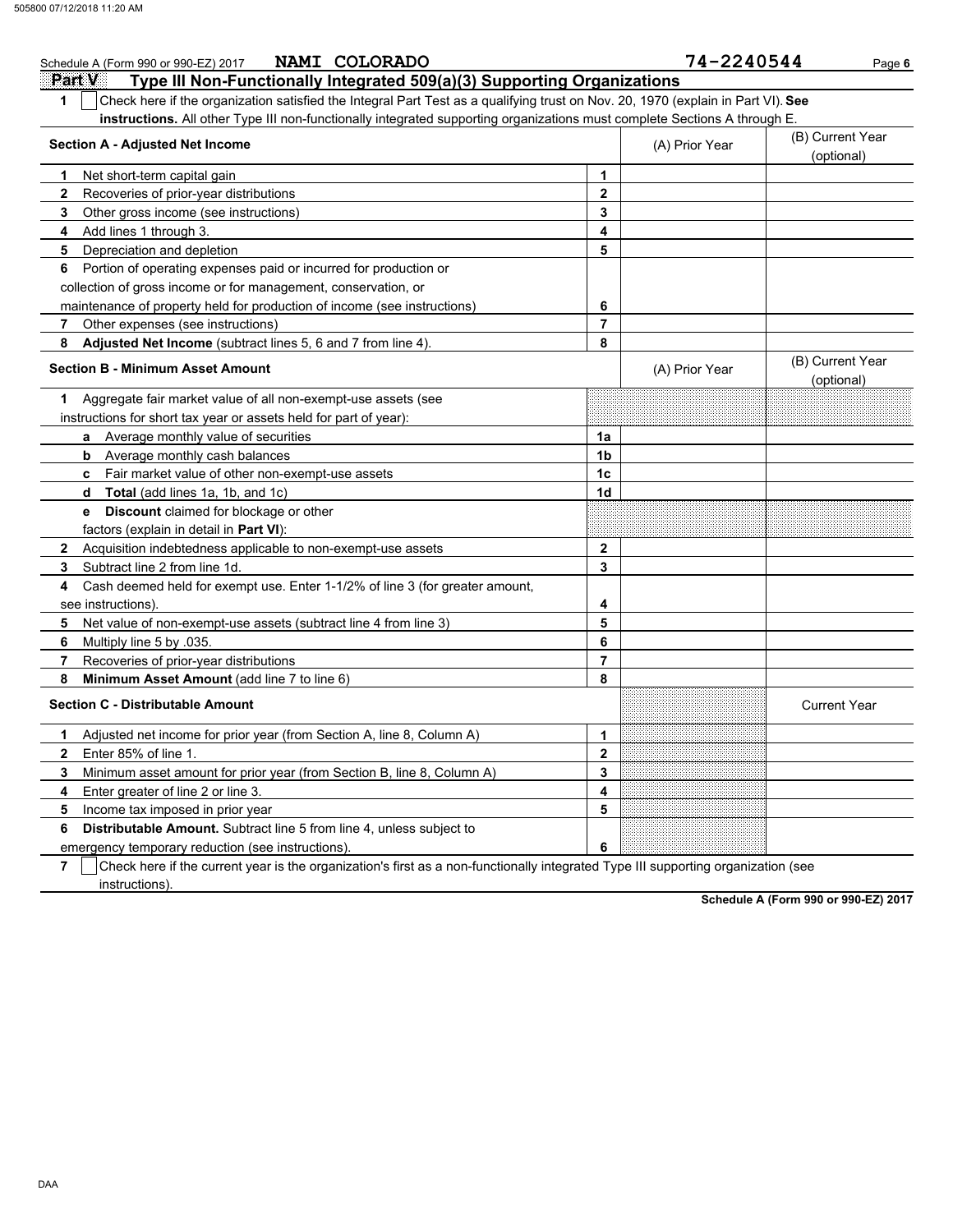Schedule A (Form 990 or 990-EZ) 2017 **NAMI COLORADO** **74-2240544**

## Part V Type III Non-Functionally Integrated 509(a)(3) Supporting Organizations

**1** ☐ Check here if the organization satisfied the Integral Part Test as a qualifying trust on Nov. 20, 1970 (explain in Part VI). **See instructions.** All other Type III non-functionally integrated supporting organizations must complete Sections A through E.

| **Section A - Adjusted Net Income** | | (A) Prior Year | (B) Current Year (optional) |
|---|---|---|---|
| **1** Net short-term capital gain | 1 | | |
| **2** Recoveries of prior-year distributions | 2 | | |
| **3** Other gross income (see instructions) | 3 | | |
| **4** Add lines 1 through 3. | 4 | | |
| **5** Depreciation and depletion | 5 | | |
| **6** Portion of operating expenses paid or incurred for production or collection of gross income or for management, conservation, or maintenance of property held for production of income (see instructions) | 6 | | |
| **7** Other expenses (see instructions) | 7 | | |
| **8** **Adjusted Net Income** (subtract lines 5, 6 and 7 from line 4). | 8 | | |

| **Section B - Minimum Asset Amount** | | (A) Prior Year | (B) Current Year (optional) |
|---|---|---|---|
| **1** Aggregate fair market value of all non-exempt-use assets (see instructions for short tax year or assets held for part of year): | | | |
| **a** Average monthly value of securities | 1a | | |
| **b** Average monthly cash balances | 1b | | |
| **c** Fair market value of other non-exempt-use assets | 1c | | |
| **d** **Total** (add lines 1a, 1b, and 1c) | 1d | | |
| **e** **Discount** claimed for blockage or other factors (explain in detail in **Part VI**): | | | |
| **2** Acquisition indebtedness applicable to non-exempt-use assets | 2 | | |
| **3** Subtract line 2 from line 1d. | 3 | | |
| **4** Cash deemed held for exempt use. Enter 1-1/2% of line 3 (for greater amount, see instructions). | 4 | | |
| **5** Net value of non-exempt-use assets (subtract line 4 from line 3) | 5 | | |
| **6** Multiply line 5 by .035. | 6 | | |
| **7** Recoveries of prior-year distributions | 7 | | |
| **8** **Minimum Asset Amount** (add line 7 to line 6) | 8 | | |

| **Section C - Distributable Amount** | | | Current Year |
|---|---|---|---|
| **1** Adjusted net income for prior year (from Section A, line 8, Column A) | 1 | | |
| **2** Enter 85% of line 1. | 2 | | |
| **3** Minimum asset amount for prior year (from Section B, line 8, Column A) | 3 | | |
| **4** Enter greater of line 2 or line 3. | 4 | | |
| **5** Income tax imposed in prior year | 5 | | |
| **6** **Distributable Amount.** Subtract line 5 from line 4, unless subject to emergency temporary reduction (see instructions). | 6 | | |

**7** ☐ Check here if the current year is the organization's first as a non-functionally integrated Type III supporting organization (see instructions).

**Schedule A (Form 990 or 990-EZ) 2017**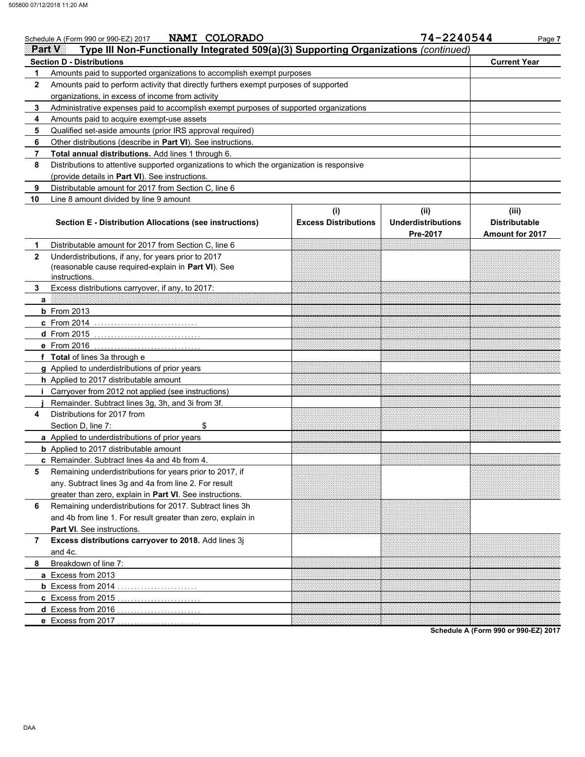Schedule A (Form 990 or 990-EZ) 2017 **NAMI COLORADO** **74-2240544**

**Part V** **Type III Non-Functionally Integrated 509(a)(3) Supporting Organizations** *(continued)*

| **Section D - Distributions** | | **Current Year** |
|---|---|---|
| 1 | Amounts paid to supported organizations to accomplish exempt purposes | |
| 2 | Amounts paid to perform activity that directly furthers exempt purposes of supported organizations, in excess of income from activity | |
| 3 | Administrative expenses paid to accomplish exempt purposes of supported organizations | |
| 4 | Amounts paid to acquire exempt-use assets | |
| 5 | Qualified set-aside amounts (prior IRS approval required) | |
| 6 | Other distributions (describe in **Part VI**). See instructions. | |
| 7 | **Total annual distributions.** Add lines 1 through 6. | |
| 8 | Distributions to attentive supported organizations to which the organization is responsive (provide details in **Part VI**). See instructions. | |
| 9 | Distributable amount for 2017 from Section C, line 6 | |
| 10 | Line 8 amount divided by line 9 amount | |

| | **Section E - Distribution Allocations (see instructions)** | **(i) Excess Distributions** | **(ii) Underdistributions Pre-2017** | **(iii) Distributable Amount for 2017** |
|---|---|---|---|---|
| 1 | Distributable amount for 2017 from Section C, line 6 | | | |
| 2 | Underdistributions, if any, for years prior to 2017 (reasonable cause required-explain in **Part VI**). See instructions. | | | |
| 3 | Excess distributions carryover, if any, to 2017: | | | |
| a | | | | |
| b | From 2013 | | | |
| c | From 2014 | | | |
| d | From 2015 | | | |
| e | From 2016 | | | |
| f | **Total** of lines 3a through e | | | |
| g | Applied to underdistributions of prior years | | | |
| h | Applied to 2017 distributable amount | | | |
| i | Carryover from 2012 not applied (see instructions) | | | |
| j | Remainder. Subtract lines 3g, 3h, and 3i from 3f. | | | |
| 4 | Distributions for 2017 from Section D, line 7: $ | | | |
| a | Applied to underdistributions of prior years | | | |
| b | Applied to 2017 distributable amount | | | |
| c | Remainder. Subtract lines 4a and 4b from 4. | | | |
| 5 | Remaining underdistributions for years prior to 2017, if any. Subtract lines 3g and 4a from line 2. For result greater than zero, explain in **Part VI**. See instructions. | | | |
| 6 | Remaining underdistributions for 2017. Subtract lines 3h and 4b from line 1. For result greater than zero, explain in **Part VI**. See instructions. | | | |
| 7 | **Excess distributions carryover to 2018.** Add lines 3j and 4c. | | | |
| 8 | Breakdown of line 7: | | | |
| a | Excess from 2013 | | | |
| b | Excess from 2014 | | | |
| c | Excess from 2015 | | | |
| d | Excess from 2016 | | | |
| e | Excess from 2017 | | | |

**Schedule A (Form 990 or 990-EZ) 2017**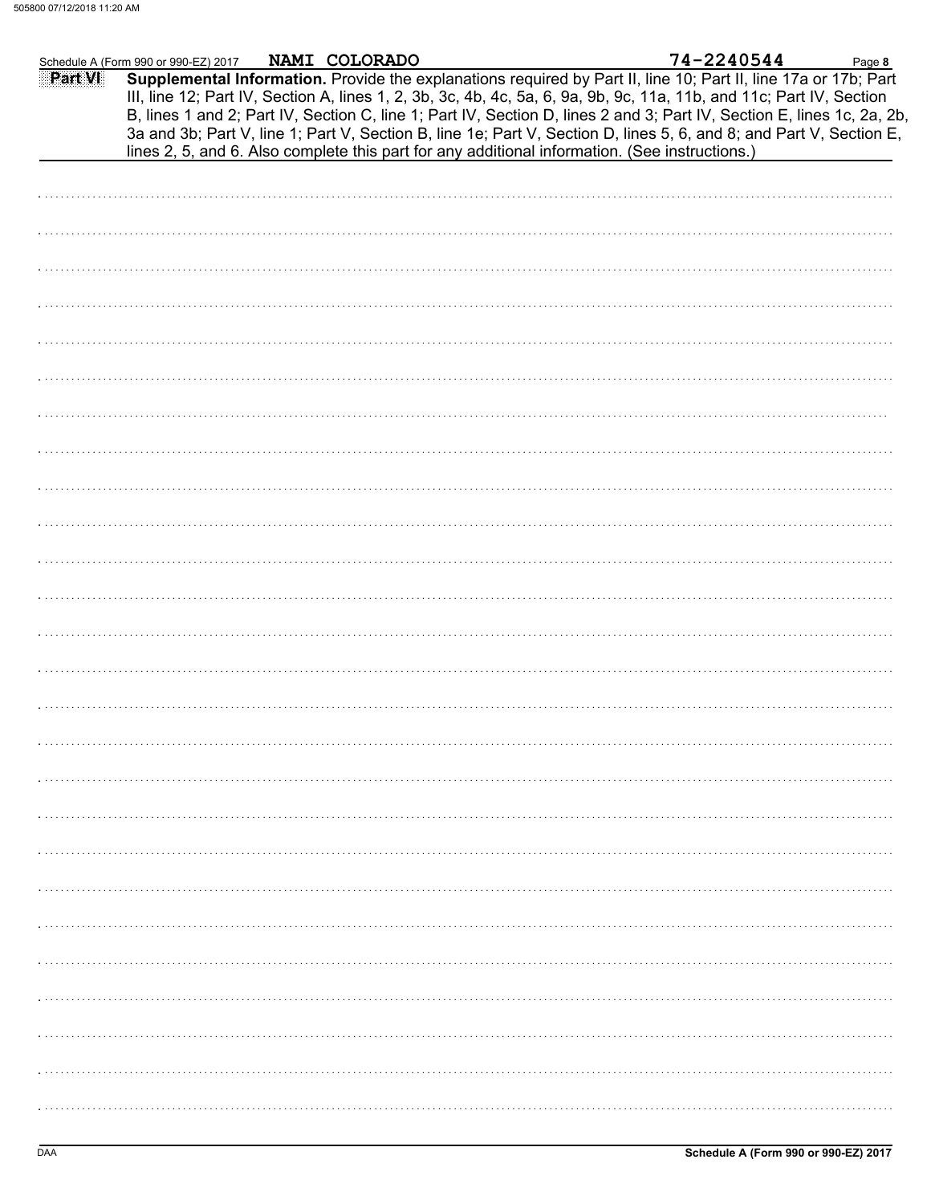Schedule A (Form 990 or 990-EZ) 2017 **NAMI COLORADO** **74-2240544**

**Part VI** **Supplemental Information.** Provide the explanations required by Part II, line 10; Part II, line 17a or 17b; Part III, line 12; Part IV, Section A, lines 1, 2, 3b, 3c, 4b, 4c, 5a, 6, 9a, 9b, 9c, 11a, 11b, and 11c; Part IV, Section B, lines 1 and 2; Part IV, Section C, line 1; Part IV, Section D, lines 2 and 3; Part IV, Section E, lines 1c, 2a, 2b, 3a and 3b; Part V, line 1; Part V, Section B, line 1e; Part V, Section D, lines 5, 6, and 8; and Part V, Section E, lines 2, 5, and 6. Also complete this part for any additional information. (See instructions.)

DAA **Schedule A (Form 990 or 990-EZ) 2017**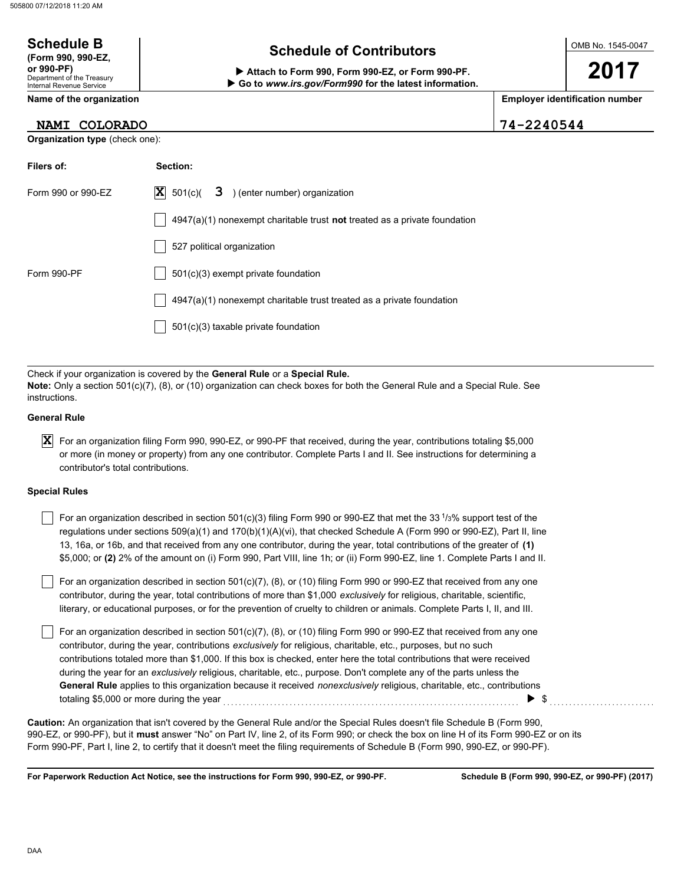**Schedule B**
**(Form 990, 990-EZ, or 990-PF)**
Department of the Treasury
Internal Revenue Service

# Schedule of Contributors

▶ **Attach to Form 990, Form 990-EZ, or Form 990-PF.**
▶ **Go to *www.irs.gov/Form990* for the latest information.**

OMB No. 1545-0047

**2017**

**Name of the organization**

**NAMI COLORADO**

**Employer identification number**

**74-2240544**

**Organization type** (check one):

| Filers of: | Section: |
|---|---|
| Form 990 or 990-EZ | [X] 501(c)( 3 ) (enter number) organization |
| | [ ] 4947(a)(1) nonexempt charitable trust **not** treated as a private foundation |
| | [ ] 527 political organization |
| Form 990-PF | [ ] 501(c)(3) exempt private foundation |
| | [ ] 4947(a)(1) nonexempt charitable trust treated as a private foundation |
| | [ ] 501(c)(3) taxable private foundation |

Check if your organization is covered by the **General Rule** or a **Special Rule.**
**Note:** Only a section 501(c)(7), (8), or (10) organization can check boxes for both the General Rule and a Special Rule. See instructions.

**General Rule**

[X] For an organization filing Form 990, 990-EZ, or 990-PF that received, during the year, contributions totaling $5,000 or more (in money or property) from any one contributor. Complete Parts I and II. See instructions for determining a contributor's total contributions.

**Special Rules**

[ ] For an organization described in section 501(c)(3) filing Form 990 or 990-EZ that met the 33 1/3% support test of the regulations under sections 509(a)(1) and 170(b)(1)(A)(vi), that checked Schedule A (Form 990 or 990-EZ), Part II, line 13, 16a, or 16b, and that received from any one contributor, during the year, total contributions of the greater of **(1)** $5,000; or **(2)** 2% of the amount on (i) Form 990, Part VIII, line 1h; or (ii) Form 990-EZ, line 1. Complete Parts I and II.

[ ] For an organization described in section 501(c)(7), (8), or (10) filing Form 990 or 990-EZ that received from any one contributor, during the year, total contributions of more than $1,000 *exclusively* for religious, charitable, scientific, literary, or educational purposes, or for the prevention of cruelty to children or animals. Complete Parts I, II, and III.

[ ] For an organization described in section 501(c)(7), (8), or (10) filing Form 990 or 990-EZ that received from any one contributor, during the year, contributions *exclusively* for religious, charitable, etc., purposes, but no such contributions totaled more than $1,000. If this box is checked, enter here the total contributions that were received during the year for an *exclusively* religious, charitable, etc., purpose. Don't complete any of the parts unless the **General Rule** applies to this organization because it received *nonexclusively* religious, charitable, etc., contributions totaling $5,000 or more during the year ▶ $

**Caution:** An organization that isn't covered by the General Rule and/or the Special Rules doesn't file Schedule B (Form 990, 990-EZ, or 990-PF), but it **must** answer "No" on Part IV, line 2, of its Form 990; or check the box on line H of its Form 990-EZ or on its Form 990-PF, Part I, line 2, to certify that it doesn't meet the filing requirements of Schedule B (Form 990, 990-EZ, or 990-PF).

**For Paperwork Reduction Act Notice, see the instructions for Form 990, 990-EZ, or 990-PF.** **Schedule B (Form 990, 990-EZ, or 990-PF) (2017)**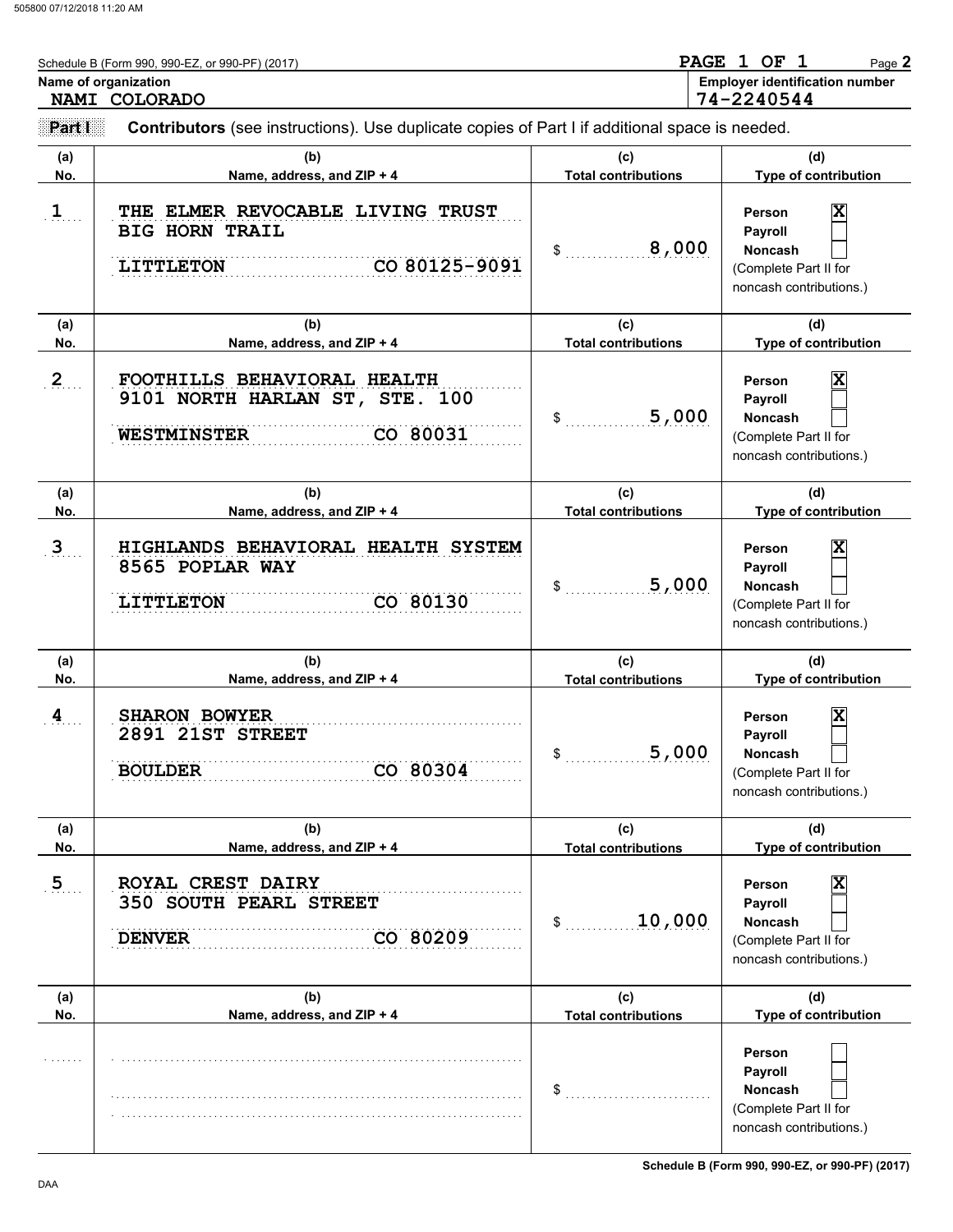Schedule B (Form 990, 990-EZ, or 990-PF) (2017)

**PAGE 1 OF 1**

**Name of organization**
NAMI COLORADO

**Employer identification number**
74-2240544

**Part I** **Contributors** (see instructions). Use duplicate copies of Part I if additional space is needed.

| (a) No. | (b) Name, address, and ZIP + 4 | (c) Total contributions | (d) Type of contribution |
|---|---|---|---|
| 1 | THE ELMER REVOCABLE LIVING TRUST<br>BIG HORN TRAIL<br>LITTLETON CO 80125-9091 | $ 8,000 | Person [X]<br>Payroll [ ]<br>Noncash [ ]<br>(Complete Part II for noncash contributions.) |
| 2 | FOOTHILLS BEHAVIORAL HEALTH<br>9101 NORTH HARLAN ST, STE. 100<br>WESTMINSTER CO 80031 | $ 5,000 | Person [X]<br>Payroll [ ]<br>Noncash [ ]<br>(Complete Part II for noncash contributions.) |
| 3 | HIGHLANDS BEHAVIORAL HEALTH SYSTEM<br>8565 POPLAR WAY<br>LITTLETON CO 80130 | $ 5,000 | Person [X]<br>Payroll [ ]<br>Noncash [ ]<br>(Complete Part II for noncash contributions.) |
| 4 | SHARON BOWYER<br>2891 21ST STREET<br>BOULDER CO 80304 | $ 5,000 | Person [X]<br>Payroll [ ]<br>Noncash [ ]<br>(Complete Part II for noncash contributions.) |
| 5 | ROYAL CREST DAIRY<br>350 SOUTH PEARL STREET<br>DENVER CO 80209 | $ 10,000 | Person [X]<br>Payroll [ ]<br>Noncash [ ]<br>(Complete Part II for noncash contributions.) |
| | | $ | Person [ ]<br>Payroll [ ]<br>Noncash [ ]<br>(Complete Part II for noncash contributions.) |

Schedule B (Form 990, 990-EZ, or 990-PF) (2017)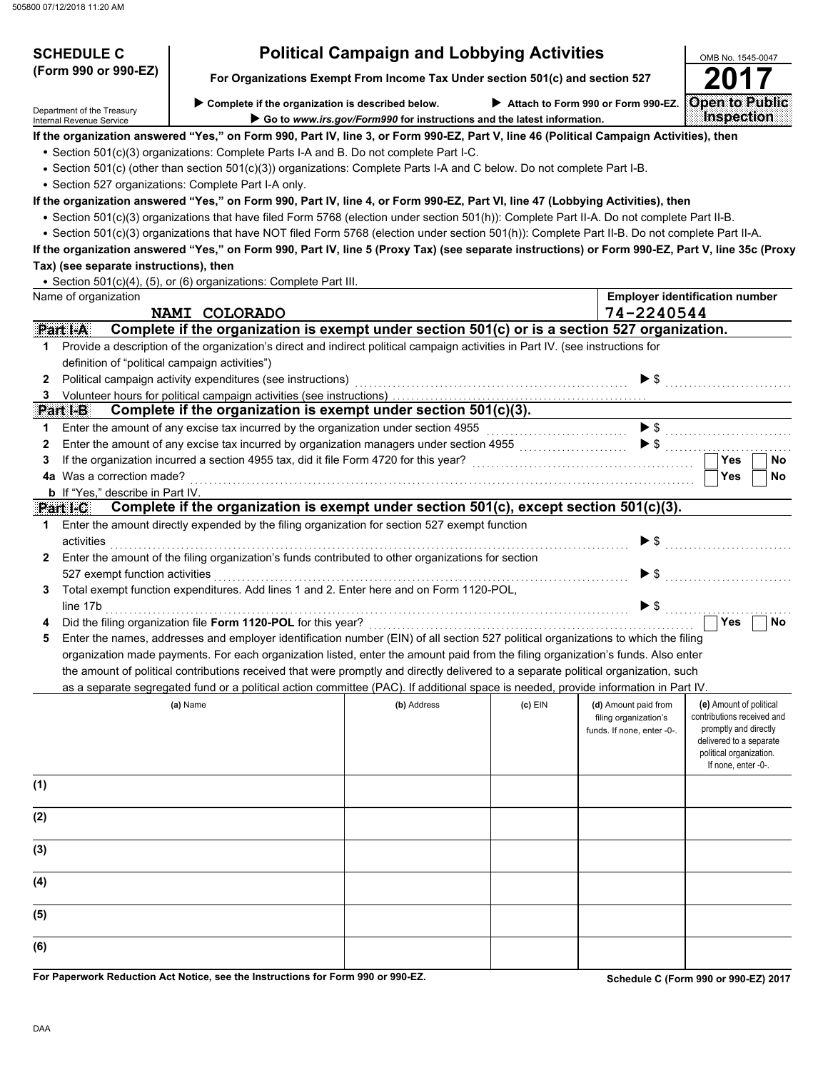# SCHEDULE C (Form 990 or 990-EZ)

Department of the Treasury
Internal Revenue Service

## Political Campaign and Lobbying Activities

**For Organizations Exempt From Income Tax Under section 501(c) and section 527**

▶ Complete if the organization is described below. ▶ Attach to Form 990 or Form 990-EZ.
▶ Go to *www.irs.gov/Form990* for instructions and the latest information.

OMB No. 1545-0047

**2017**

**Open to Public Inspection**

**If the organization answered "Yes," on Form 990, Part IV, line 3, or Form 990-EZ, Part V, line 46 (Political Campaign Activities), then**

- Section 501(c)(3) organizations: Complete Parts I-A and B. Do not complete Part I-C.
- Section 501(c) (other than section 501(c)(3)) organizations: Complete Parts I-A and C below. Do not complete Part I-B.
- Section 527 organizations: Complete Part I-A only.

**If the organization answered "Yes," on Form 990, Part IV, line 4, or Form 990-EZ, Part VI, line 47 (Lobbying Activities), then**

- Section 501(c)(3) organizations that have filed Form 5768 (election under section 501(h)): Complete Part II-A. Do not complete Part II-B.
- Section 501(c)(3) organizations that have NOT filed Form 5768 (election under section 501(h)): Complete Part II-B. Do not complete Part II-A.

**If the organization answered "Yes," on Form 990, Part IV, line 5 (Proxy Tax) (see separate instructions) or Form 990-EZ, Part V, line 35c (Proxy Tax) (see separate instructions), then**

- Section 501(c)(4), (5), or (6) organizations: Complete Part III.

| Name of organization | Employer identification number |
|---|---|
| NAMI COLORADO | 74-2240544 |

### Part I-A Complete if the organization is exempt under section 501(c) or is a section 527 organization.

1 Provide a description of the organization's direct and indirect political campaign activities in Part IV. (see instructions for definition of "political campaign activities")

2 Political campaign activity expenditures (see instructions) ▶ $

3 Volunteer hours for political campaign activities (see instructions)

### Part I-B Complete if the organization is exempt under section 501(c)(3).

1 Enter the amount of any excise tax incurred by the organization under section 4955 ▶ $

2 Enter the amount of any excise tax incurred by organization managers under section 4955 ▶ $

3 If the organization incurred a section 4955 tax, did it file Form 4720 for this year? Yes ☐ No ☐

4a Was a correction made? Yes ☐ No ☐

b If "Yes," describe in Part IV.

### Part I-C Complete if the organization is exempt under section 501(c), except section 501(c)(3).

1 Enter the amount directly expended by the filing organization for section 527 exempt function activities ▶ $

2 Enter the amount of the filing organization's funds contributed to other organizations for section 527 exempt function activities ▶ $

3 Total exempt function expenditures. Add lines 1 and 2. Enter here and on Form 1120-POL, line 17b ▶ $

4 Did the filing organization file **Form 1120-POL** for this year? Yes ☐ No ☐

5 Enter the names, addresses and employer identification number (EIN) of all section 527 political organizations to which the filing organization made payments. For each organization listed, enter the amount paid from the filing organization's funds. Also enter the amount of political contributions received that were promptly and directly delivered to a separate political organization, such as a separate segregated fund or a political action committee (PAC). If additional space is needed, provide information in Part IV.

| | (a) Name | (b) Address | (c) EIN | (d) Amount paid from filing organization's funds. If none, enter -0-. | (e) Amount of political contributions received and promptly and directly delivered to a separate political organization. If none, enter -0-. |
|---|---|---|---|---|---|
| (1) | | | | | |
| (2) | | | | | |
| (3) | | | | | |
| (4) | | | | | |
| (5) | | | | | |
| (6) | | | | | |

**For Paperwork Reduction Act Notice, see the Instructions for Form 990 or 990-EZ.**

**Schedule C (Form 990 or 990-EZ) 2017**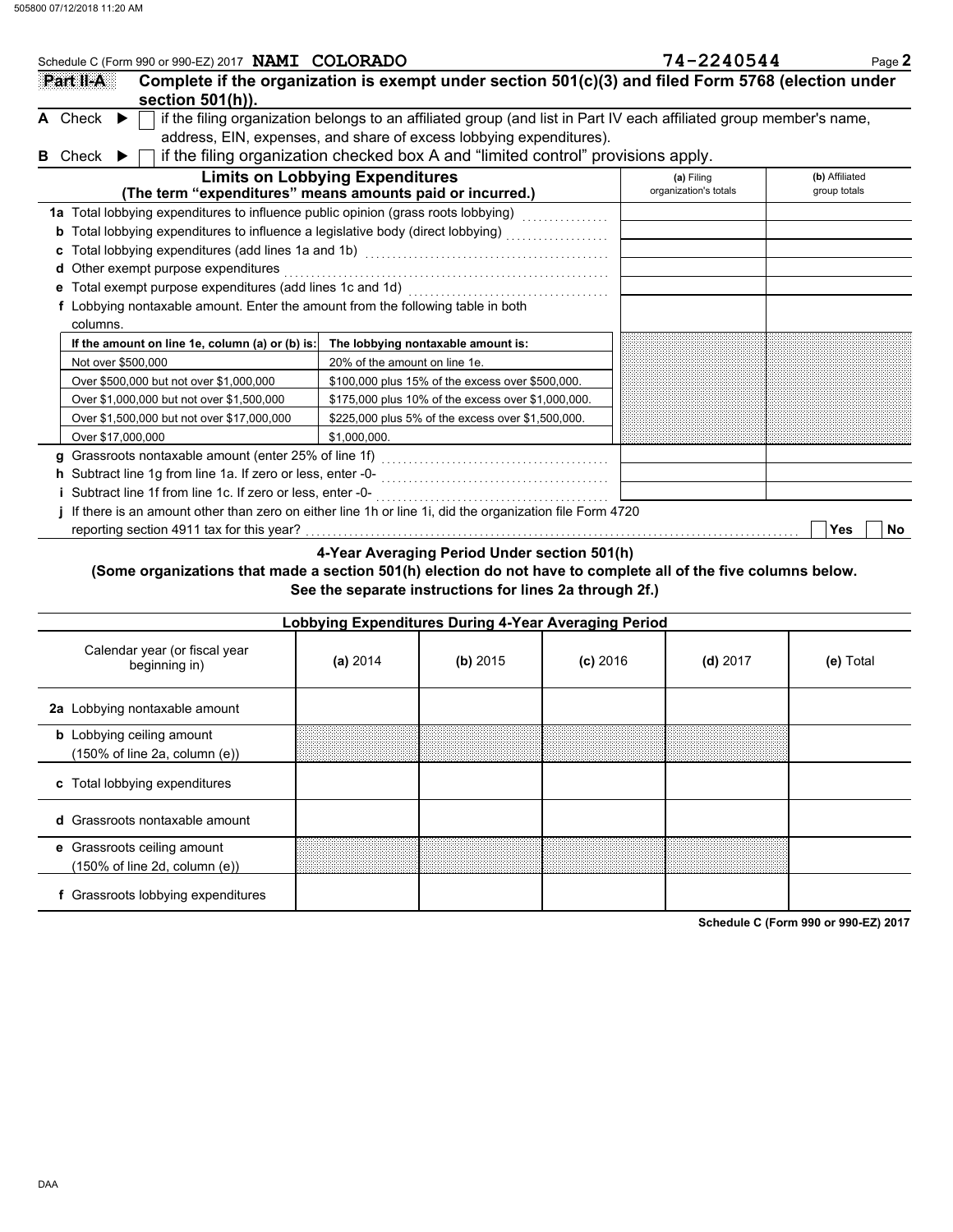Schedule C (Form 990 or 990-EZ) 2017 **NAMI COLORADO** **74-2240544**

## Part II-A Complete if the organization is exempt under section 501(c)(3) and filed Form 5768 (election under section 501(h)).

**A** Check ▶ ☐ if the filing organization belongs to an affiliated group (and list in Part IV each affiliated group member's name, address, EIN, expenses, and share of excess lobbying expenditures).

**B** Check ▶ ☐ if the filing organization checked box A and "limited control" provisions apply.

| Limits on Lobbying Expenditures (The term "expenditures" means amounts paid or incurred.) | (a) Filing organization's totals | (b) Affiliated group totals |
|---|---|---|
| **1a** Total lobbying expenditures to influence public opinion (grass roots lobbying) | | |
| **b** Total lobbying expenditures to influence a legislative body (direct lobbying) | | |
| **c** Total lobbying expenditures (add lines 1a and 1b) | | |
| **d** Other exempt purpose expenditures | | |
| **e** Total exempt purpose expenditures (add lines 1c and 1d) | | |
| **f** Lobbying nontaxable amount. Enter the amount from the following table in both columns. | | |

| If the amount on line 1e, column (a) or (b) is: | The lobbying nontaxable amount is: |
|---|---|
| Not over $500,000 | 20% of the amount on line 1e. |
| Over $500,000 but not over $1,000,000 | $100,000 plus 15% of the excess over $500,000. |
| Over $1,000,000 but not over $1,500,000 | $175,000 plus 10% of the excess over $1,000,000. |
| Over $1,500,000 but not over $17,000,000 | $225,000 plus 5% of the excess over $1,500,000. |
| Over $17,000,000 | $1,000,000. |

| | (a) Filing organization's totals | (b) Affiliated group totals |
|---|---|---|
| **g** Grassroots nontaxable amount (enter 25% of line 1f) | | |
| **h** Subtract line 1g from line 1a. If zero or less, enter -0- | | |
| **i** Subtract line 1f from line 1c. If zero or less, enter -0- | | |

**j** If there is an amount other than zero on either line 1h or line 1i, did the organization file Form 4720 reporting section 4911 tax for this year? ☐ Yes ☐ No

### 4-Year Averaging Period Under section 501(h)

**(Some organizations that made a section 501(h) election do not have to complete all of the five columns below. See the separate instructions for lines 2a through 2f.)**

| Lobbying Expenditures During 4-Year Averaging Period | | | | | |
|---|---|---|---|---|---|
| Calendar year (or fiscal year beginning in) | (a) 2014 | (b) 2015 | (c) 2016 | (d) 2017 | (e) Total |
| **2a** Lobbying nontaxable amount | | | | | |
| **b** Lobbying ceiling amount (150% of line 2a, column (e)) | | | | | |
| **c** Total lobbying expenditures | | | | | |
| **d** Grassroots nontaxable amount | | | | | |
| **e** Grassroots ceiling amount (150% of line 2d, column (e)) | | | | | |
| **f** Grassroots lobbying expenditures | | | | | |

**Schedule C (Form 990 or 990-EZ) 2017**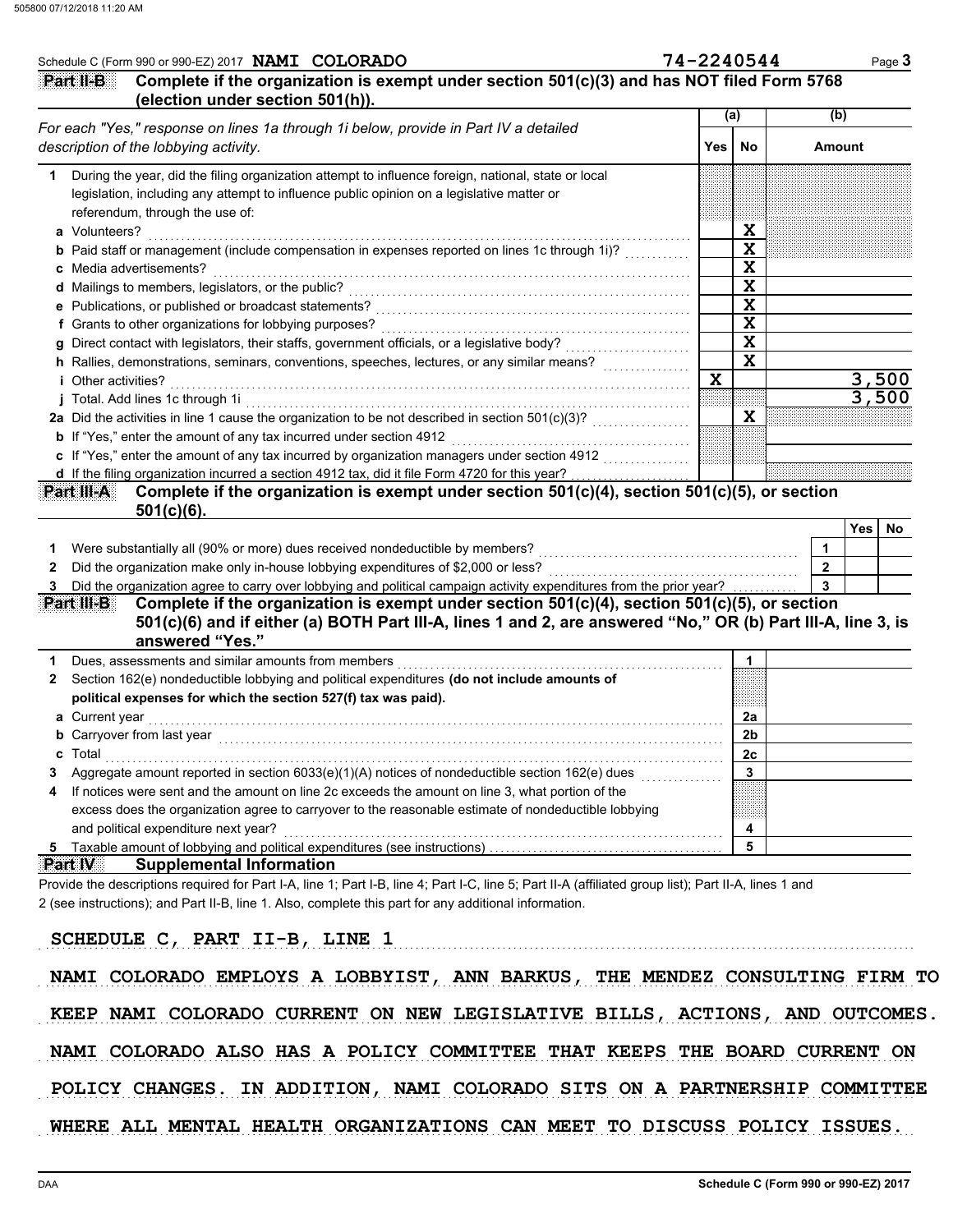Schedule C (Form 990 or 990-EZ) 2017 **NAMI COLORADO** 74-2240544

**Part II-B** **Complete if the organization is exempt under section 501(c)(3) and has NOT filed Form 5768 (election under section 501(h)).**

| For each "Yes," response on lines 1a through 1i below, provide in Part IV a detailed description of the lobbying activity. | (a) Yes | (a) No | (b) Amount |
|---|---|---|---|
| **1** During the year, did the filing organization attempt to influence foreign, national, state or local legislation, including any attempt to influence public opinion on a legislative matter or referendum, through the use of: | | | |
| **a** Volunteers? | | X | |
| **b** Paid staff or management (include compensation in expenses reported on lines 1c through 1i)? | | X | |
| **c** Media advertisements? | | X | |
| **d** Mailings to members, legislators, or the public? | | X | |
| **e** Publications, or published or broadcast statements? | | X | |
| **f** Grants to other organizations for lobbying purposes? | | X | |
| **g** Direct contact with legislators, their staffs, government officials, or a legislative body? | | X | |
| **h** Rallies, demonstrations, seminars, conventions, speeches, lectures, or any similar means? | | X | |
| **i** Other activities? | X | | 3,500 |
| **j** Total. Add lines 1c through 1i | | | 3,500 |
| **2a** Did the activities in line 1 cause the organization to be not described in section 501(c)(3)? | | X | |
| **b** If "Yes," enter the amount of any tax incurred under section 4912 | | | |
| **c** If "Yes," enter the amount of any tax incurred by organization managers under section 4912 | | | |
| **d** If the filing organization incurred a section 4912 tax, did it file Form 4720 for this year? | | | |

**Part III-A** **Complete if the organization is exempt under section 501(c)(4), section 501(c)(5), or section 501(c)(6).**

| | | Yes | No |
|---|---|---|---|
| **1** Were substantially all (90% or more) dues received nondeductible by members? | 1 | | |
| **2** Did the organization make only in-house lobbying expenditures of $2,000 or less? | 2 | | |
| **3** Did the organization agree to carry over lobbying and political campaign activity expenditures from the prior year? | 3 | | |

**Part III-B** **Complete if the organization is exempt under section 501(c)(4), section 501(c)(5), or section 501(c)(6) and if either (a) BOTH Part III-A, lines 1 and 2, are answered "No," OR (b) Part III-A, line 3, is answered "Yes."**

| | | |
|---|---|---|
| **1** Dues, assessments and similar amounts from members | 1 | |
| **2** Section 162(e) nondeductible lobbying and political expenditures **(do not include amounts of political expenses for which the section 527(f) tax was paid).** | | |
| **a** Current year | 2a | |
| **b** Carryover from last year | 2b | |
| **c** Total | 2c | |
| **3** Aggregate amount reported in section 6033(e)(1)(A) notices of nondeductible section 162(e) dues | 3 | |
| **4** If notices were sent and the amount on line 2c exceeds the amount on line 3, what portion of the excess does the organization agree to carryover to the reasonable estimate of nondeductible lobbying and political expenditure next year? | 4 | |
| **5** Taxable amount of lobbying and political expenditures (see instructions) | 5 | |

**Part IV** **Supplemental Information**

Provide the descriptions required for Part I-A, line 1; Part I-B, line 4; Part I-C, line 5; Part II-A (affiliated group list); Part II-A, lines 1 and 2 (see instructions); and Part II-B, line 1. Also, complete this part for any additional information.

SCHEDULE C, PART II-B, LINE 1

NAMI COLORADO EMPLOYS A LOBBYIST, ANN BARKUS, THE MENDEZ CONSULTING FIRM TO KEEP NAMI COLORADO CURRENT ON NEW LEGISLATIVE BILLS, ACTIONS, AND OUTCOMES. NAMI COLORADO ALSO HAS A POLICY COMMITTEE THAT KEEPS THE BOARD CURRENT ON POLICY CHANGES. IN ADDITION, NAMI COLORADO SITS ON A PARTNERSHIP COMMITTEE WHERE ALL MENTAL HEALTH ORGANIZATIONS CAN MEET TO DISCUSS POLICY ISSUES.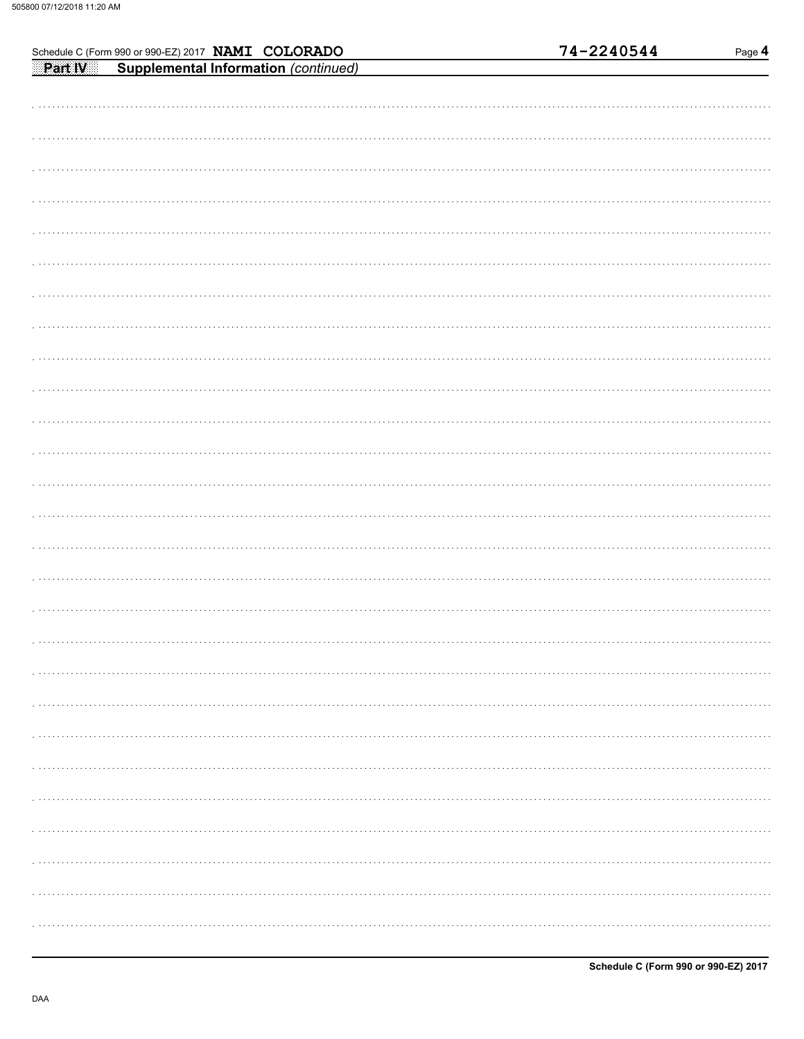Schedule C (Form 990 or 990-EZ) 2017 **NAMI COLORADO** **74-2240544**

**Part IV** **Supplemental Information** *(continued)*

**Schedule C (Form 990 or 990-EZ) 2017**

DAA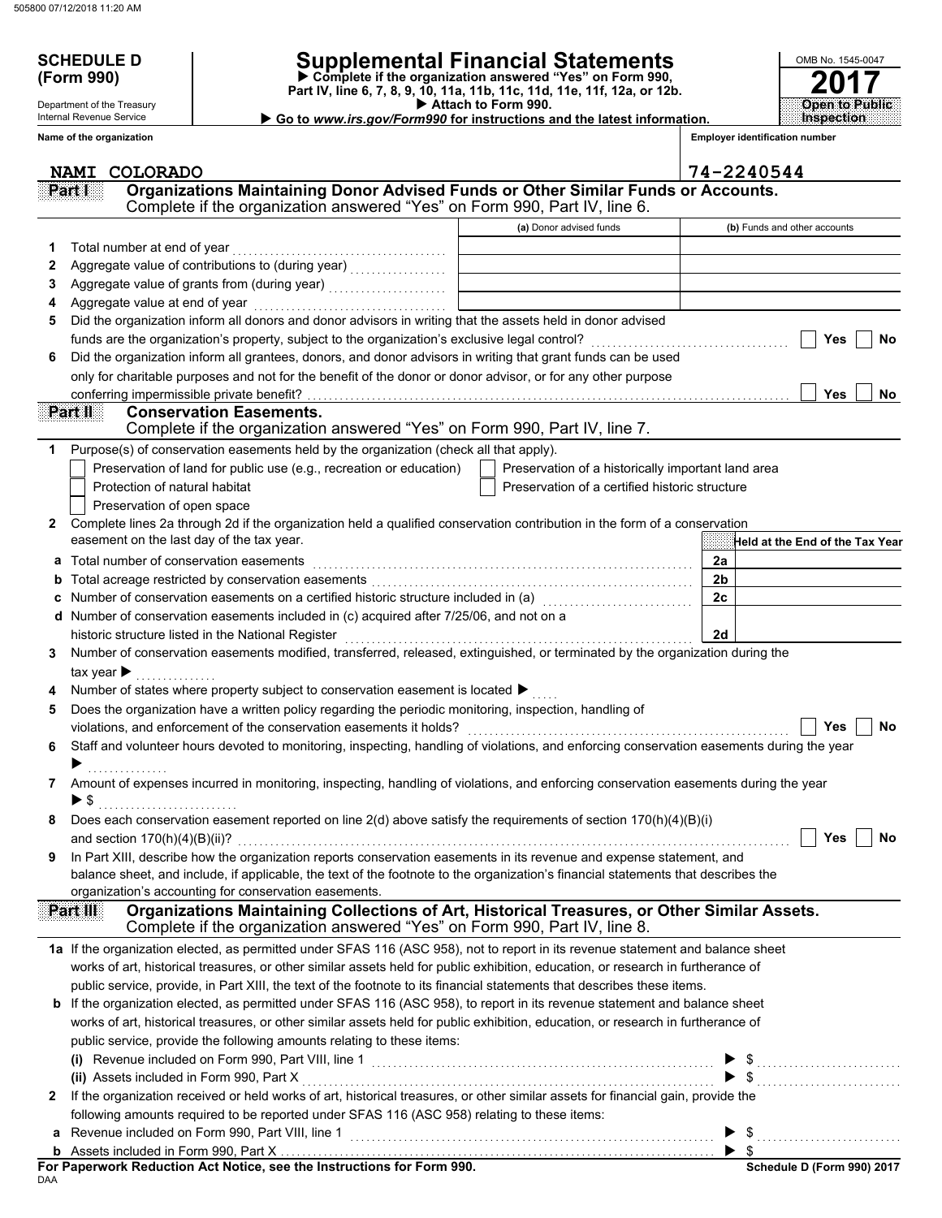505800 07/12/2018 11:20 AM

**SCHEDULE D (Form 990)**

Department of the Treasury
Internal Revenue Service

# Supplemental Financial Statements

▶ Complete if the organization answered "Yes" on Form 990, Part IV, line 6, 7, 8, 9, 10, 11a, 11b, 11c, 11d, 11e, 11f, 12a, or 12b.
▶ Attach to Form 990.
▶ Go to *www.irs.gov/Form990* for instructions and the latest information.

OMB No. 1545-0047

**2017**

**Open to Public Inspection**

**Name of the organization**: NAMI COLORADO

**Employer identification number**: 74-2240544

## Part I — Organizations Maintaining Donor Advised Funds or Other Similar Funds or Accounts.
Complete if the organization answered "Yes" on Form 990, Part IV, line 6.

| | | (a) Donor advised funds | (b) Funds and other accounts |
|---|---|---|---|
| 1 | Total number at end of year | | |
| 2 | Aggregate value of contributions to (during year) | | |
| 3 | Aggregate value of grants from (during year) | | |
| 4 | Aggregate value at end of year | | |

5 Did the organization inform all donors and donor advisors in writing that the assets held in donor advised funds are the organization's property, subject to the organization's exclusive legal control? ☐ Yes ☐ No

6 Did the organization inform all grantees, donors, and donor advisors in writing that grant funds can be used only for charitable purposes and not for the benefit of the donor or donor advisor, or for any other purpose conferring impermissible private benefit? ☐ Yes ☐ No

## Part II — Conservation Easements.
Complete if the organization answered "Yes" on Form 990, Part IV, line 7.

1 Purpose(s) of conservation easements held by the organization (check all that apply).

- ☐ Preservation of land for public use (e.g., recreation or education)
- ☐ Preservation of a historically important land area
- ☐ Protection of natural habitat
- ☐ Preservation of a certified historic structure
- ☐ Preservation of open space

2 Complete lines 2a through 2d if the organization held a qualified conservation contribution in the form of a conservation easement on the last day of the tax year.

| | | | Held at the End of the Tax Year |
|---|---|---|---|
| a | Total number of conservation easements | 2a | |
| b | Total acreage restricted by conservation easements | 2b | |
| c | Number of conservation easements on a certified historic structure included in (a) | 2c | |
| d | Number of conservation easements included in (c) acquired after 7/25/06, and not on a historic structure listed in the National Register | 2d | |

3 Number of conservation easements modified, transferred, released, extinguished, or terminated by the organization during the tax year ▶

4 Number of states where property subject to conservation easement is located ▶

5 Does the organization have a written policy regarding the periodic monitoring, inspection, handling of violations, and enforcement of the conservation easements it holds? ☐ Yes ☐ No

6 Staff and volunteer hours devoted to monitoring, inspecting, handling of violations, and enforcing conservation easements during the year ▶

7 Amount of expenses incurred in monitoring, inspecting, handling of violations, and enforcing conservation easements during the year ▶ $

8 Does each conservation easement reported on line 2(d) above satisfy the requirements of section 170(h)(4)(B)(i) and section 170(h)(4)(B)(ii)? ☐ Yes ☐ No

9 In Part XIII, describe how the organization reports conservation easements in its revenue and expense statement, and balance sheet, and include, if applicable, the text of the footnote to the organization's financial statements that describes the organization's accounting for conservation easements.

## Part III — Organizations Maintaining Collections of Art, Historical Treasures, or Other Similar Assets.
Complete if the organization answered "Yes" on Form 990, Part IV, line 8.

1a If the organization elected, as permitted under SFAS 116 (ASC 958), not to report in its revenue statement and balance sheet works of art, historical treasures, or other similar assets held for public exhibition, education, or research in furtherance of public service, provide, in Part XIII, the text of the footnote to its financial statements that describes these items.

b If the organization elected, as permitted under SFAS 116 (ASC 958), to report in its revenue statement and balance sheet works of art, historical treasures, or other similar assets held for public exhibition, education, or research in furtherance of public service, provide the following amounts relating to these items:

(i) Revenue included on Form 990, Part VIII, line 1 ▶ $

(ii) Assets included in Form 990, Part X ▶ $

2 If the organization received or held works of art, historical treasures, or other similar assets for financial gain, provide the following amounts required to be reported under SFAS 116 (ASC 958) relating to these items:

a Revenue included on Form 990, Part VIII, line 1 ▶ $

b Assets included in Form 990, Part X ▶ $

**For Paperwork Reduction Act Notice, see the Instructions for Form 990.** **Schedule D (Form 990) 2017**

DAA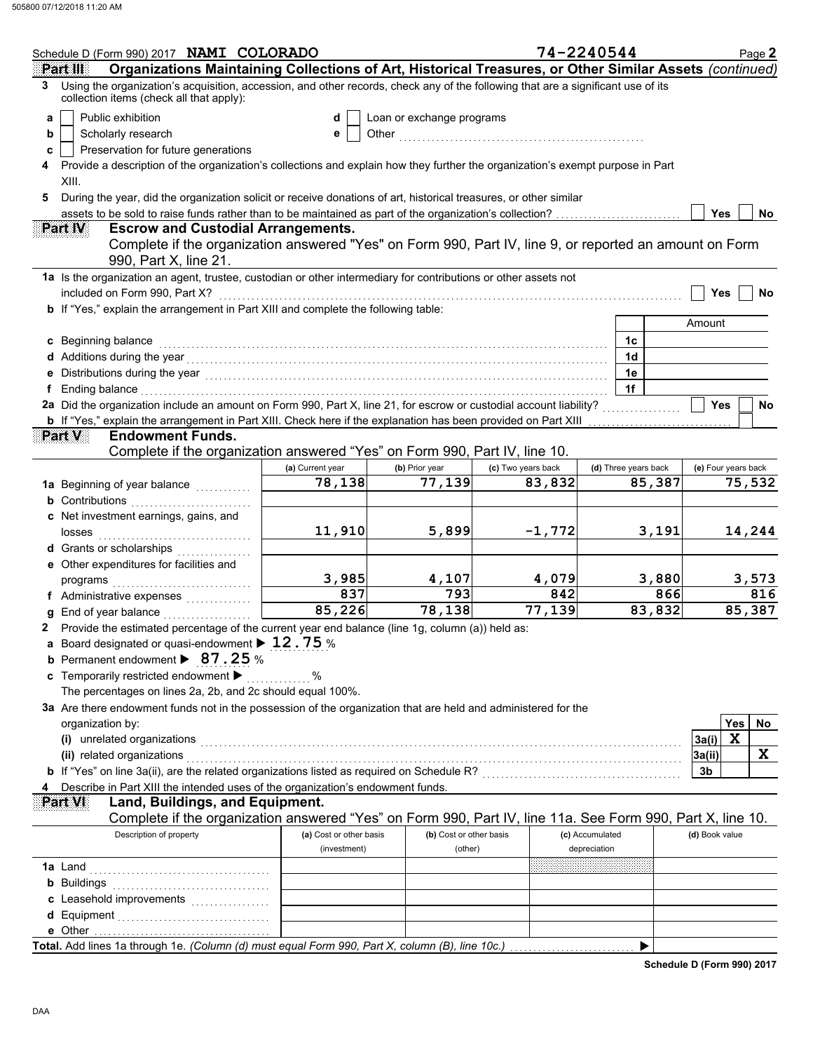Schedule D (Form 990) 2017 **NAMI COLORADO** 74-2240544

## Part III Organizations Maintaining Collections of Art, Historical Treasures, or Other Similar Assets *(continued)*

**3** Using the organization's acquisition, accession, and other records, check any of the following that are a significant use of its collection items (check all that apply):

- **a** ☐ Public exhibition
- **b** ☐ Scholarly research
- **c** ☐ Preservation for future generations
- **d** ☐ Loan or exchange programs
- **e** ☐ Other

**4** Provide a description of the organization's collections and explain how they further the organization's exempt purpose in Part XIII.

**5** During the year, did the organization solicit or receive donations of art, historical treasures, or other similar assets to be sold to raise funds rather than to be maintained as part of the organization's collection? ☐ Yes ☐ No

## Part IV Escrow and Custodial Arrangements.

Complete if the organization answered "Yes" on Form 990, Part IV, line 9, or reported an amount on Form 990, Part X, line 21.

**1a** Is the organization an agent, trustee, custodian or other intermediary for contributions or other assets not included on Form 990, Part X? ☐ Yes ☐ No

**b** If "Yes," explain the arrangement in Part XIII and complete the following table:

| | | Amount |
|---|---|---|
| **c** Beginning balance | 1c | |
| **d** Additions during the year | 1d | |
| **e** Distributions during the year | 1e | |
| **f** Ending balance | 1f | |

**2a** Did the organization include an amount on Form 990, Part X, line 21, for escrow or custodial account liability? ☐ Yes ☐ No

**b** If "Yes," explain the arrangement in Part XIII. Check here if the explanation has been provided on Part XIII ☐

## Part V Endowment Funds.

Complete if the organization answered "Yes" on Form 990, Part IV, line 10.

| | (a) Current year | (b) Prior year | (c) Two years back | (d) Three years back | (e) Four years back |
|---|---|---|---|---|---|
| **1a** Beginning of year balance | 78,138 | 77,139 | 83,832 | 85,387 | 75,532 |
| **b** Contributions | | | | | |
| **c** Net investment earnings, gains, and losses | 11,910 | 5,899 | -1,772 | 3,191 | 14,244 |
| **d** Grants or scholarships | | | | | |
| **e** Other expenditures for facilities and programs | 3,985 | 4,107 | 4,079 | 3,880 | 3,573 |
| **f** Administrative expenses | 837 | 793 | 842 | 866 | 816 |
| **g** End of year balance | 85,226 | 78,138 | 77,139 | 83,832 | 85,387 |

**2** Provide the estimated percentage of the current year end balance (line 1g, column (a)) held as:

- **a** Board designated or quasi-endowment ▶ 12.75 %
- **b** Permanent endowment ▶ 87.25 %
- **c** Temporarily restricted endowment ▶ %

The percentages on lines 2a, 2b, and 2c should equal 100%.

**3a** Are there endowment funds not in the possession of the organization that are held and administered for the organization by:

| | | Yes | No |
|---|---|---|---|
| **(i)** unrelated organizations | 3a(i) | X | |
| **(ii)** related organizations | 3a(ii) | | X |
| **b** If "Yes" on line 3a(ii), are the related organizations listed as required on Schedule R? | 3b | | |

**4** Describe in Part XIII the intended uses of the organization's endowment funds.

## Part VI Land, Buildings, and Equipment.

Complete if the organization answered "Yes" on Form 990, Part IV, line 11a. See Form 990, Part X, line 10.

| Description of property | (a) Cost or other basis (investment) | (b) Cost or other basis (other) | (c) Accumulated depreciation | (d) Book value |
|---|---|---|---|---|
| **1a** Land | | | | |
| **b** Buildings | | | | |
| **c** Leasehold improvements | | | | |
| **d** Equipment | | | | |
| **e** Other | | | | |

**Total.** Add lines 1a through 1e. *(Column (d) must equal Form 990, Part X, column (B), line 10c.)* ▶

**Schedule D (Form 990) 2017**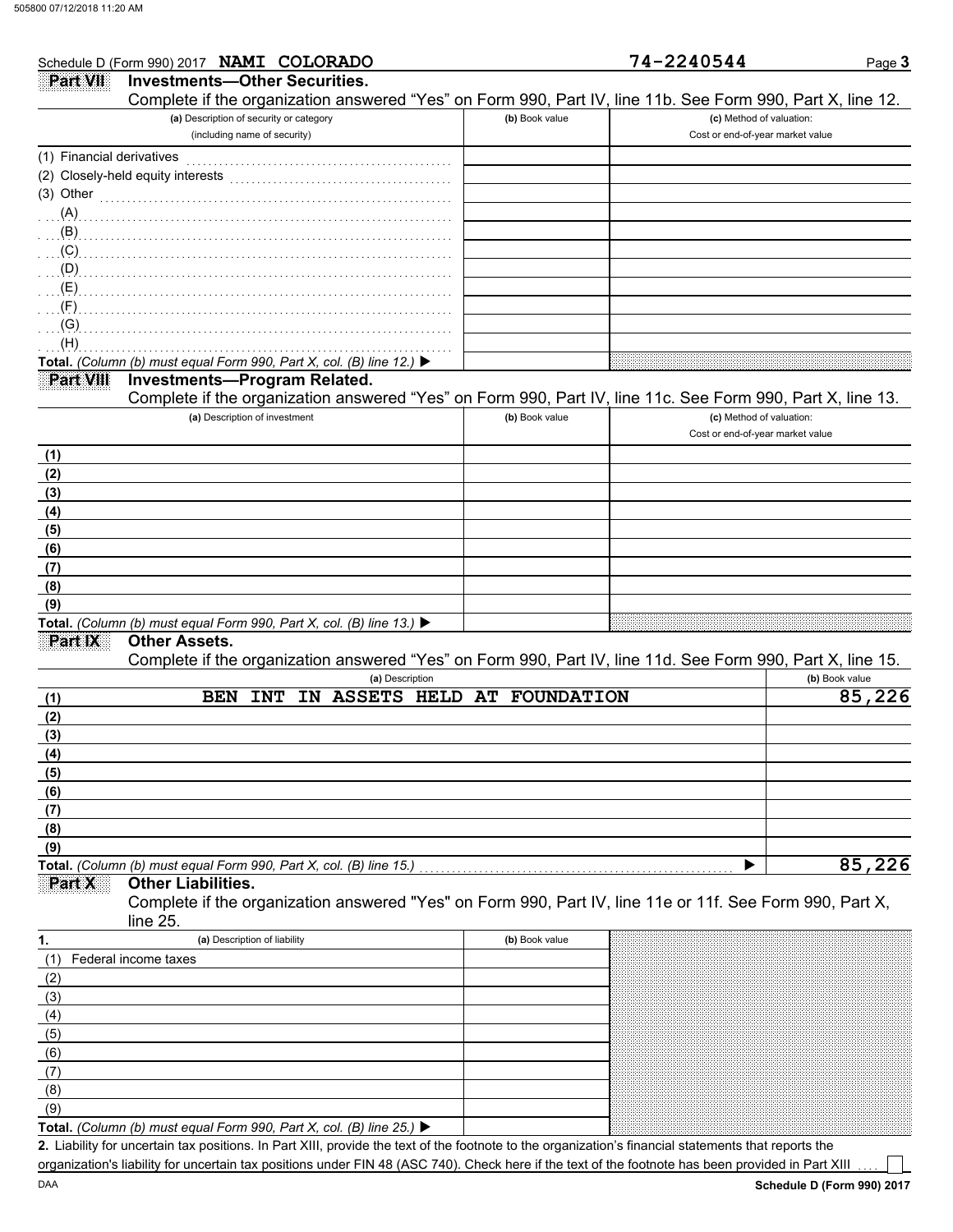Schedule D (Form 990) 2017 **NAMI COLORADO** **74-2240544**

## Part VII Investments—Other Securities.

Complete if the organization answered "Yes" on Form 990, Part IV, line 11b. See Form 990, Part X, line 12.

| (a) Description of security or category (including name of security) | (b) Book value | (c) Method of valuation: Cost or end-of-year market value |
|---|---|---|
| (1) Financial derivatives | | |
| (2) Closely-held equity interests | | |
| (3) Other | | |
| (A) | | |
| (B) | | |
| (C) | | |
| (D) | | |
| (E) | | |
| (F) | | |
| (G) | | |
| (H) | | |
| **Total.** *(Column (b) must equal Form 990, Part X, col. (B) line 12.)* ▶ | | |

## Part VIII Investments—Program Related.

Complete if the organization answered "Yes" on Form 990, Part IV, line 11c. See Form 990, Part X, line 13.

| (a) Description of investment | (b) Book value | (c) Method of valuation: Cost or end-of-year market value |
|---|---|---|
| (1) | | |
| (2) | | |
| (3) | | |
| (4) | | |
| (5) | | |
| (6) | | |
| (7) | | |
| (8) | | |
| (9) | | |
| **Total.** *(Column (b) must equal Form 990, Part X, col. (B) line 13.)* ▶ | | |

## Part IX Other Assets.

Complete if the organization answered "Yes" on Form 990, Part IV, line 11d. See Form 990, Part X, line 15.

| | (a) Description | (b) Book value |
|---|---|---|
| (1) | BEN INT IN ASSETS HELD AT FOUNDATION | 85,226 |
| (2) | | |
| (3) | | |
| (4) | | |
| (5) | | |
| (6) | | |
| (7) | | |
| (8) | | |
| (9) | | |
| **Total.** | *(Column (b) must equal Form 990, Part X, col. (B) line 15.)* ▶ | 85,226 |

## Part X Other Liabilities.

Complete if the organization answered "Yes" on Form 990, Part IV, line 11e or 11f. See Form 990, Part X, line 25.

| 1. (a) Description of liability | (b) Book value |
|---|---|
| (1) Federal income taxes | |
| (2) | |
| (3) | |
| (4) | |
| (5) | |
| (6) | |
| (7) | |
| (8) | |
| (9) | |
| **Total.** *(Column (b) must equal Form 990, Part X, col. (B) line 25.)* ▶ | |

**2.** Liability for uncertain tax positions. In Part XIII, provide the text of the footnote to the organization's financial statements that reports the organization's liability for uncertain tax positions under FIN 48 (ASC 740). Check here if the text of the footnote has been provided in Part XIII ☐

DAA **Schedule D (Form 990) 2017**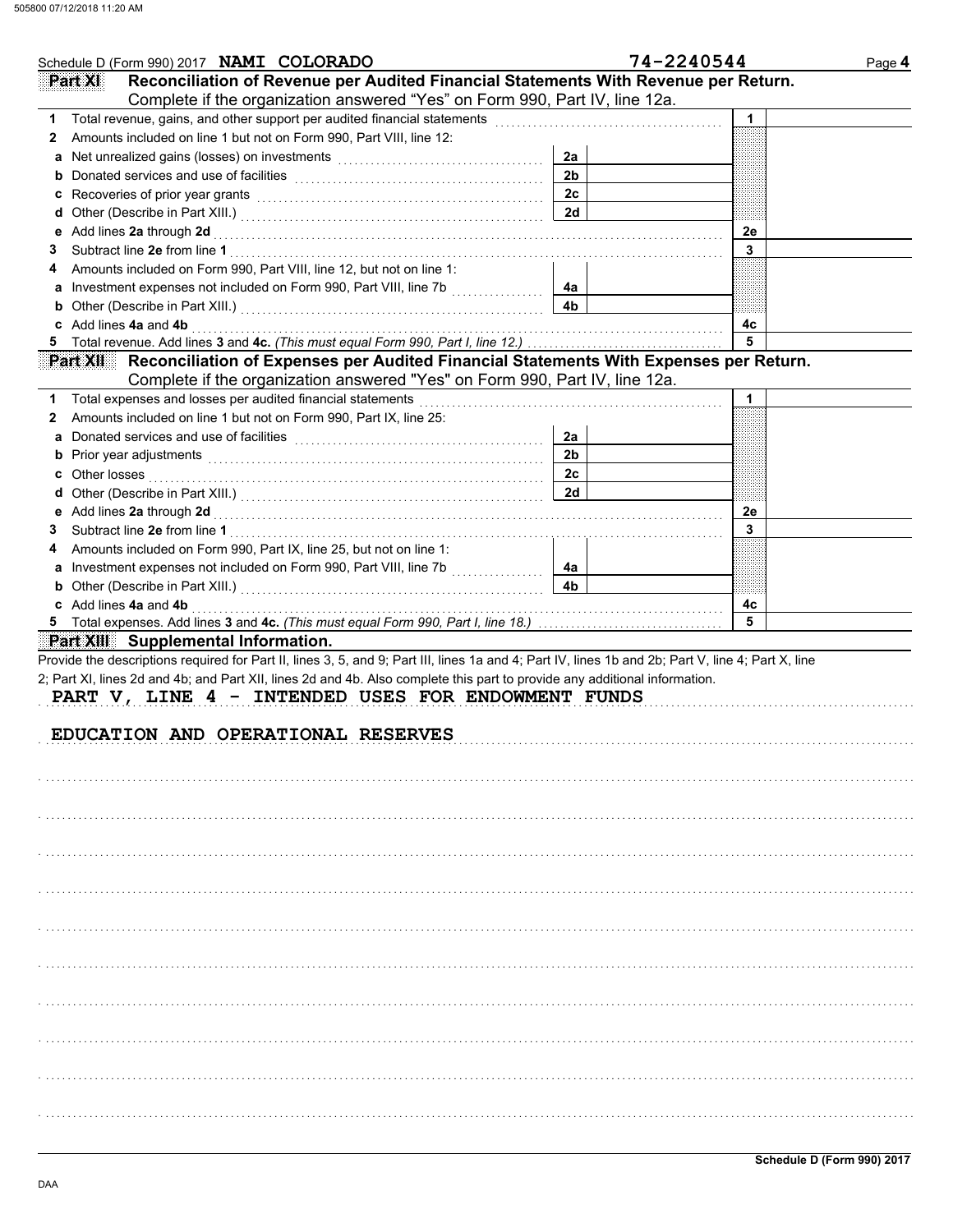Schedule D (Form 990) 2017 **NAMI COLORADO** 74-2240544

## Part XI Reconciliation of Revenue per Audited Financial Statements With Revenue per Return.

Complete if the organization answered "Yes" on Form 990, Part IV, line 12a.

| | | | | | |
|---|---|---|---|---|---|
| 1 | Total revenue, gains, and other support per audited financial statements | | | 1 | |
| 2 | Amounts included on line 1 but not on Form 990, Part VIII, line 12: | | | | |
| a | Net unrealized gains (losses) on investments | 2a | | | |
| b | Donated services and use of facilities | 2b | | | |
| c | Recoveries of prior year grants | 2c | | | |
| d | Other (Describe in Part XIII.) | 2d | | | |
| e | Add lines **2a** through **2d** | | | 2e | |
| 3 | Subtract line **2e** from line **1** | | | 3 | |
| 4 | Amounts included on Form 990, Part VIII, line 12, but not on line 1: | | | | |
| a | Investment expenses not included on Form 990, Part VIII, line 7b | 4a | | | |
| b | Other (Describe in Part XIII.) | 4b | | | |
| c | Add lines **4a** and **4b** | | | 4c | |
| 5 | Total revenue. Add lines **3** and **4c.** *(This must equal Form 990, Part I, line 12.)* | | | 5 | |

## Part XII Reconciliation of Expenses per Audited Financial Statements With Expenses per Return.

Complete if the organization answered "Yes" on Form 990, Part IV, line 12a.

| | | | | | |
|---|---|---|---|---|---|
| 1 | Total expenses and losses per audited financial statements | | | 1 | |
| 2 | Amounts included on line 1 but not on Form 990, Part IX, line 25: | | | | |
| a | Donated services and use of facilities | 2a | | | |
| b | Prior year adjustments | 2b | | | |
| c | Other losses | 2c | | | |
| d | Other (Describe in Part XIII.) | 2d | | | |
| e | Add lines **2a** through **2d** | | | 2e | |
| 3 | Subtract line **2e** from line **1** | | | 3 | |
| 4 | Amounts included on Form 990, Part IX, line 25, but not on line 1: | | | | |
| a | Investment expenses not included on Form 990, Part VIII, line 7b | 4a | | | |
| b | Other (Describe in Part XIII.) | 4b | | | |
| c | Add lines **4a** and **4b** | | | 4c | |
| 5 | Total expenses. Add lines **3** and **4c.** *(This must equal Form 990, Part I, line 18.)* | | | 5 | |

## Part XIII Supplemental Information.

Provide the descriptions required for Part II, lines 3, 5, and 9; Part III, lines 1a and 4; Part IV, lines 1b and 2b; Part V, line 4; Part X, line 2; Part XI, lines 2d and 4b; and Part XII, lines 2d and 4b. Also complete this part to provide any additional information.

PART V, LINE 4 - INTENDED USES FOR ENDOWMENT FUNDS

EDUCATION AND OPERATIONAL RESERVES

Schedule D (Form 990) 2017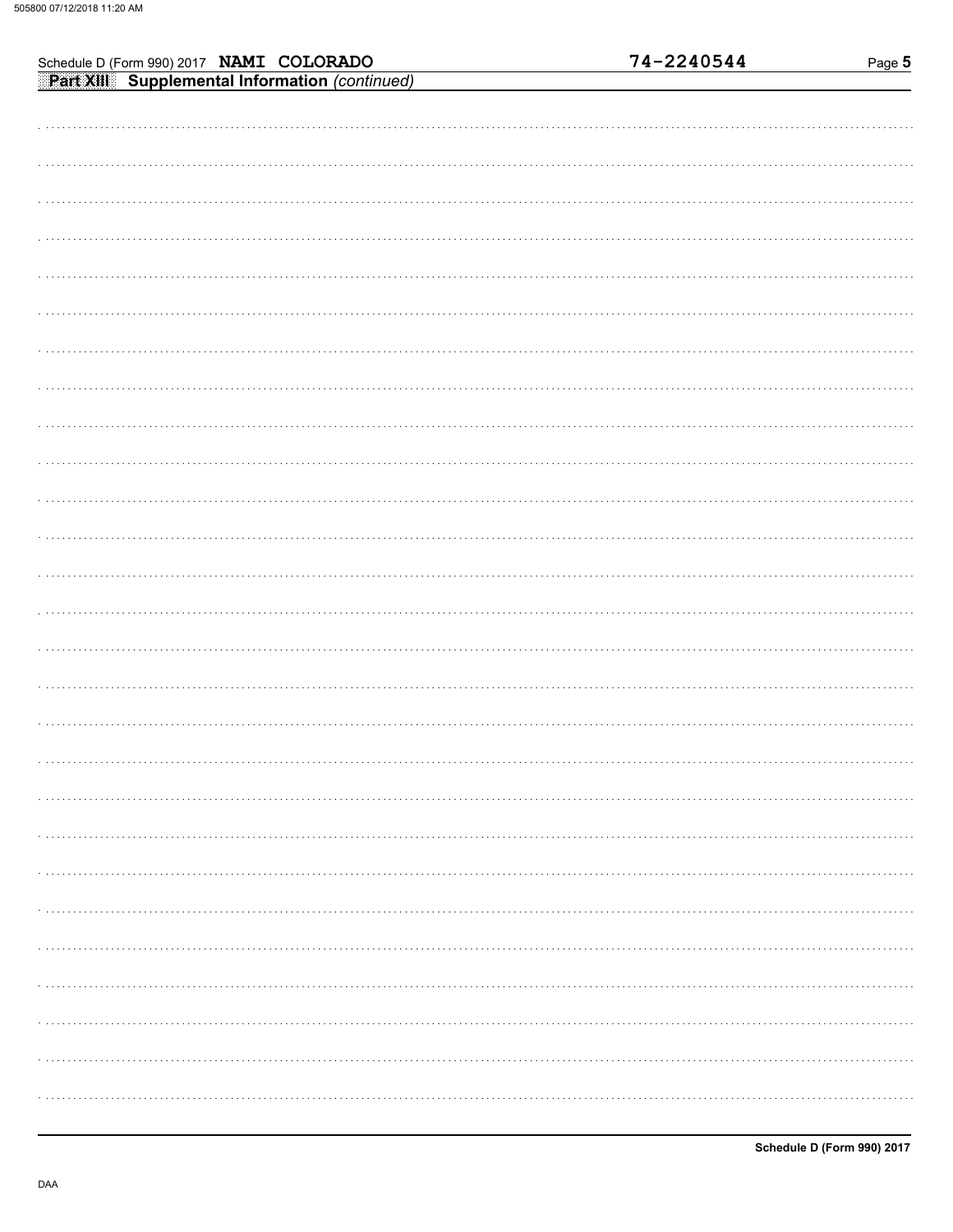Schedule D (Form 990) 2017 **NAMI COLORADO** 74-2240544

**Part XIII Supplemental Information** *(continued)*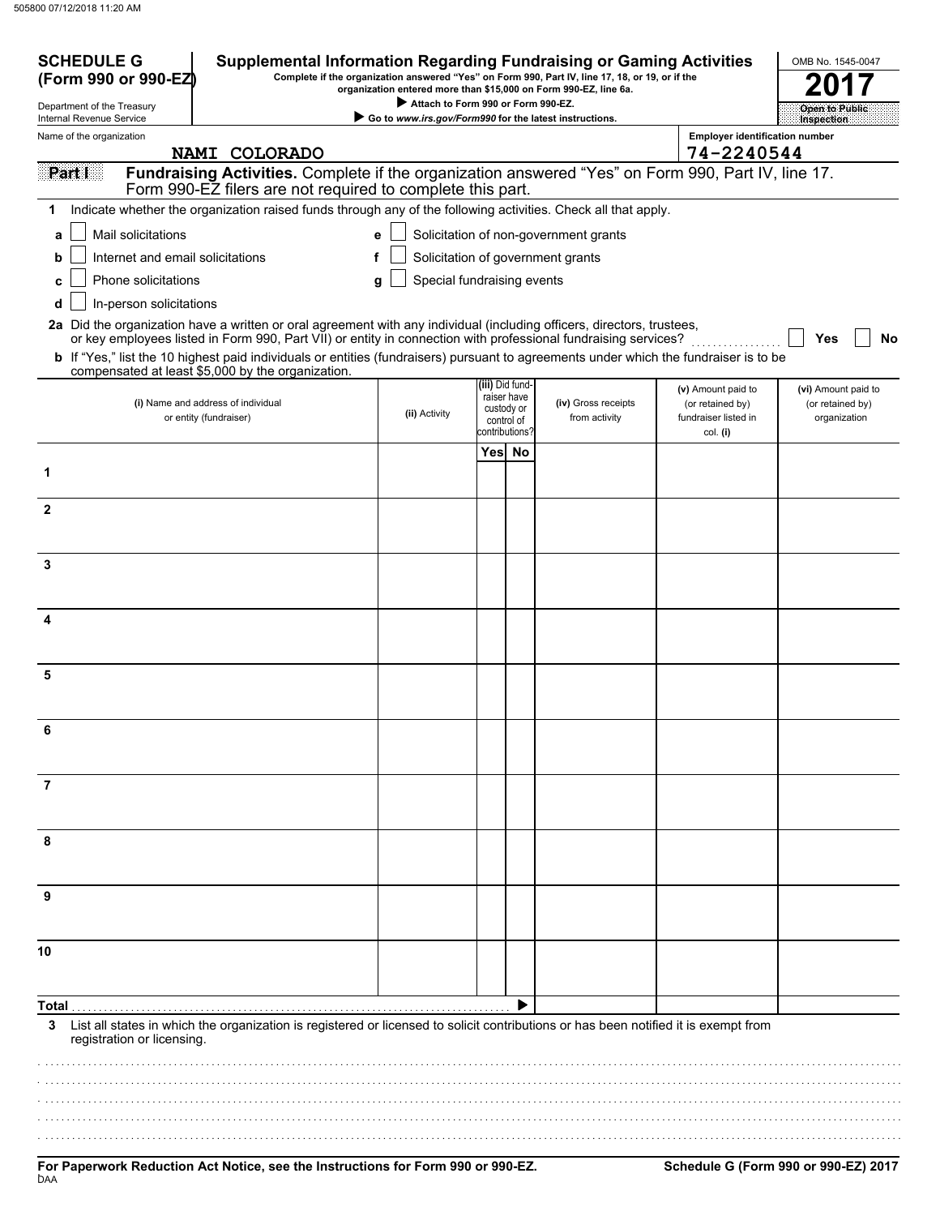505800 07/12/2018 11:20 AM

**SCHEDULE G (Form 990 or 990-EZ)**

Department of the Treasury
Internal Revenue Service

# Supplemental Information Regarding Fundraising or Gaming Activities

**Complete if the organization answered "Yes" on Form 990, Part IV, line 17, 18, or 19, or if the organization entered more than $15,000 on Form 990-EZ, line 6a.**

▶ Attach to Form 990 or Form 990-EZ.

▶ Go to *www.irs.gov/Form990* for the latest instructions.

OMB No. 1545-0047

**2017**

**Open to Public Inspection**

Name of the organization: NAMI COLORADO

Employer identification number: 74-2240544

**Part I** **Fundraising Activities.** Complete if the organization answered "Yes" on Form 990, Part IV, line 17. Form 990-EZ filers are not required to complete this part.

**1** Indicate whether the organization raised funds through any of the following activities. Check all that apply.

- **a** ☐ Mail solicitations
- **b** ☐ Internet and email solicitations
- **c** ☐ Phone solicitations
- **d** ☐ In-person solicitations
- **e** ☐ Solicitation of non-government grants
- **f** ☐ Solicitation of government grants
- **g** ☐ Special fundraising events

**2a** Did the organization have a written or oral agreement with any individual (including officers, directors, trustees, or key employees listed in Form 990, Part VII) or entity in connection with professional fundraising services? ☐ **Yes** ☐ **No**

**b** If "Yes," list the 10 highest paid individuals or entities (fundraisers) pursuant to agreements under which the fundraiser is to be compensated at least $5,000 by the organization.

| | (i) Name and address of individual or entity (fundraiser) | (ii) Activity | (iii) Did fundraiser have custody or control of contributions? Yes | No | (iv) Gross receipts from activity | (v) Amount paid to (or retained by) fundraiser listed in col. (i) | (vi) Amount paid to (or retained by) organization |
|---|---|---|---|---|---|---|---|
| 1 | | | | | | | |
| 2 | | | | | | | |
| 3 | | | | | | | |
| 4 | | | | | | | |
| 5 | | | | | | | |
| 6 | | | | | | | |
| 7 | | | | | | | |
| 8 | | | | | | | |
| 9 | | | | | | | |
| 10 | | | | | | | |
| **Total** ▶ | | | | | | | |

**3** List all states in which the organization is registered or licensed to solicit contributions or has been notified it is exempt from registration or licensing.

**For Paperwork Reduction Act Notice, see the Instructions for Form 990 or 990-EZ.**

DAA

**Schedule G (Form 990 or 990-EZ) 2017**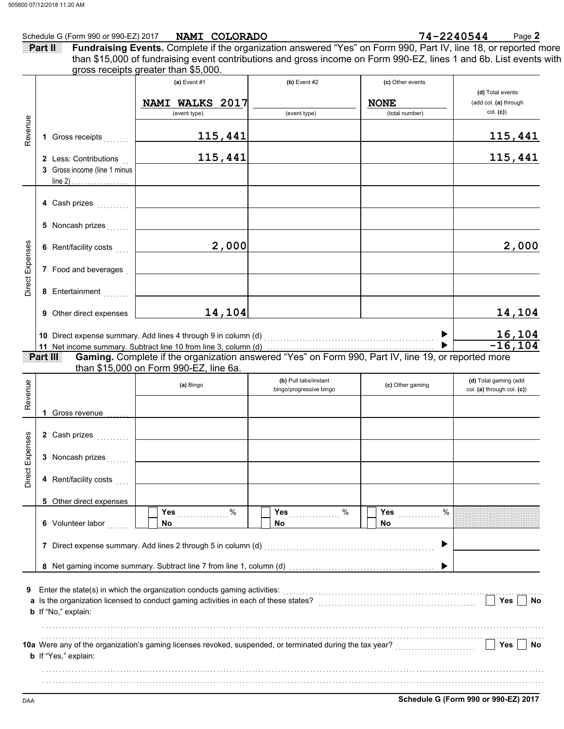Schedule G (Form 990 or 990-EZ) 2017 **NAMI COLORADO** **74-2240544**

**Part II** **Fundraising Events.** Complete if the organization answered "Yes" on Form 990, Part IV, line 18, or reported more than $15,000 of fundraising event contributions and gross income on Form 990-EZ, lines 1 and 6b. List events with gross receipts greater than $5,000.

| | | (a) Event #1 | (b) Event #2 | (c) Other events | (d) Total events (add col. (a) through col. (c)) |
|---|---|---|---|---|---|
| | | NAMI WALKS 2017 (event type) | (event type) | NONE (total number) | |
| Revenue | 1 Gross receipts | 115,441 | | | 115,441 |
| | 2 Less: Contributions | 115,441 | | | 115,441 |
| | 3 Gross income (line 1 minus line 2) | | | | |
| Direct Expenses | 4 Cash prizes | | | | |
| | 5 Noncash prizes | | | | |
| | 6 Rent/facility costs | 2,000 | | | 2,000 |
| | 7 Food and beverages | | | | |
| | 8 Entertainment | | | | |
| | 9 Other direct expenses | 14,104 | | | 14,104 |
| | 10 Direct expense summary. Add lines 4 through 9 in column (d) | | | | 16,104 |
| | 11 Net income summary. Subtract line 10 from line 3, column (d) | | | | -16,104 |

**Part III** **Gaming.** Complete if the organization answered "Yes" on Form 990, Part IV, line 19, or reported more than $15,000 on Form 990-EZ, line 6a.

| | | (a) Bingo | (b) Pull tabs/instant bingo/progressive bingo | (c) Other gaming | (d) Total gaming (add col. (a) through col. (c)) |
|---|---|---|---|---|---|
| Revenue | 1 Gross revenue | | | | |
| Direct Expenses | 2 Cash prizes | | | | |
| | 3 Noncash prizes | | | | |
| | 4 Rent/facility costs | | | | |
| | 5 Other direct expenses | | | | |
| | 6 Volunteer labor | Yes ___ % / No | Yes ___ % / No | Yes ___ % / No | |
| | 7 Direct expense summary. Add lines 2 through 5 in column (d) | | | | |
| | 8 Net gaming income summary. Subtract line 7 from line 1, column (d) | | | | |

**9** Enter the state(s) in which the organization conducts gaming activities:

**a** Is the organization licensed to conduct gaming activities in each of these states? Yes ☐ No ☐

**b** If "No," explain:

**10a** Were any of the organization's gaming licenses revoked, suspended, or terminated during the tax year? Yes ☐ No ☐

**b** If "Yes," explain:

**Schedule G (Form 990 or 990-EZ) 2017**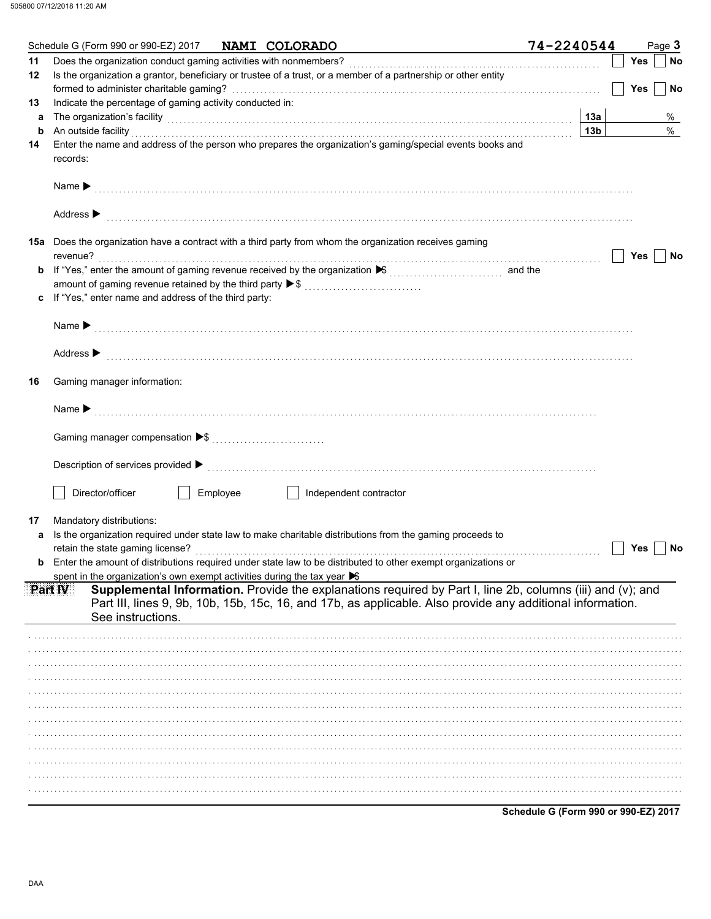505800 07/12/2018 11:20 AM

Schedule G (Form 990 or 990-EZ) 2017 **NAMI COLORADO** 74-2240544 Page **3**

**11** Does the organization conduct gaming activities with nonmembers? ☐ Yes ☐ No

**12** Is the organization a grantor, beneficiary or trustee of a trust, or a member of a partnership or other entity formed to administer charitable gaming? ☐ Yes ☐ No

**13** Indicate the percentage of gaming activity conducted in:

**a** The organization's facility **13a** %

**b** An outside facility **13b** %

**14** Enter the name and address of the person who prepares the organization's gaming/special events books and records:

Name ▶

Address ▶

**15a** Does the organization have a contract with a third party from whom the organization receives gaming revenue? ☐ Yes ☐ No

**b** If "Yes," enter the amount of gaming revenue received by the organization ▶$ and the amount of gaming revenue retained by the third party ▶$

**c** If "Yes," enter name and address of the third party:

Name ▶

Address ▶

**16** Gaming manager information:

Name ▶

Gaming manager compensation ▶$

Description of services provided ▶

☐ Director/officer ☐ Employee ☐ Independent contractor

**17** Mandatory distributions:

**a** Is the organization required under state law to make charitable distributions from the gaming proceeds to retain the state gaming license? ☐ Yes ☐ No

**b** Enter the amount of distributions required under state law to be distributed to other exempt organizations or spent in the organization's own exempt activities during the tax year ▶$

**Part IV** **Supplemental Information.** Provide the explanations required by Part I, line 2b, columns (iii) and (v); and Part III, lines 9, 9b, 10b, 15b, 15c, 16, and 17b, as applicable. Also provide any additional information. See instructions.

**Schedule G (Form 990 or 990-EZ) 2017**

DAA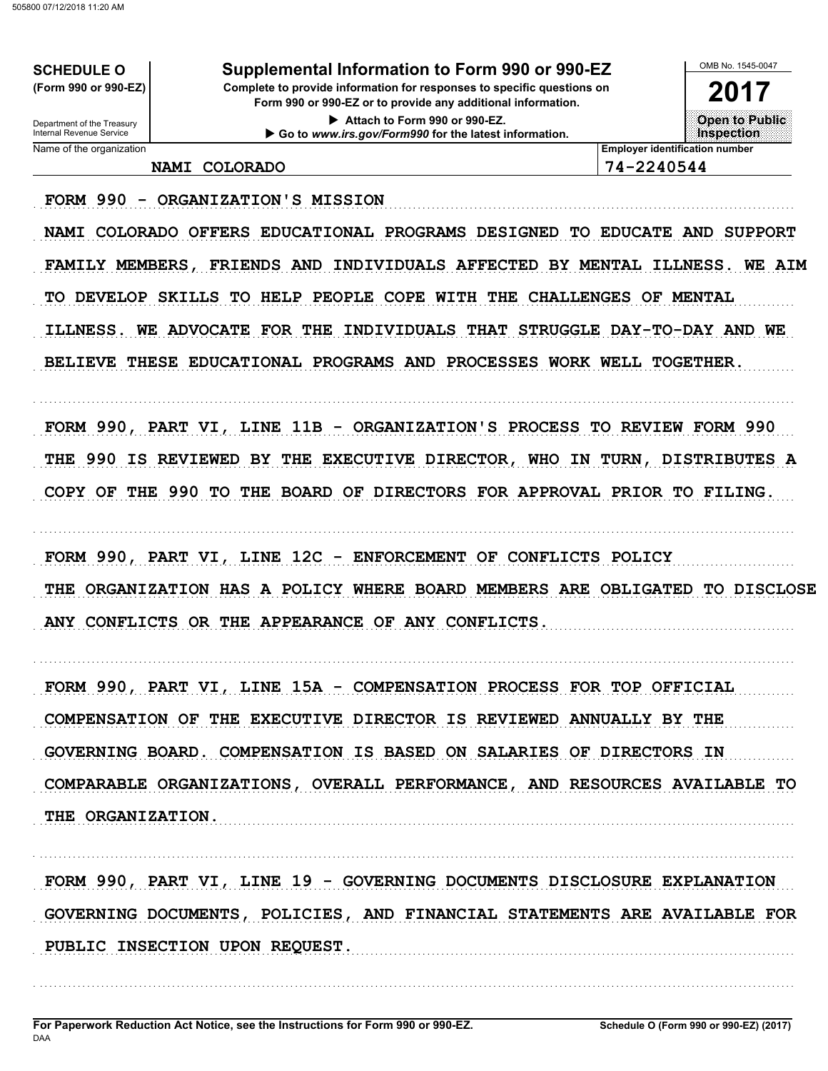**SCHEDULE O**
**(Form 990 or 990-EZ)**

Department of the Treasury
Internal Revenue Service

# Supplemental Information to Form 990 or 990-EZ

**Complete to provide information for responses to specific questions on Form 990 or 990-EZ or to provide any additional information.**

▶ Attach to Form 990 or 990-EZ.

▶ Go to *www.irs.gov/Form990* for the latest information.

OMB No. 1545-0047

**2017**

**Open to Public Inspection**

| Name of the organization | Employer identification number |
|---|---|
| NAMI COLORADO | 74-2240544 |

FORM 990 - ORGANIZATION'S MISSION

NAMI COLORADO OFFERS EDUCATIONAL PROGRAMS DESIGNED TO EDUCATE AND SUPPORT FAMILY MEMBERS, FRIENDS AND INDIVIDUALS AFFECTED BY MENTAL ILLNESS. WE AIM TO DEVELOP SKILLS TO HELP PEOPLE COPE WITH THE CHALLENGES OF MENTAL ILLNESS. WE ADVOCATE FOR THE INDIVIDUALS THAT STRUGGLE DAY-TO-DAY AND WE BELIEVE THESE EDUCATIONAL PROGRAMS AND PROCESSES WORK WELL TOGETHER.

FORM 990, PART VI, LINE 11B - ORGANIZATION'S PROCESS TO REVIEW FORM 990

THE 990 IS REVIEWED BY THE EXECUTIVE DIRECTOR, WHO IN TURN, DISTRIBUTES A COPY OF THE 990 TO THE BOARD OF DIRECTORS FOR APPROVAL PRIOR TO FILING.

FORM 990, PART VI, LINE 12C - ENFORCEMENT OF CONFLICTS POLICY

THE ORGANIZATION HAS A POLICY WHERE BOARD MEMBERS ARE OBLIGATED TO DISCLOSE ANY CONFLICTS OR THE APPEARANCE OF ANY CONFLICTS.

FORM 990, PART VI, LINE 15A - COMPENSATION PROCESS FOR TOP OFFICIAL

COMPENSATION OF THE EXECUTIVE DIRECTOR IS REVIEWED ANNUALLY BY THE GOVERNING BOARD. COMPENSATION IS BASED ON SALARIES OF DIRECTORS IN COMPARABLE ORGANIZATIONS, OVERALL PERFORMANCE, AND RESOURCES AVAILABLE TO THE ORGANIZATION.

FORM 990, PART VI, LINE 19 - GOVERNING DOCUMENTS DISCLOSURE EXPLANATION

GOVERNING DOCUMENTS, POLICIES, AND FINANCIAL STATEMENTS ARE AVAILABLE FOR PUBLIC INSECTION UPON REQUEST.

**For Paperwork Reduction Act Notice, see the Instructions for Form 990 or 990-EZ.**
DAA

**Schedule O (Form 990 or 990-EZ) (2017)**